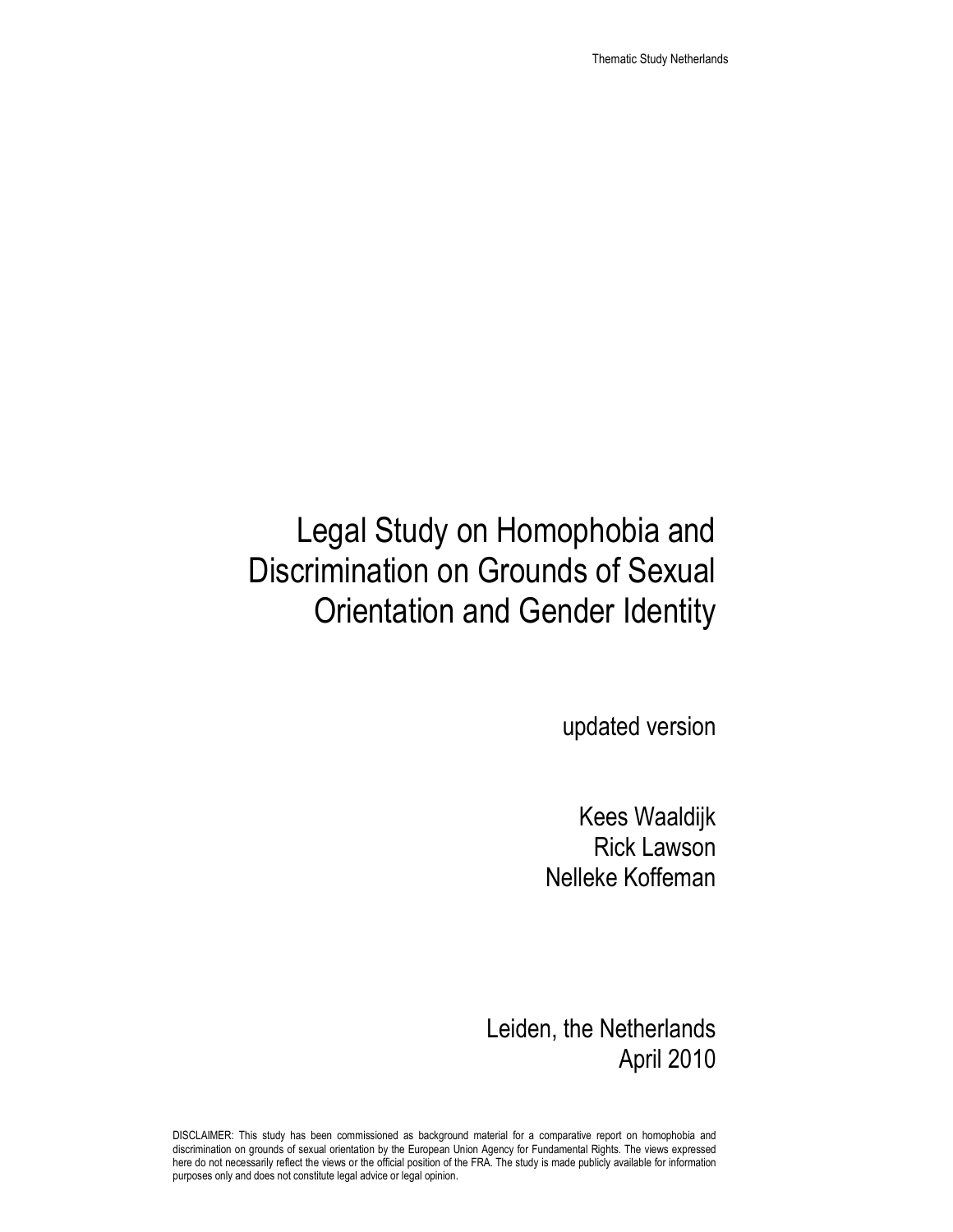# Legal Study on Homophobia and Discrimination on Grounds of Sexual Orientation and Gender Identity

updated version

Kees Waaldijk
Rick Lawson
Nelleke Koffeman

Leiden, the Netherlands
April 2010

DISCLAIMER: This study has been commissioned as background material for a comparative report on homophobia and discrimination on grounds of sexual orientation by the European Union Agency for Fundamental Rights. The views expressed here do not necessarily reflect the views or the official position of the FRA. The study is made publicly available for information purposes only and does not constitute legal advice or legal opinion.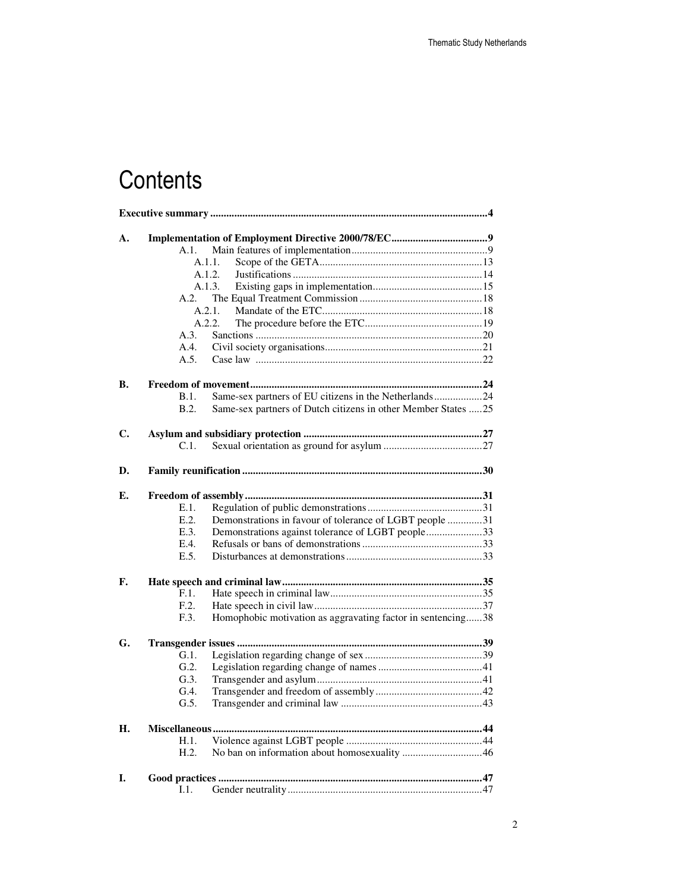# Contents

**Executive summary** ....................................................................................................... **4**

**A. Implementation of Employment Directive 2000/78/EC** .................................... **9**
- A.1. Main features of implementation .................................................. 9
  - A.1.1. Scope of the GETA ............................................................ 13
  - A.1.2. Justifications ...................................................................... 14
  - A.1.3. Existing gaps in implementation ......................................... 15
- A.2. The Equal Treatment Commission ............................................. 18
  - A.2.1. Mandate of the ETC ........................................................... 18
  - A.2.2. The procedure before the ETC ........................................... 19
- A.3. Sanctions .................................................................................... 20
- A.4. Civil society organisations ........................................................... 21
- A.5. Case law ...................................................................................... 22

**B. Freedom of movement** ........................................................................................ **24**
- B.1. Same-sex partners of EU citizens in the Netherlands .................. 24
- B.2. Same-sex partners of Dutch citizens in other Member States ..... 25

**C. Asylum and subsidiary protection** .................................................................... **27**
- C.1. Sexual orientation as ground for asylum ..................................... 27

**D. Family reunification** ............................................................................................ **30**

**E. Freedom of assembly** .......................................................................................... **31**
- E.1. Regulation of public demonstrations ........................................... 31
- E.2. Demonstrations in favour of tolerance of LGBT people ............. 31
- E.3. Demonstrations against tolerance of LGBT people ..................... 33
- E.4. Refusals or bans of demonstrations ............................................. 33
- E.5. Disturbances at demonstrations ................................................... 33

**F. Hate speech and criminal law** ............................................................................ **35**
- F.1. Hate speech in criminal law ......................................................... 35
- F.2. Hate speech in civil law ............................................................... 37
- F.3. Homophobic motivation as aggravating factor in sentencing ...... 38

**G. Transgender issues** ............................................................................................. **39**
- G.1. Legislation regarding change of sex ............................................ 39
- G.2. Legislation regarding change of names ....................................... 41
- G.3. Transgender and asylum .............................................................. 41
- G.4. Transgender and freedom of assembly ........................................ 42
- G.5. Transgender and criminal law ..................................................... 43

**H. Miscellaneous** ...................................................................................................... **44**
- H.1. Violence against LGBT people ................................................... 44
- H.2. No ban on information about homosexuality .............................. 46

**I. Good practices** ..................................................................................................... **47**
- I.1. Gender neutrality ......................................................................... 47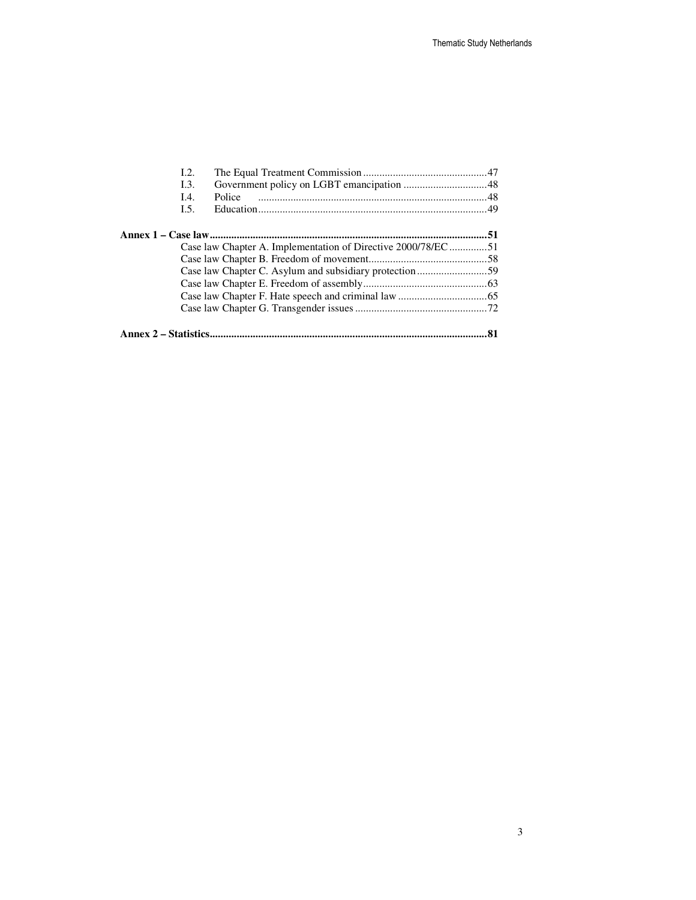I.2. The Equal Treatment Commission ..... 47
I.3. Government policy on LGBT emancipation ..... 48
I.4. Police ..... 48
I.5. Education ..... 49

**Annex 1 – Case law ..... 51**

Case law Chapter A. Implementation of Directive 2000/78/EC ..... 51
Case law Chapter B. Freedom of movement ..... 58
Case law Chapter C. Asylum and subsidiary protection ..... 59
Case law Chapter E. Freedom of assembly ..... 63
Case law Chapter F. Hate speech and criminal law ..... 65
Case law Chapter G. Transgender issues ..... 72

**Annex 2 – Statistics ..... 81**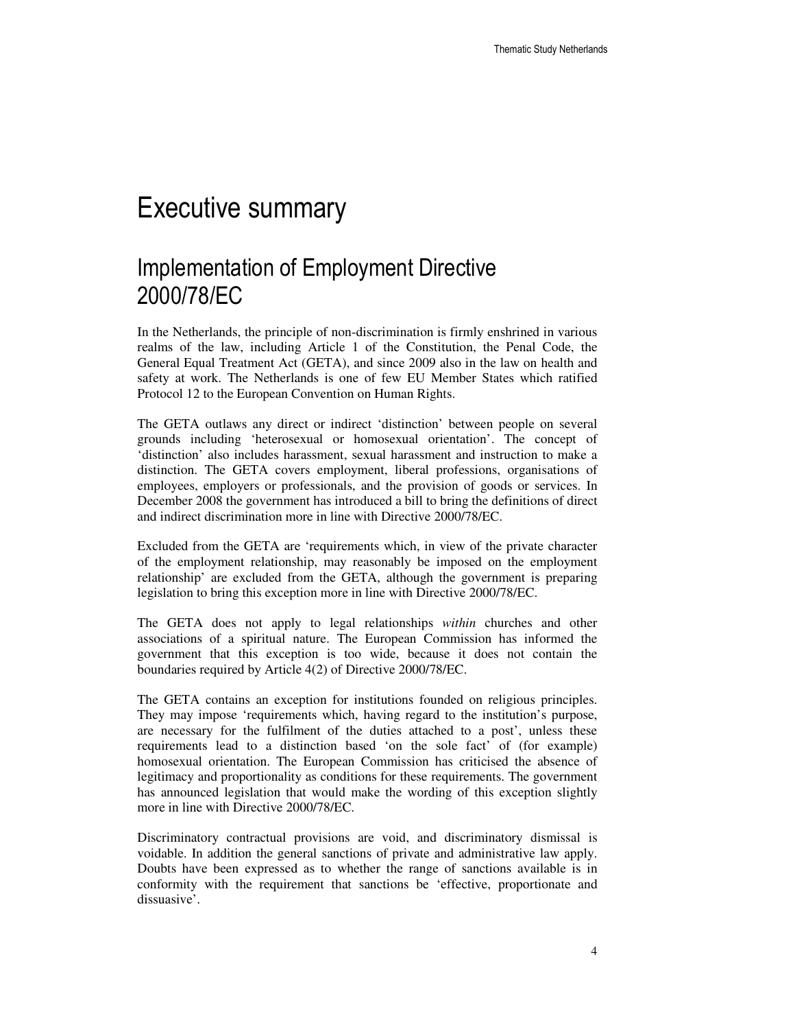# Executive summary

## Implementation of Employment Directive 2000/78/EC

In the Netherlands, the principle of non-discrimination is firmly enshrined in various realms of the law, including Article 1 of the Constitution, the Penal Code, the General Equal Treatment Act (GETA), and since 2009 also in the law on health and safety at work. The Netherlands is one of few EU Member States which ratified Protocol 12 to the European Convention on Human Rights.

The GETA outlaws any direct or indirect 'distinction' between people on several grounds including 'heterosexual or homosexual orientation'. The concept of 'distinction' also includes harassment, sexual harassment and instruction to make a distinction. The GETA covers employment, liberal professions, organisations of employees, employers or professionals, and the provision of goods or services. In December 2008 the government has introduced a bill to bring the definitions of direct and indirect discrimination more in line with Directive 2000/78/EC.

Excluded from the GETA are 'requirements which, in view of the private character of the employment relationship, may reasonably be imposed on the employment relationship' are excluded from the GETA, although the government is preparing legislation to bring this exception more in line with Directive 2000/78/EC.

The GETA does not apply to legal relationships *within* churches and other associations of a spiritual nature. The European Commission has informed the government that this exception is too wide, because it does not contain the boundaries required by Article 4(2) of Directive 2000/78/EC.

The GETA contains an exception for institutions founded on religious principles. They may impose 'requirements which, having regard to the institution's purpose, are necessary for the fulfilment of the duties attached to a post', unless these requirements lead to a distinction based 'on the sole fact' of (for example) homosexual orientation. The European Commission has criticised the absence of legitimacy and proportionality as conditions for these requirements. The government has announced legislation that would make the wording of this exception slightly more in line with Directive 2000/78/EC.

Discriminatory contractual provisions are void, and discriminatory dismissal is voidable. In addition the general sanctions of private and administrative law apply. Doubts have been expressed as to whether the range of sanctions available is in conformity with the requirement that sanctions be 'effective, proportionate and dissuasive'.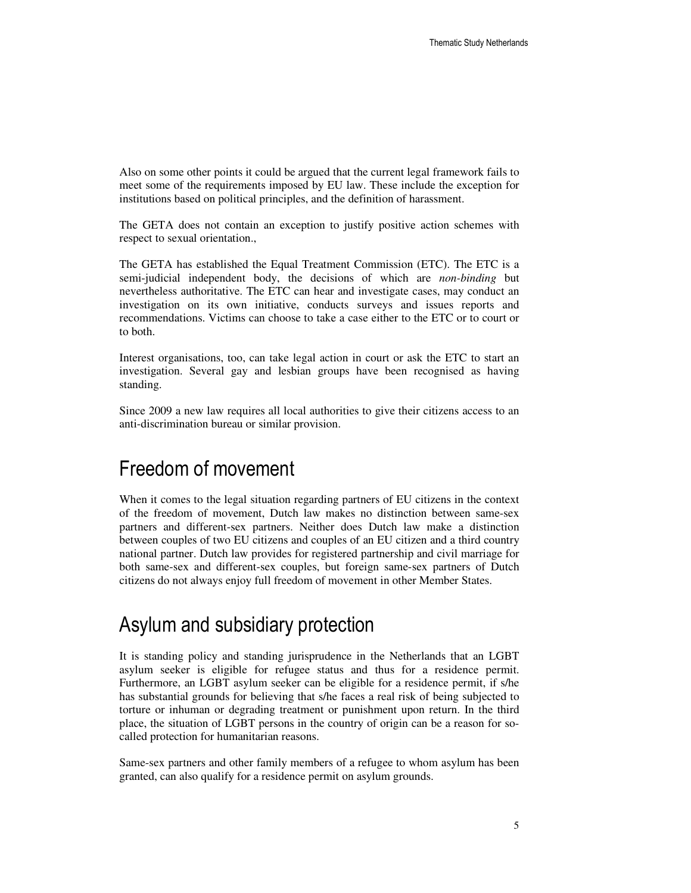Also on some other points it could be argued that the current legal framework fails to meet some of the requirements imposed by EU law. These include the exception for institutions based on political principles, and the definition of harassment.

The GETA does not contain an exception to justify positive action schemes with respect to sexual orientation.,

The GETA has established the Equal Treatment Commission (ETC). The ETC is a semi-judicial independent body, the decisions of which are *non-binding* but nevertheless authoritative. The ETC can hear and investigate cases, may conduct an investigation on its own initiative, conducts surveys and issues reports and recommendations. Victims can choose to take a case either to the ETC or to court or to both.

Interest organisations, too, can take legal action in court or ask the ETC to start an investigation. Several gay and lesbian groups have been recognised as having standing.

Since 2009 a new law requires all local authorities to give their citizens access to an anti-discrimination bureau or similar provision.

## Freedom of movement

When it comes to the legal situation regarding partners of EU citizens in the context of the freedom of movement, Dutch law makes no distinction between same-sex partners and different-sex partners. Neither does Dutch law make a distinction between couples of two EU citizens and couples of an EU citizen and a third country national partner. Dutch law provides for registered partnership and civil marriage for both same-sex and different-sex couples, but foreign same-sex partners of Dutch citizens do not always enjoy full freedom of movement in other Member States.

## Asylum and subsidiary protection

It is standing policy and standing jurisprudence in the Netherlands that an LGBT asylum seeker is eligible for refugee status and thus for a residence permit. Furthermore, an LGBT asylum seeker can be eligible for a residence permit, if s/he has substantial grounds for believing that s/he faces a real risk of being subjected to torture or inhuman or degrading treatment or punishment upon return. In the third place, the situation of LGBT persons in the country of origin can be a reason for so-called protection for humanitarian reasons.

Same-sex partners and other family members of a refugee to whom asylum has been granted, can also qualify for a residence permit on asylum grounds.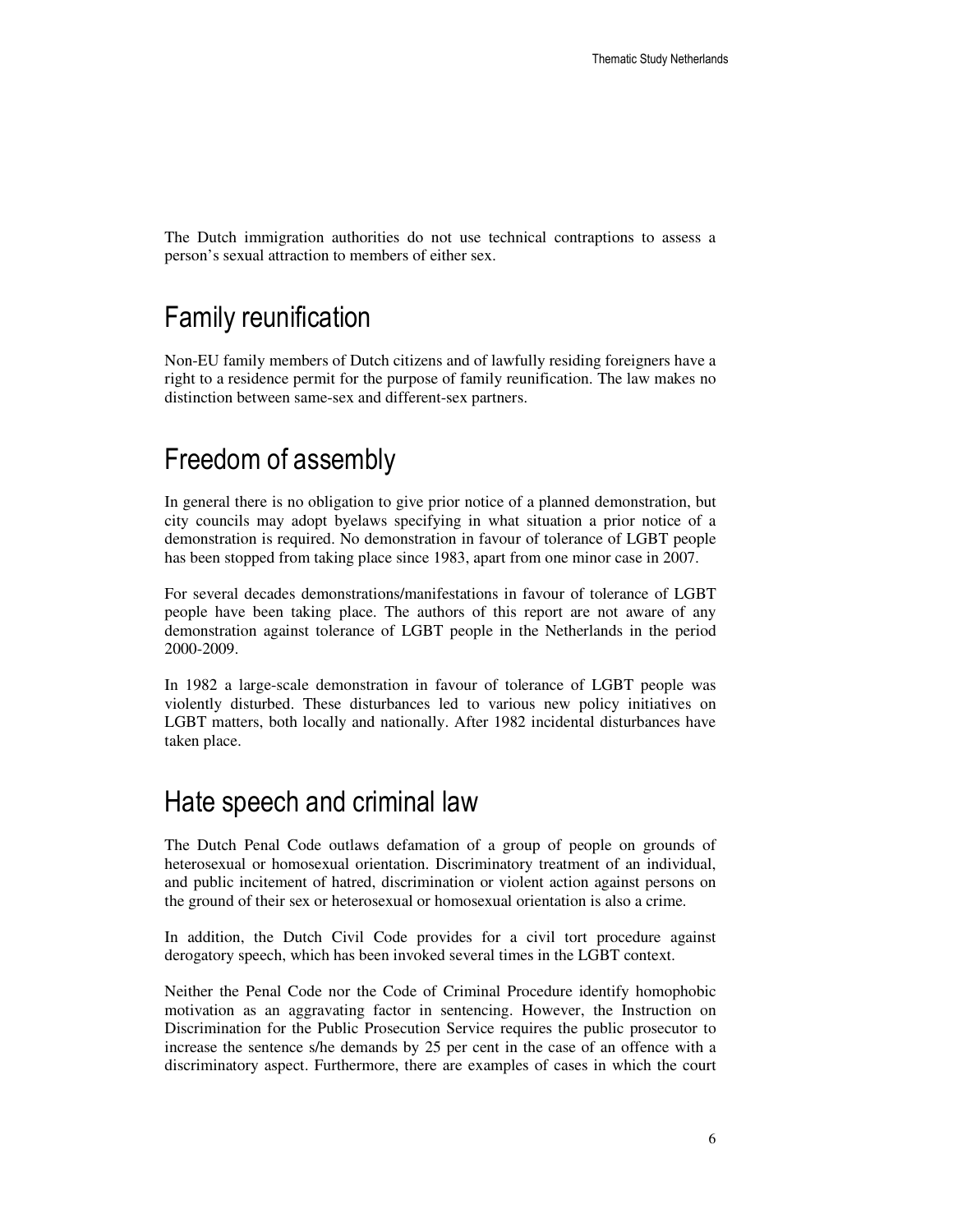The Dutch immigration authorities do not use technical contraptions to assess a person's sexual attraction to members of either sex.

## Family reunification

Non-EU family members of Dutch citizens and of lawfully residing foreigners have a right to a residence permit for the purpose of family reunification. The law makes no distinction between same-sex and different-sex partners.

## Freedom of assembly

In general there is no obligation to give prior notice of a planned demonstration, but city councils may adopt byelaws specifying in what situation a prior notice of a demonstration is required. No demonstration in favour of tolerance of LGBT people has been stopped from taking place since 1983, apart from one minor case in 2007.

For several decades demonstrations/manifestations in favour of tolerance of LGBT people have been taking place. The authors of this report are not aware of any demonstration against tolerance of LGBT people in the Netherlands in the period 2000-2009.

In 1982 a large-scale demonstration in favour of tolerance of LGBT people was violently disturbed. These disturbances led to various new policy initiatives on LGBT matters, both locally and nationally. After 1982 incidental disturbances have taken place.

## Hate speech and criminal law

The Dutch Penal Code outlaws defamation of a group of people on grounds of heterosexual or homosexual orientation. Discriminatory treatment of an individual, and public incitement of hatred, discrimination or violent action against persons on the ground of their sex or heterosexual or homosexual orientation is also a crime.

In addition, the Dutch Civil Code provides for a civil tort procedure against derogatory speech, which has been invoked several times in the LGBT context.

Neither the Penal Code nor the Code of Criminal Procedure identify homophobic motivation as an aggravating factor in sentencing. However, the Instruction on Discrimination for the Public Prosecution Service requires the public prosecutor to increase the sentence s/he demands by 25 per cent in the case of an offence with a discriminatory aspect. Furthermore, there are examples of cases in which the court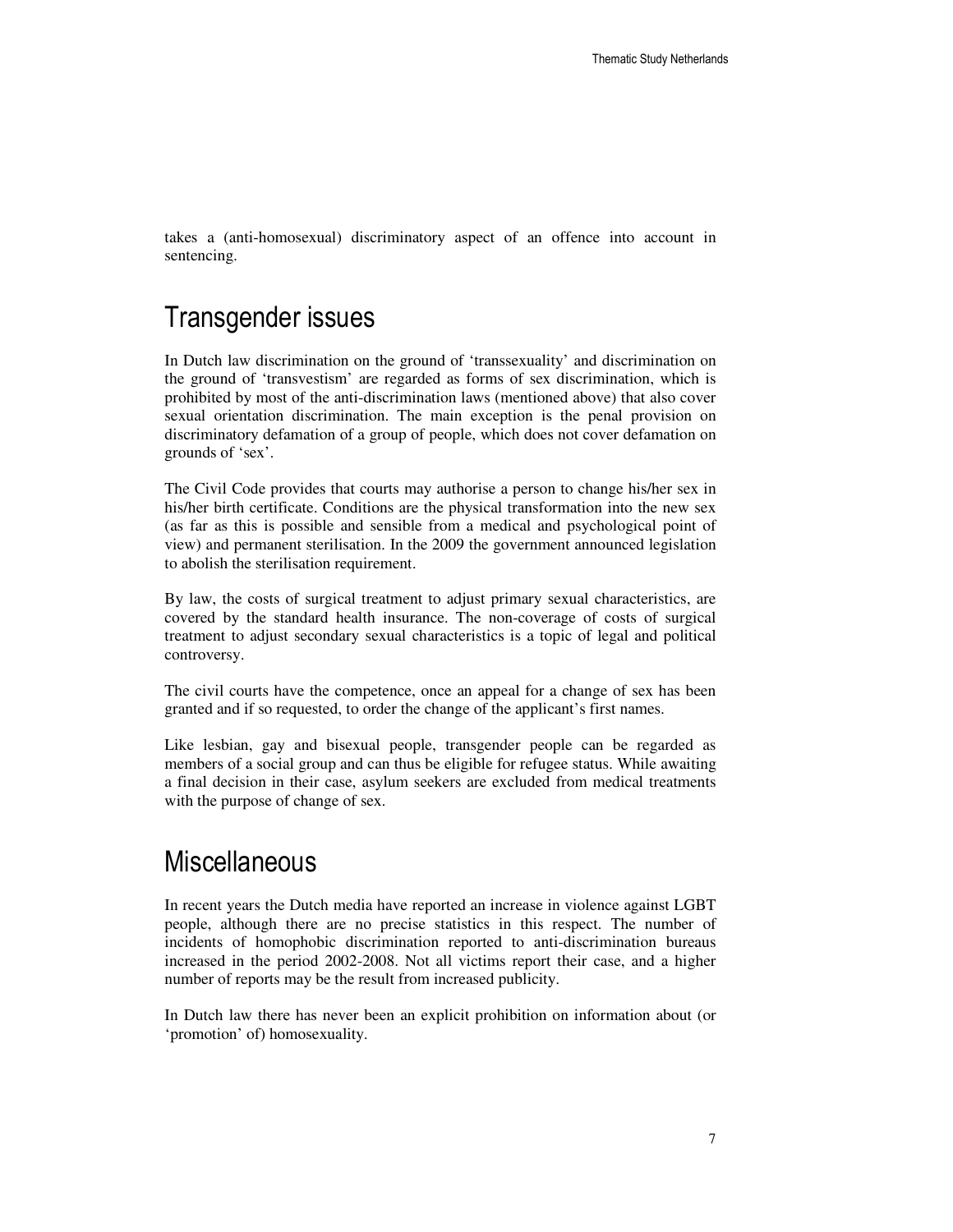takes a (anti-homosexual) discriminatory aspect of an offence into account in sentencing.

## Transgender issues

In Dutch law discrimination on the ground of 'transsexuality' and discrimination on the ground of 'transvestism' are regarded as forms of sex discrimination, which is prohibited by most of the anti-discrimination laws (mentioned above) that also cover sexual orientation discrimination. The main exception is the penal provision on discriminatory defamation of a group of people, which does not cover defamation on grounds of 'sex'.

The Civil Code provides that courts may authorise a person to change his/her sex in his/her birth certificate. Conditions are the physical transformation into the new sex (as far as this is possible and sensible from a medical and psychological point of view) and permanent sterilisation. In the 2009 the government announced legislation to abolish the sterilisation requirement.

By law, the costs of surgical treatment to adjust primary sexual characteristics, are covered by the standard health insurance. The non-coverage of costs of surgical treatment to adjust secondary sexual characteristics is a topic of legal and political controversy.

The civil courts have the competence, once an appeal for a change of sex has been granted and if so requested, to order the change of the applicant's first names.

Like lesbian, gay and bisexual people, transgender people can be regarded as members of a social group and can thus be eligible for refugee status. While awaiting a final decision in their case, asylum seekers are excluded from medical treatments with the purpose of change of sex.

## Miscellaneous

In recent years the Dutch media have reported an increase in violence against LGBT people, although there are no precise statistics in this respect. The number of incidents of homophobic discrimination reported to anti-discrimination bureaus increased in the period 2002-2008. Not all victims report their case, and a higher number of reports may be the result from increased publicity.

In Dutch law there has never been an explicit prohibition on information about (or 'promotion' of) homosexuality.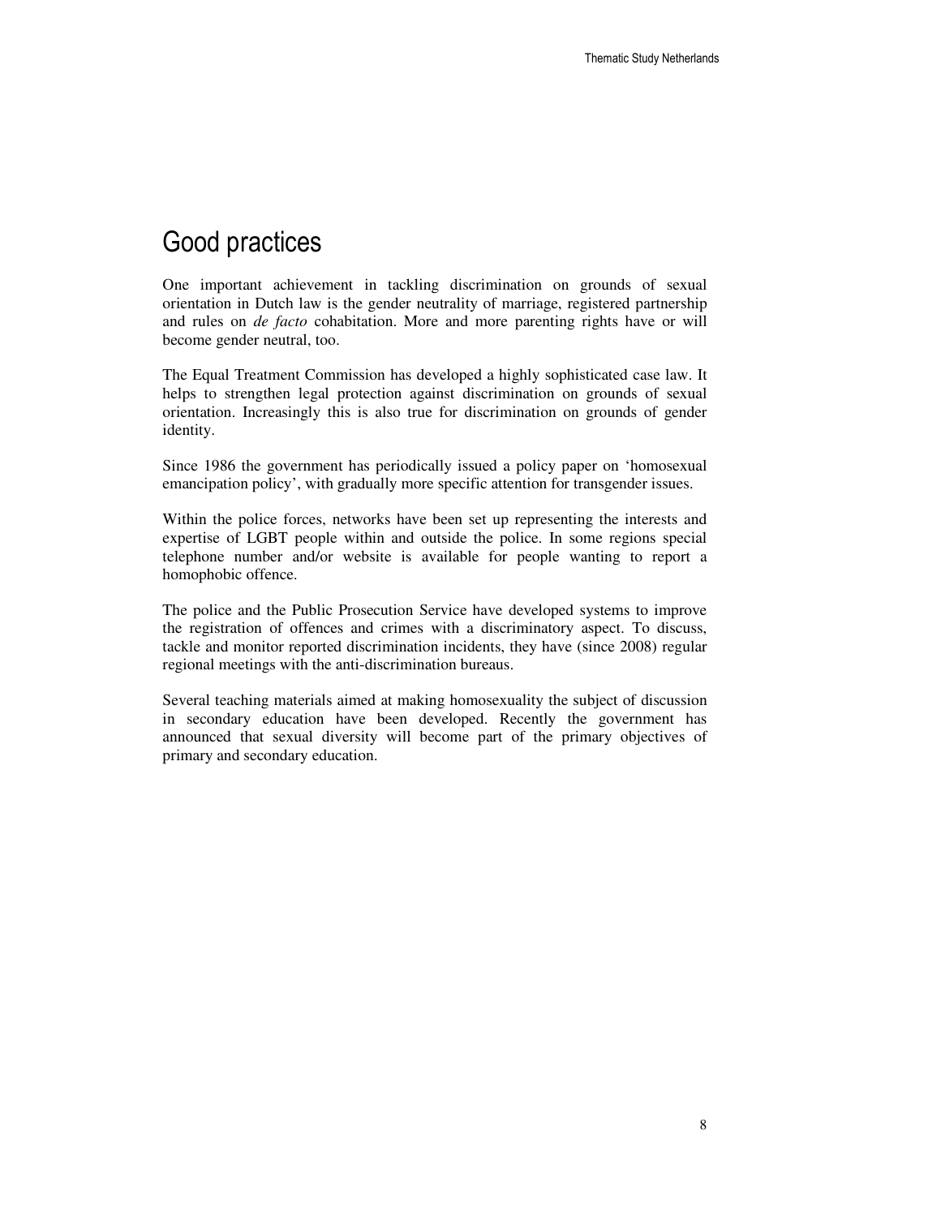# Good practices

One important achievement in tackling discrimination on grounds of sexual orientation in Dutch law is the gender neutrality of marriage, registered partnership and rules on *de facto* cohabitation. More and more parenting rights have or will become gender neutral, too.

The Equal Treatment Commission has developed a highly sophisticated case law. It helps to strengthen legal protection against discrimination on grounds of sexual orientation. Increasingly this is also true for discrimination on grounds of gender identity.

Since 1986 the government has periodically issued a policy paper on 'homosexual emancipation policy', with gradually more specific attention for transgender issues.

Within the police forces, networks have been set up representing the interests and expertise of LGBT people within and outside the police. In some regions special telephone number and/or website is available for people wanting to report a homophobic offence.

The police and the Public Prosecution Service have developed systems to improve the registration of offences and crimes with a discriminatory aspect. To discuss, tackle and monitor reported discrimination incidents, they have (since 2008) regular regional meetings with the anti-discrimination bureaus.

Several teaching materials aimed at making homosexuality the subject of discussion in secondary education have been developed. Recently the government has announced that sexual diversity will become part of the primary objectives of primary and secondary education.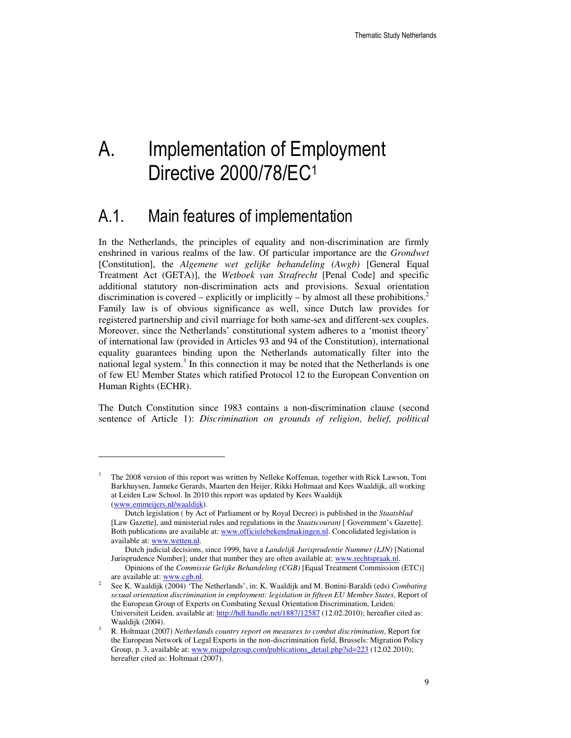# A. Implementation of Employment Directive 2000/78/EC[1]

## A.1. Main features of implementation

In the Netherlands, the principles of equality and non-discrimination are firmly enshrined in various realms of the law. Of particular importance are the *Grondwet* [Constitution], the *Algemene wet gelijke behandeling (Awgb)* [General Equal Treatment Act (GETA)], the *Wetboek van Strafrecht* [Penal Code] and specific additional statutory non-discrimination acts and provisions. Sexual orientation discrimination is covered – explicitly or implicitly – by almost all these prohibitions.[2] Family law is of obvious significance as well, since Dutch law provides for registered partnership and civil marriage for both same-sex and different-sex couples. Moreover, since the Netherlands' constitutional system adheres to a 'monist theory' of international law (provided in Articles 93 and 94 of the Constitution), international equality guarantees binding upon the Netherlands automatically filter into the national legal system.[3] In this connection it may be noted that the Netherlands is one of few EU Member States which ratified Protocol 12 to the European Convention on Human Rights (ECHR).

The Dutch Constitution since 1983 contains a non-discrimination clause (second sentence of Article 1): *Discrimination on grounds of religion, belief, political*

---

[1] The 2008 version of this report was written by Nelleke Koffeman, together with Rick Lawson, Tom Barkhuysen, Janneke Gerards, Maarten den Heijer, Rikki Holtmaat and Kees Waaldijk, all working at Leiden Law School. In 2010 this report was updated by Kees Waaldijk (www.emmeijers.nl/waaldijk).

Dutch legislation ( by Act of Parliament or by Royal Decree) is published in the *Staatsblad* [Law Gazette], and ministerial rules and regulations in the *Staatscourant* [ Government's Gazette]. Both publications are available at: www.officielebekendmakingen.nl. Concolidated legislation is available at: www.wetten.nl.

Dutch judicial decisions, since 1999, have a *Landelijk Jurisprudentie Nummer (LJN)* [National Jurisprudence Number]; under that number they are often available at: www.rechtspraak.nl.

Opinions of the *Commissie Gelijke Behandeling (CGB)* [Equal Treatment Commission (ETC)] are available at: www.cgb.nl.

[2] See K. Waaldijk (2004) 'The Netherlands', in: K. Waaldijk and M. Bonini-Baraldi (eds) *Combating sexual orientation discrimination in employment: legislation in fifteen EU Member States*, Report of the European Group of Experts on Combating Sexual Orientation Discrimination, Leiden: Universiteit Leiden, available at: http://hdl.handle.net/1887/12587 (12.02.2010); hereafter cited as: Waaldijk (2004).

[3] R. Holtmaat (2007) *Netherlands country report on measures to combat discrimination*, Report for the European Network of Legal Experts in the non-discrimination field, Brussels: Migration Policy Group, p. 3, available at: www.migpolgroup.com/publications_detail.php?id=223 (12.02.2010); hereafter cited as: Holtmaat (2007).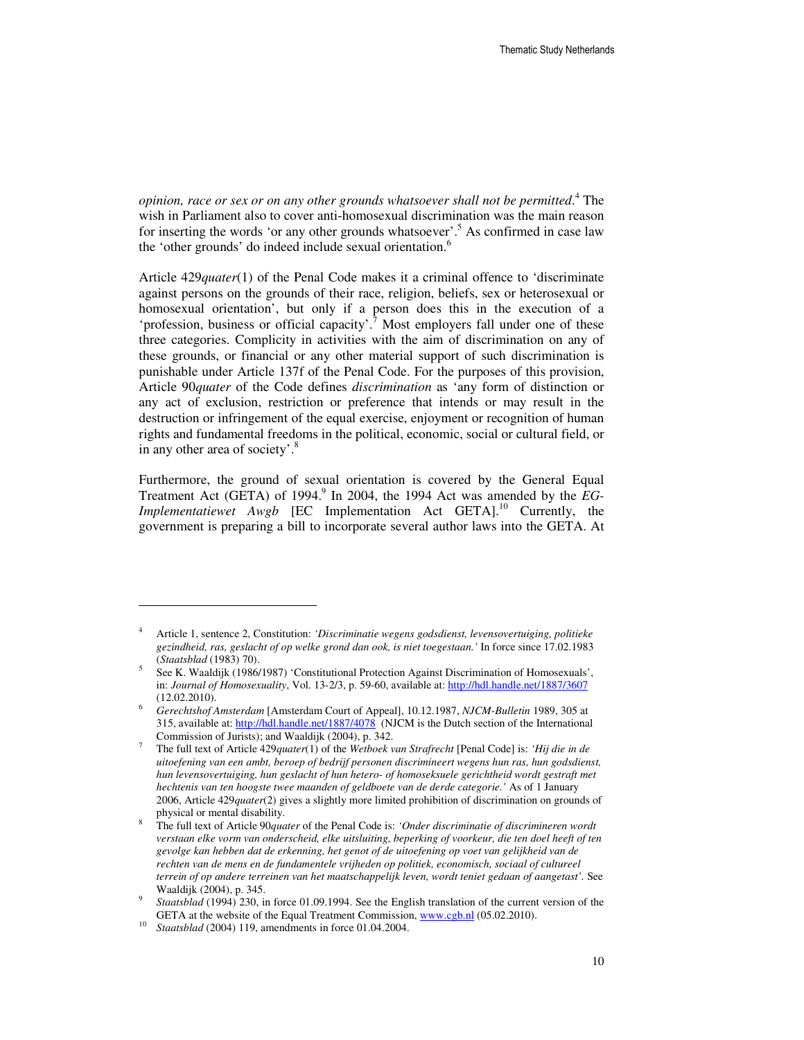*opinion, race or sex or on any other grounds whatsoever shall not be permitted*.[4] The wish in Parliament also to cover anti-homosexual discrimination was the main reason for inserting the words 'or any other grounds whatsoever'.[5] As confirmed in case law the 'other grounds' do indeed include sexual orientation.[6]

Article 429*quater*(1) of the Penal Code makes it a criminal offence to 'discriminate against persons on the grounds of their race, religion, beliefs, sex or heterosexual or homosexual orientation', but only if a person does this in the execution of a 'profession, business or official capacity'.[7] Most employers fall under one of these three categories. Complicity in activities with the aim of discrimination on any of these grounds, or financial or any other material support of such discrimination is punishable under Article 137f of the Penal Code. For the purposes of this provision, Article 90*quater* of the Code defines *discrimination* as 'any form of distinction or any act of exclusion, restriction or preference that intends or may result in the destruction or infringement of the equal exercise, enjoyment or recognition of human rights and fundamental freedoms in the political, economic, social or cultural field, or in any other area of society'.[8]

Furthermore, the ground of sexual orientation is covered by the General Equal Treatment Act (GETA) of 1994.[9] In 2004, the 1994 Act was amended by the *EG-Implementatiewet Awgb* [EC Implementation Act GETA].[10] Currently, the government is preparing a bill to incorporate several author laws into the GETA. At

---

4. Article 1, sentence 2, Constitution: *'Discriminatie wegens godsdienst, levensovertuiging, politieke gezindheid, ras, geslacht of op welke grond dan ook, is niet toegestaan.'* In force since 17.02.1983 (*Staatsblad* (1983) 70).
5. See K. Waaldijk (1986/1987) 'Constitutional Protection Against Discrimination of Homosexuals', in: *Journal of Homosexuality*, Vol. 13-2/3, p. 59-60, available at: http://hdl.handle.net/1887/3607 (12.02.2010).
6. *Gerechtshof Amsterdam* [Amsterdam Court of Appeal], 10.12.1987, *NJCM-Bulletin* 1989, 305 at 315, available at: http://hdl.handle.net/1887/4078 (NJCM is the Dutch section of the International Commission of Jurists); and Waaldijk (2004), p. 342.
7. The full text of Article 429*quater*(1) of the *Wetboek van Strafrecht* [Penal Code] is: *'Hij die in de uitoefening van een ambt, beroep of bedrijf personen discrimineert wegens hun ras, hun godsdienst, hun levensovertuiging, hun geslacht of hun hetero- of homoseksuele gerichtheid wordt gestraft met hechtenis van ten hoogste twee maanden of geldboete van de derde categorie.'* As of 1 January 2006, Article 429*quater*(2) gives a slightly more limited prohibition of discrimination on grounds of physical or mental disability.
8. The full text of Article 90*quater* of the Penal Code is: *'Onder discriminatie of discrimineren wordt verstaan elke vorm van onderscheid, elke uitsluiting, beperking of voorkeur, die ten doel heeft of ten gevolge kan hebben dat de erkenning, het genot of de uitoefening op voet van gelijkheid van de rechten van de mens en de fundamentele vrijheden op politiek, economisch, sociaal of cultureel terrein of op andere terreinen van het maatschappelijk leven, wordt teniet gedaan of aangetast'*. See Waaldijk (2004), p. 345.
9. *Staatsblad* (1994) 230, in force 01.09.1994. See the English translation of the current version of the GETA at the website of the Equal Treatment Commission, www.cgb.nl (05.02.2010).
10. *Staatsblad* (2004) 119, amendments in force 01.04.2004.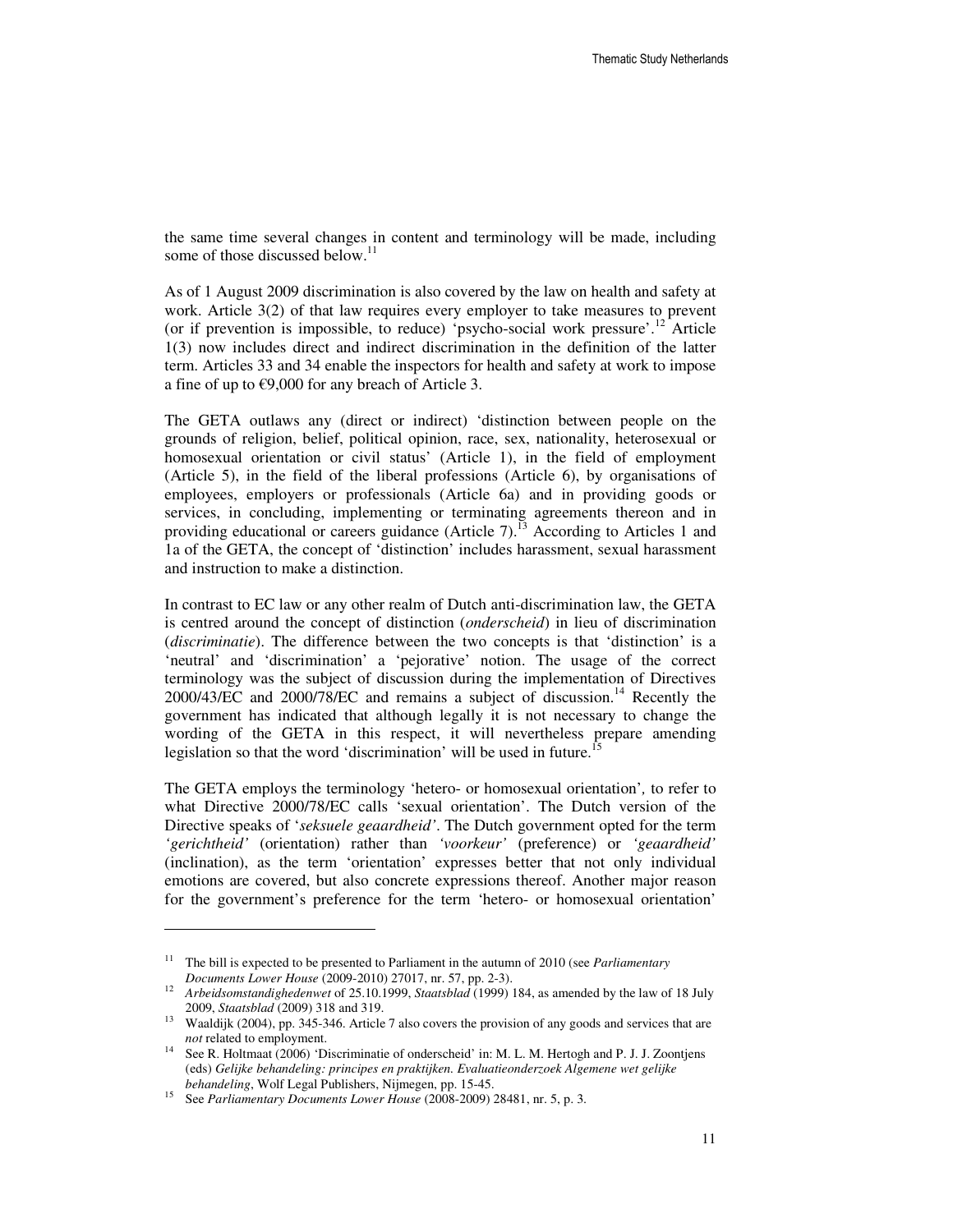the same time several changes in content and terminology will be made, including some of those discussed below.[11]

As of 1 August 2009 discrimination is also covered by the law on health and safety at work. Article 3(2) of that law requires every employer to take measures to prevent (or if prevention is impossible, to reduce) 'psycho-social work pressure'.[12] Article 1(3) now includes direct and indirect discrimination in the definition of the latter term. Articles 33 and 34 enable the inspectors for health and safety at work to impose a fine of up to €9,000 for any breach of Article 3.

The GETA outlaws any (direct or indirect) 'distinction between people on the grounds of religion, belief, political opinion, race, sex, nationality, heterosexual or homosexual orientation or civil status' (Article 1), in the field of employment (Article 5), in the field of the liberal professions (Article 6), by organisations of employees, employers or professionals (Article 6a) and in providing goods or services, in concluding, implementing or terminating agreements thereon and in providing educational or careers guidance (Article 7).[13] According to Articles 1 and 1a of the GETA, the concept of 'distinction' includes harassment, sexual harassment and instruction to make a distinction.

In contrast to EC law or any other realm of Dutch anti-discrimination law, the GETA is centred around the concept of distinction (*onderscheid*) in lieu of discrimination (*discriminatie*). The difference between the two concepts is that 'distinction' is a 'neutral' and 'discrimination' a 'pejorative' notion. The usage of the correct terminology was the subject of discussion during the implementation of Directives 2000/43/EC and 2000/78/EC and remains a subject of discussion.[14] Recently the government has indicated that although legally it is not necessary to change the wording of the GETA in this respect, it will nevertheless prepare amending legislation so that the word 'discrimination' will be used in future.[15]

The GETA employs the terminology 'hetero- or homosexual orientation', to refer to what Directive 2000/78/EC calls 'sexual orientation'. The Dutch version of the Directive speaks of '*seksuele geaardheid'*. The Dutch government opted for the term *'gerichtheid'* (orientation) rather than *'voorkeur'* (preference) or *'geaardheid'* (inclination), as the term 'orientation' expresses better that not only individual emotions are covered, but also concrete expressions thereof. Another major reason for the government's preference for the term 'hetero- or homosexual orientation'

---

[11] The bill is expected to be presented to Parliament in the autumn of 2010 (see *Parliamentary Documents Lower House* (2009-2010) 27017, nr. 57, pp. 2-3).

[12] *Arbeidsomstandighedenwet* of 25.10.1999, *Staatsblad* (1999) 184, as amended by the law of 18 July 2009, *Staatsblad* (2009) 318 and 319.

[13] Waaldijk (2004), pp. 345-346. Article 7 also covers the provision of any goods and services that are *not* related to employment.

[14] See R. Holtmaat (2006) 'Discriminatie of onderscheid' in: M. L. M. Hertogh and P. J. J. Zoontjens (eds) *Gelijke behandeling: principes en praktijken. Evaluatieonderzoek Algemene wet gelijke behandeling*, Wolf Legal Publishers, Nijmegen, pp. 15-45.

[15] See *Parliamentary Documents Lower House* (2008-2009) 28481, nr. 5, p. 3.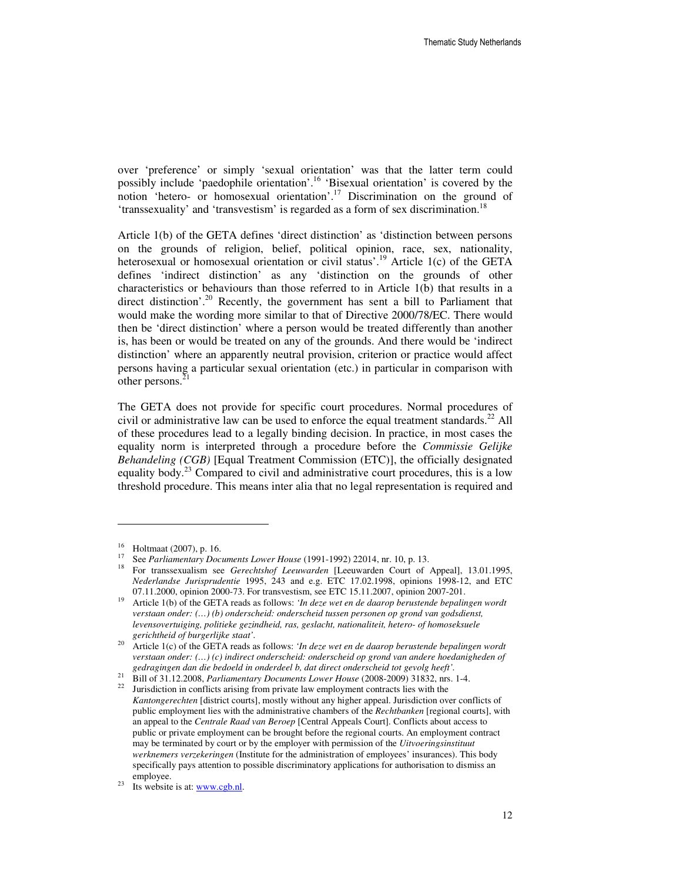over 'preference' or simply 'sexual orientation' was that the latter term could possibly include 'paedophile orientation'.[16] 'Bisexual orientation' is covered by the notion 'hetero- or homosexual orientation'.[17] Discrimination on the ground of 'transsexuality' and 'transvestism' is regarded as a form of sex discrimination.[18]

Article 1(b) of the GETA defines 'direct distinction' as 'distinction between persons on the grounds of religion, belief, political opinion, race, sex, nationality, heterosexual or homosexual orientation or civil status'.[19] Article 1(c) of the GETA defines 'indirect distinction' as any 'distinction on the grounds of other characteristics or behaviours than those referred to in Article 1(b) that results in a direct distinction'.[20] Recently, the government has sent a bill to Parliament that would make the wording more similar to that of Directive 2000/78/EC. There would then be 'direct distinction' where a person would be treated differently than another is, has been or would be treated on any of the grounds. And there would be 'indirect distinction' where an apparently neutral provision, criterion or practice would affect persons having a particular sexual orientation (etc.) in particular in comparison with other persons.[21]

The GETA does not provide for specific court procedures. Normal procedures of civil or administrative law can be used to enforce the equal treatment standards.[22] All of these procedures lead to a legally binding decision. In practice, in most cases the equality norm is interpreted through a procedure before the *Commissie Gelijke Behandeling (CGB)* [Equal Treatment Commission (ETC)], the officially designated equality body.[23] Compared to civil and administrative court procedures, this is a low threshold procedure. This means inter alia that no legal representation is required and

---

[16] Holtmaat (2007), p. 16.

[17] See *Parliamentary Documents Lower House* (1991-1992) 22014, nr. 10, p. 13.

[18] For transsexualism see *Gerechtshof Leeuwarden* [Leeuwarden Court of Appeal], 13.01.1995, *Nederlandse Jurisprudentie* 1995, 243 and e.g. ETC 17.02.1998, opinions 1998-12, and ETC 07.11.2000, opinion 2000-73. For transvestism, see ETC 15.11.2007, opinion 2007-201.

[19] Article 1(b) of the GETA reads as follows: *'In deze wet en de daarop berustende bepalingen wordt verstaan onder: (…) (b) onderscheid: onderscheid tussen personen op grond van godsdienst, levensovertuiging, politieke gezindheid, ras, geslacht, nationaliteit, hetero- of homoseksuele gerichtheid of burgerlijke staat'.*

[20] Article 1(c) of the GETA reads as follows: *'In deze wet en de daarop berustende bepalingen wordt verstaan onder: (…) (c) indirect onderscheid: onderscheid op grond van andere hoedanigheden of gedragingen dan die bedoeld in onderdeel b, dat direct onderscheid tot gevolg heeft'.*

[21] Bill of 31.12.2008, *Parliamentary Documents Lower House* (2008-2009) 31832, nrs. 1-4.

[22] Jurisdiction in conflicts arising from private law employment contracts lies with the *Kantongerechten* [district courts], mostly without any higher appeal. Jurisdiction over conflicts of public employment lies with the administrative chambers of the *Rechtbanken* [regional courts], with an appeal to the *Centrale Raad van Beroep* [Central Appeals Court]. Conflicts about access to public or private employment can be brought before the regional courts. An employment contract may be terminated by court or by the employer with permission of the *Uitvoeringsinstituut werknemers verzekeringen* (Institute for the administration of employees' insurances). This body specifically pays attention to possible discriminatory applications for authorisation to dismiss an employee.

[23] Its website is at: www.cgb.nl.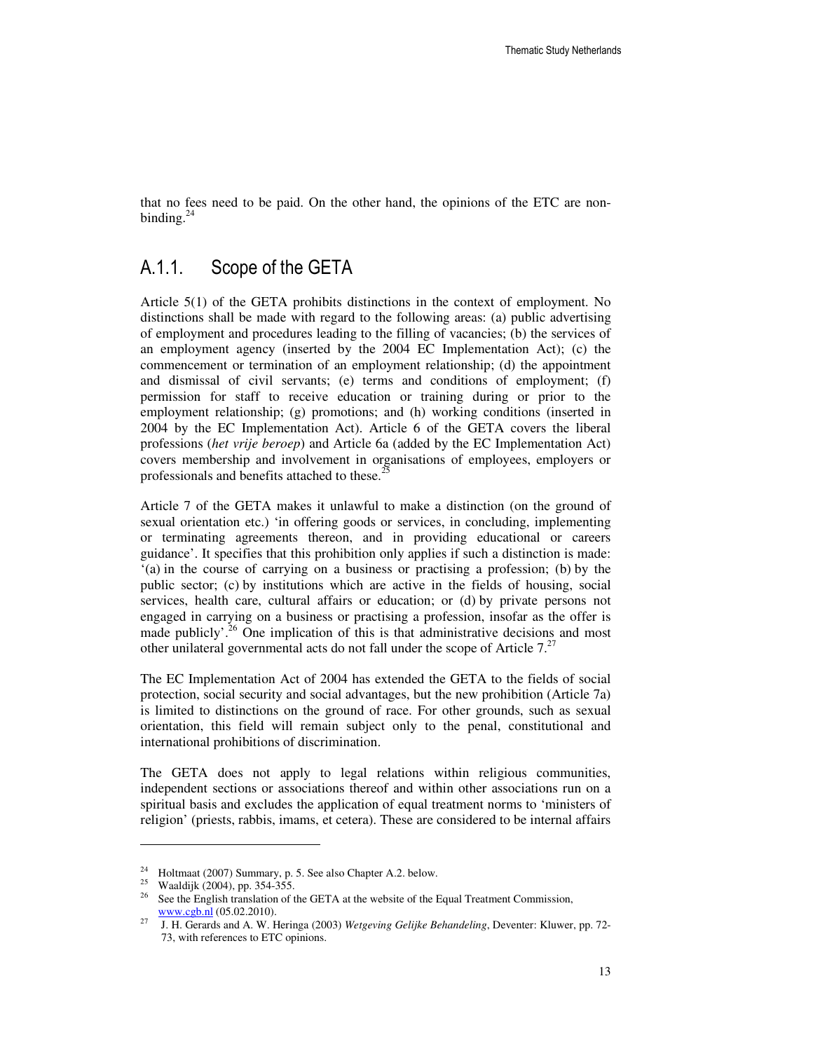that no fees need to be paid. On the other hand, the opinions of the ETC are non-binding.[24]

## A.1.1. Scope of the GETA

Article 5(1) of the GETA prohibits distinctions in the context of employment. No distinctions shall be made with regard to the following areas: (a) public advertising of employment and procedures leading to the filling of vacancies; (b) the services of an employment agency (inserted by the 2004 EC Implementation Act); (c) the commencement or termination of an employment relationship; (d) the appointment and dismissal of civil servants; (e) terms and conditions of employment; (f) permission for staff to receive education or training during or prior to the employment relationship; (g) promotions; and (h) working conditions (inserted in 2004 by the EC Implementation Act). Article 6 of the GETA covers the liberal professions (*het vrije beroep*) and Article 6a (added by the EC Implementation Act) covers membership and involvement in organisations of employees, employers or professionals and benefits attached to these.[25]

Article 7 of the GETA makes it unlawful to make a distinction (on the ground of sexual orientation etc.) 'in offering goods or services, in concluding, implementing or terminating agreements thereon, and in providing educational or careers guidance'. It specifies that this prohibition only applies if such a distinction is made: '(a) in the course of carrying on a business or practising a profession; (b) by the public sector; (c) by institutions which are active in the fields of housing, social services, health care, cultural affairs or education; or (d) by private persons not engaged in carrying on a business or practising a profession, insofar as the offer is made publicly'.[26] One implication of this is that administrative decisions and most other unilateral governmental acts do not fall under the scope of Article 7.[27]

The EC Implementation Act of 2004 has extended the GETA to the fields of social protection, social security and social advantages, but the new prohibition (Article 7a) is limited to distinctions on the ground of race. For other grounds, such as sexual orientation, this field will remain subject only to the penal, constitutional and international prohibitions of discrimination.

The GETA does not apply to legal relations within religious communities, independent sections or associations thereof and within other associations run on a spiritual basis and excludes the application of equal treatment norms to 'ministers of religion' (priests, rabbis, imams, et cetera). These are considered to be internal affairs

---

[24] Holtmaat (2007) Summary, p. 5. See also Chapter A.2. below.

[25] Waaldijk (2004), pp. 354-355.

[26] See the English translation of the GETA at the website of the Equal Treatment Commission, www.cgb.nl (05.02.2010).

[27] J. H. Gerards and A. W. Heringa (2003) *Wetgeving Gelijke Behandeling*, Deventer: Kluwer, pp. 72-73, with references to ETC opinions.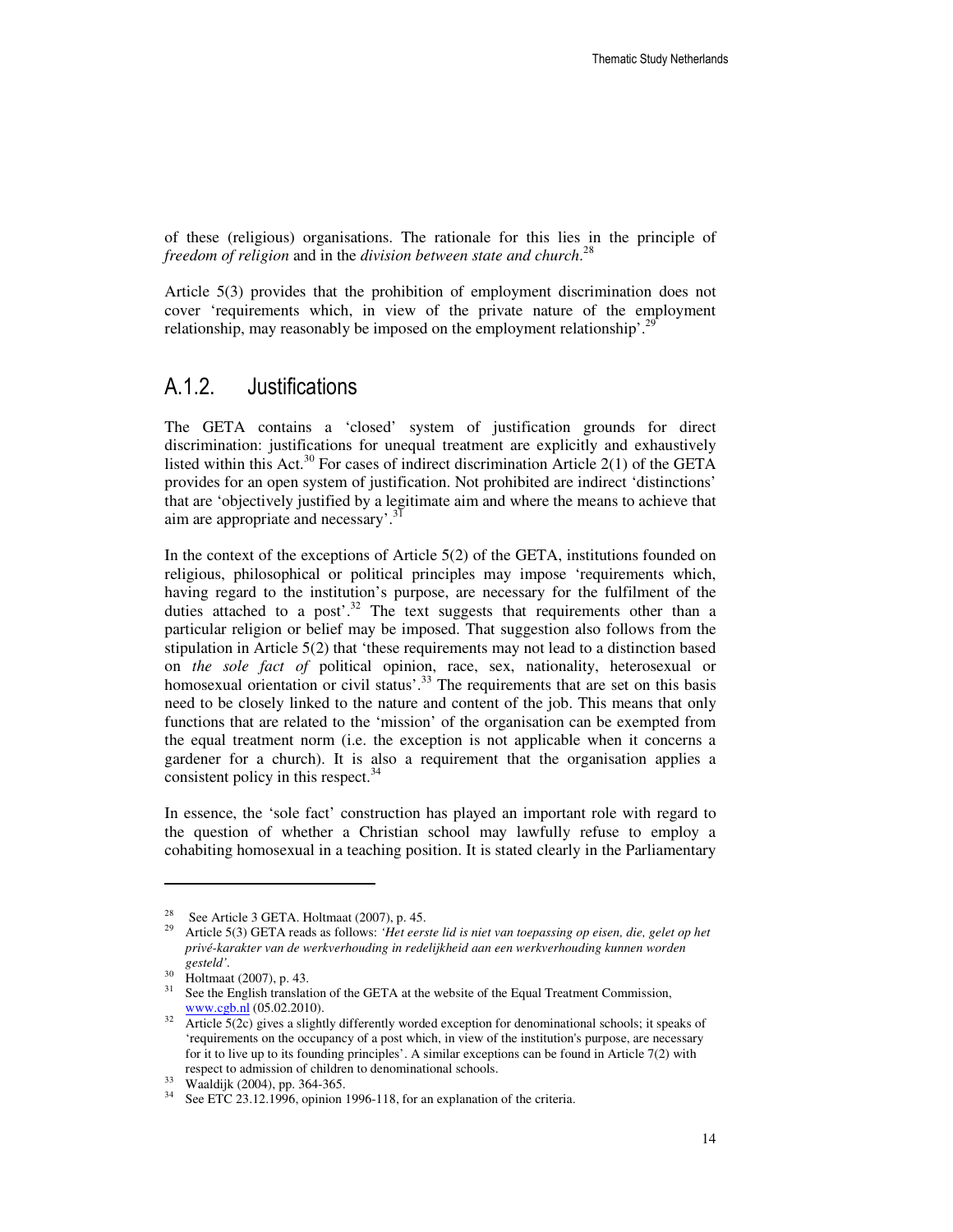of these (religious) organisations. The rationale for this lies in the principle of *freedom of religion* and in the *division between state and church*.[28]

Article 5(3) provides that the prohibition of employment discrimination does not cover 'requirements which, in view of the private nature of the employment relationship, may reasonably be imposed on the employment relationship'.[29]

## A.1.2. Justifications

The GETA contains a 'closed' system of justification grounds for direct discrimination: justifications for unequal treatment are explicitly and exhaustively listed within this Act.[30] For cases of indirect discrimination Article 2(1) of the GETA provides for an open system of justification. Not prohibited are indirect 'distinctions' that are 'objectively justified by a legitimate aim and where the means to achieve that aim are appropriate and necessary'.[31]

In the context of the exceptions of Article 5(2) of the GETA, institutions founded on religious, philosophical or political principles may impose 'requirements which, having regard to the institution's purpose, are necessary for the fulfilment of the duties attached to a post'.[32] The text suggests that requirements other than a particular religion or belief may be imposed. That suggestion also follows from the stipulation in Article 5(2) that 'these requirements may not lead to a distinction based on *the sole fact of* political opinion, race, sex, nationality, heterosexual or homosexual orientation or civil status'.[33] The requirements that are set on this basis need to be closely linked to the nature and content of the job. This means that only functions that are related to the 'mission' of the organisation can be exempted from the equal treatment norm (i.e. the exception is not applicable when it concerns a gardener for a church). It is also a requirement that the organisation applies a consistent policy in this respect.[34]

In essence, the 'sole fact' construction has played an important role with regard to the question of whether a Christian school may lawfully refuse to employ a cohabiting homosexual in a teaching position. It is stated clearly in the Parliamentary

---

[28] See Article 3 GETA. Holtmaat (2007), p. 45.

[29] Article 5(3) GETA reads as follows: *'Het eerste lid is niet van toepassing op eisen, die, gelet op het privé-karakter van de werkverhouding in redelijkheid aan een werkverhouding kunnen worden gesteld'.*

[30] Holtmaat (2007), p. 43.

[31] See the English translation of the GETA at the website of the Equal Treatment Commission, www.cgb.nl (05.02.2010).

[32] Article 5(2c) gives a slightly differently worded exception for denominational schools; it speaks of 'requirements on the occupancy of a post which, in view of the institution's purpose, are necessary for it to live up to its founding principles'. A similar exceptions can be found in Article 7(2) with respect to admission of children to denominational schools.

[33] Waaldijk (2004), pp. 364-365.

[34] See ETC 23.12.1996, opinion 1996-118, for an explanation of the criteria.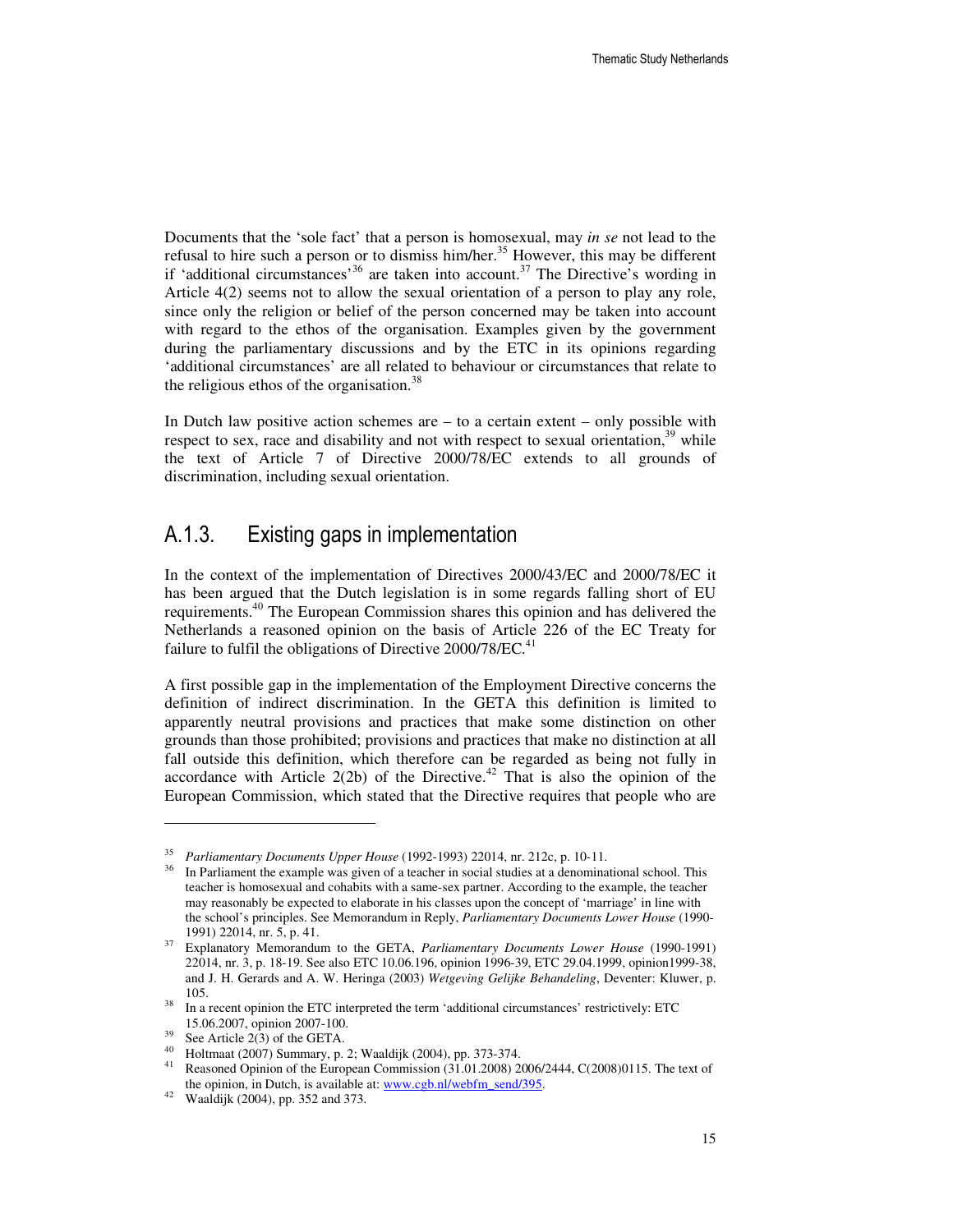Documents that the 'sole fact' that a person is homosexual, may *in se* not lead to the refusal to hire such a person or to dismiss him/her.[35] However, this may be different if 'additional circumstances'[36] are taken into account.[37] The Directive's wording in Article 4(2) seems not to allow the sexual orientation of a person to play any role, since only the religion or belief of the person concerned may be taken into account with regard to the ethos of the organisation. Examples given by the government during the parliamentary discussions and by the ETC in its opinions regarding 'additional circumstances' are all related to behaviour or circumstances that relate to the religious ethos of the organisation.[38]

In Dutch law positive action schemes are – to a certain extent – only possible with respect to sex, race and disability and not with respect to sexual orientation,[39] while the text of Article 7 of Directive 2000/78/EC extends to all grounds of discrimination, including sexual orientation.

### A.1.3. Existing gaps in implementation

In the context of the implementation of Directives 2000/43/EC and 2000/78/EC it has been argued that the Dutch legislation is in some regards falling short of EU requirements.[40] The European Commission shares this opinion and has delivered the Netherlands a reasoned opinion on the basis of Article 226 of the EC Treaty for failure to fulfil the obligations of Directive 2000/78/EC.[41]

A first possible gap in the implementation of the Employment Directive concerns the definition of indirect discrimination. In the GETA this definition is limited to apparently neutral provisions and practices that make some distinction on other grounds than those prohibited; provisions and practices that make no distinction at all fall outside this definition, which therefore can be regarded as being not fully in accordance with Article 2(2b) of the Directive.[42] That is also the opinion of the European Commission, which stated that the Directive requires that people who are

---

[35] *Parliamentary Documents Upper House* (1992-1993) 22014, nr. 212c, p. 10-11.

[36] In Parliament the example was given of a teacher in social studies at a denominational school. This teacher is homosexual and cohabits with a same-sex partner. According to the example, the teacher may reasonably be expected to elaborate in his classes upon the concept of 'marriage' in line with the school's principles. See Memorandum in Reply, *Parliamentary Documents Lower House* (1990-1991) 22014, nr. 5, p. 41.

[37] Explanatory Memorandum to the GETA, *Parliamentary Documents Lower House* (1990-1991) 22014, nr. 3, p. 18-19. See also ETC 10.06.196, opinion 1996-39, ETC 29.04.1999, opinion1999-38, and J. H. Gerards and A. W. Heringa (2003) *Wetgeving Gelijke Behandeling*, Deventer: Kluwer, p. 105.

[38] In a recent opinion the ETC interpreted the term 'additional circumstances' restrictively: ETC 15.06.2007, opinion 2007-100.

[39] See Article 2(3) of the GETA.

[40] Holtmaat (2007) Summary, p. 2; Waaldijk (2004), pp. 373-374.

[41] Reasoned Opinion of the European Commission (31.01.2008) 2006/2444, C(2008)0115. The text of the opinion, in Dutch, is available at: www.cgb.nl/webfm_send/395.

[42] Waaldijk (2004), pp. 352 and 373.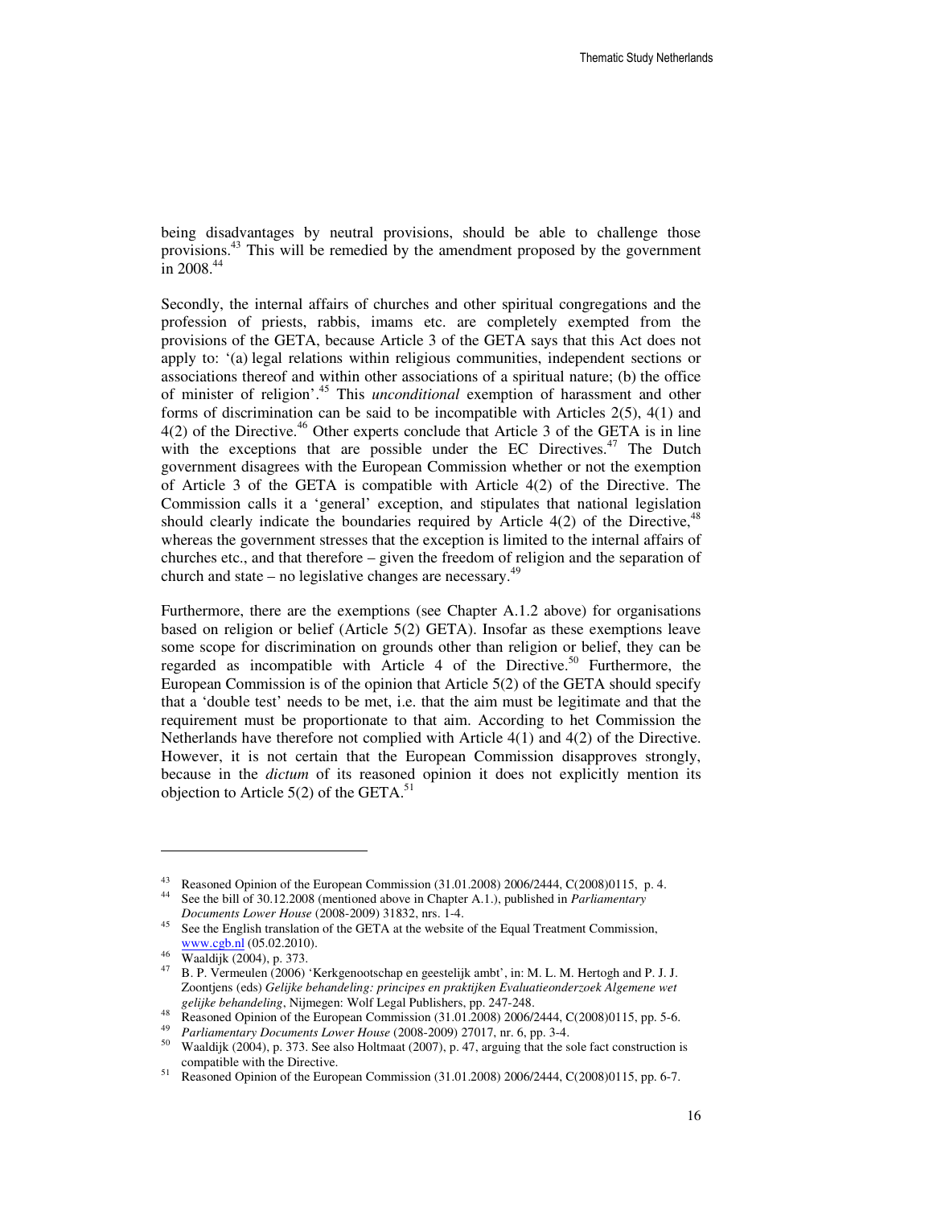being disadvantages by neutral provisions, should be able to challenge those provisions.[43] This will be remedied by the amendment proposed by the government in 2008.[44]

Secondly, the internal affairs of churches and other spiritual congregations and the profession of priests, rabbis, imams etc. are completely exempted from the provisions of the GETA, because Article 3 of the GETA says that this Act does not apply to: '(a) legal relations within religious communities, independent sections or associations thereof and within other associations of a spiritual nature; (b) the office of minister of religion'.[45] This *unconditional* exemption of harassment and other forms of discrimination can be said to be incompatible with Articles 2(5), 4(1) and 4(2) of the Directive.[46] Other experts conclude that Article 3 of the GETA is in line with the exceptions that are possible under the EC Directives.[47] The Dutch government disagrees with the European Commission whether or not the exemption of Article 3 of the GETA is compatible with Article 4(2) of the Directive. The Commission calls it a 'general' exception, and stipulates that national legislation should clearly indicate the boundaries required by Article 4(2) of the Directive,[48] whereas the government stresses that the exception is limited to the internal affairs of churches etc., and that therefore – given the freedom of religion and the separation of church and state – no legislative changes are necessary.[49]

Furthermore, there are the exemptions (see Chapter A.1.2 above) for organisations based on religion or belief (Article 5(2) GETA). Insofar as these exemptions leave some scope for discrimination on grounds other than religion or belief, they can be regarded as incompatible with Article 4 of the Directive.[50] Furthermore, the European Commission is of the opinion that Article 5(2) of the GETA should specify that a 'double test' needs to be met, i.e. that the aim must be legitimate and that the requirement must be proportionate to that aim. According to het Commission the Netherlands have therefore not complied with Article 4(1) and 4(2) of the Directive. However, it is not certain that the European Commission disapproves strongly, because in the *dictum* of its reasoned opinion it does not explicitly mention its objection to Article 5(2) of the GETA.[51]

---

[43] Reasoned Opinion of the European Commission (31.01.2008) 2006/2444, C(2008)0115, p. 4.

[44] See the bill of 30.12.2008 (mentioned above in Chapter A.1.), published in *Parliamentary Documents Lower House* (2008-2009) 31832, nrs. 1-4.

[45] See the English translation of the GETA at the website of the Equal Treatment Commission, www.cgb.nl (05.02.2010).

[46] Waaldijk (2004), p. 373.

[47] B. P. Vermeulen (2006) 'Kerkgenootschap en geestelijk ambt', in: M. L. M. Hertogh and P. J. J. Zoontjens (eds) *Gelijke behandeling: principes en praktijken Evaluatieonderzoek Algemene wet gelijke behandeling*, Nijmegen: Wolf Legal Publishers, pp. 247-248.

[48] Reasoned Opinion of the European Commission (31.01.2008) 2006/2444, C(2008)0115, pp. 5-6.

[49] *Parliamentary Documents Lower House* (2008-2009) 27017, nr. 6, pp. 3-4.

[50] Waaldijk (2004), p. 373. See also Holtmaat (2007), p. 47, arguing that the sole fact construction is compatible with the Directive.

[51] Reasoned Opinion of the European Commission (31.01.2008) 2006/2444, C(2008)0115, pp. 6-7.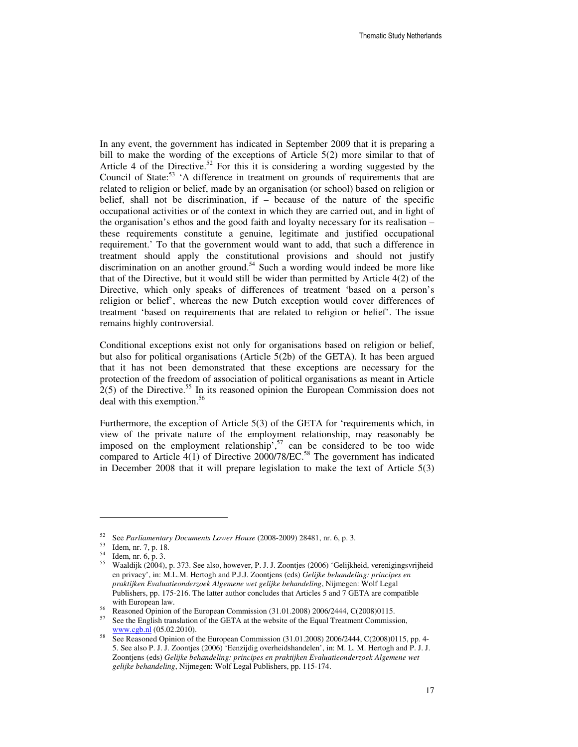In any event, the government has indicated in September 2009 that it is preparing a bill to make the wording of the exceptions of Article 5(2) more similar to that of Article 4 of the Directive.[52] For this it is considering a wording suggested by the Council of State:[53] 'A difference in treatment on grounds of requirements that are related to religion or belief, made by an organisation (or school) based on religion or belief, shall not be discrimination, if – because of the nature of the specific occupational activities or of the context in which they are carried out, and in light of the organisation's ethos and the good faith and loyalty necessary for its realisation – these requirements constitute a genuine, legitimate and justified occupational requirement.' To that the government would want to add, that such a difference in treatment should apply the constitutional provisions and should not justify discrimination on an another ground.[54] Such a wording would indeed be more like that of the Directive, but it would still be wider than permitted by Article 4(2) of the Directive, which only speaks of differences of treatment 'based on a person's religion or belief', whereas the new Dutch exception would cover differences of treatment 'based on requirements that are related to religion or belief'. The issue remains highly controversial.

Conditional exceptions exist not only for organisations based on religion or belief, but also for political organisations (Article 5(2b) of the GETA). It has been argued that it has not been demonstrated that these exceptions are necessary for the protection of the freedom of association of political organisations as meant in Article 2(5) of the Directive.[55] In its reasoned opinion the European Commission does not deal with this exemption.[56]

Furthermore, the exception of Article 5(3) of the GETA for 'requirements which, in view of the private nature of the employment relationship, may reasonably be imposed on the employment relationship',[57] can be considered to be too wide compared to Article 4(1) of Directive 2000/78/EC.[58] The government has indicated in December 2008 that it will prepare legislation to make the text of Article 5(3)

---

[52] See *Parliamentary Documents Lower House* (2008-2009) 28481, nr. 6, p. 3.

[53] Idem, nr. 7, p. 18.

[54] Idem, nr. 6, p. 3.

[55] Waaldijk (2004), p. 373. See also, however, P. J. J. Zoontjes (2006) 'Gelijkheid, verenigingsvrijheid en privacy', in: M.L.M. Hertogh and P.J.J. Zoontjens (eds) *Gelijke behandeling: principes en praktijken Evaluatieonderzoek Algemene wet gelijke behandeling*, Nijmegen: Wolf Legal Publishers, pp. 175-216. The latter author concludes that Articles 5 and 7 GETA are compatible with European law.

[56] Reasoned Opinion of the European Commission (31.01.2008) 2006/2444, C(2008)0115.

[57] See the English translation of the GETA at the website of the Equal Treatment Commission, www.cgb.nl (05.02.2010).

[58] See Reasoned Opinion of the European Commission (31.01.2008) 2006/2444, C(2008)0115, pp. 4-5. See also P. J. J. Zoontjes (2006) 'Eenzijdig overheidshandelen', in: M. L. M. Hertogh and P. J. J. Zoontjens (eds) *Gelijke behandeling: principes en praktijken Evaluatieonderzoek Algemene wet gelijke behandeling*, Nijmegen: Wolf Legal Publishers, pp. 115-174.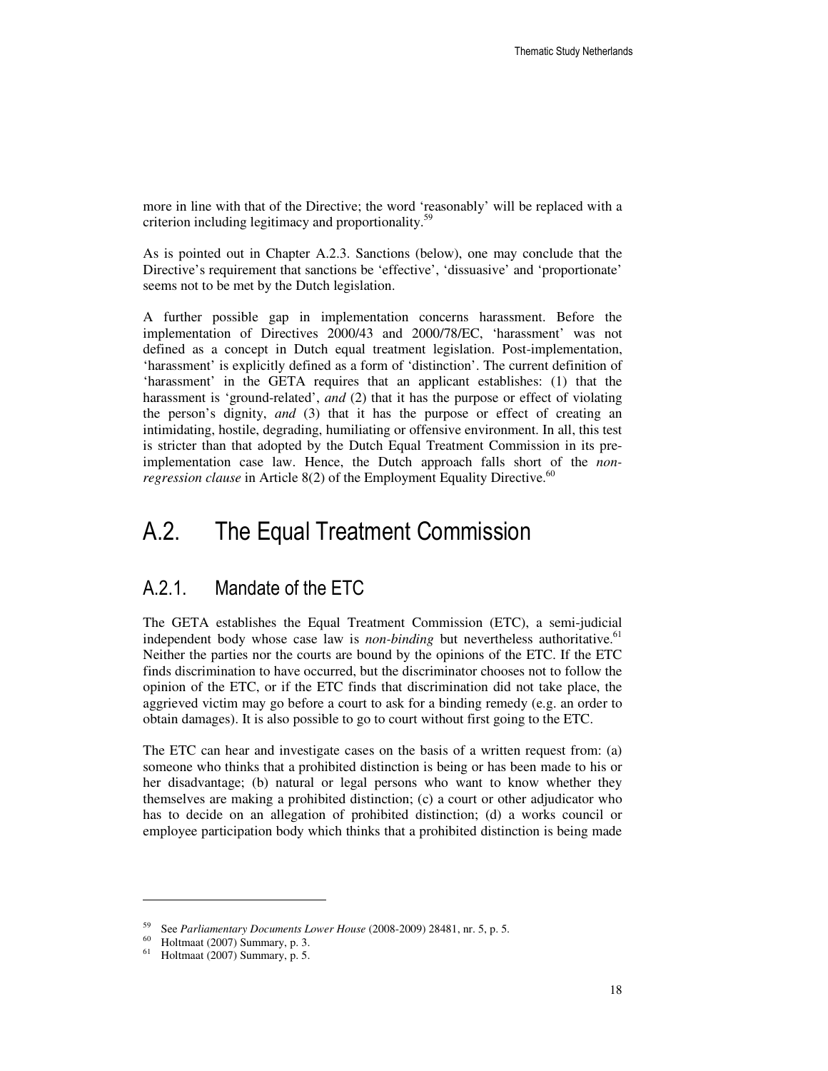more in line with that of the Directive; the word 'reasonably' will be replaced with a criterion including legitimacy and proportionality.[59]

As is pointed out in Chapter A.2.3. Sanctions (below), one may conclude that the Directive's requirement that sanctions be 'effective', 'dissuasive' and 'proportionate' seems not to be met by the Dutch legislation.

A further possible gap in implementation concerns harassment. Before the implementation of Directives 2000/43 and 2000/78/EC, 'harassment' was not defined as a concept in Dutch equal treatment legislation. Post-implementation, 'harassment' is explicitly defined as a form of 'distinction'. The current definition of 'harassment' in the GETA requires that an applicant establishes: (1) that the harassment is 'ground-related', *and* (2) that it has the purpose or effect of violating the person's dignity, *and* (3) that it has the purpose or effect of creating an intimidating, hostile, degrading, humiliating or offensive environment. In all, this test is stricter than that adopted by the Dutch Equal Treatment Commission in its pre-implementation case law. Hence, the Dutch approach falls short of the *non-regression clause* in Article 8(2) of the Employment Equality Directive.[60]

# A.2. The Equal Treatment Commission

## A.2.1. Mandate of the ETC

The GETA establishes the Equal Treatment Commission (ETC), a semi-judicial independent body whose case law is *non-binding* but nevertheless authoritative.[61] Neither the parties nor the courts are bound by the opinions of the ETC. If the ETC finds discrimination to have occurred, but the discriminator chooses not to follow the opinion of the ETC, or if the ETC finds that discrimination did not take place, the aggrieved victim may go before a court to ask for a binding remedy (e.g. an order to obtain damages). It is also possible to go to court without first going to the ETC.

The ETC can hear and investigate cases on the basis of a written request from: (a) someone who thinks that a prohibited distinction is being or has been made to his or her disadvantage; (b) natural or legal persons who want to know whether they themselves are making a prohibited distinction; (c) a court or other adjudicator who has to decide on an allegation of prohibited distinction; (d) a works council or employee participation body which thinks that a prohibited distinction is being made

---

[59] See *Parliamentary Documents Lower House* (2008-2009) 28481, nr. 5, p. 5.

[60] Holtmaat (2007) Summary, p. 3.

[61] Holtmaat (2007) Summary, p. 5.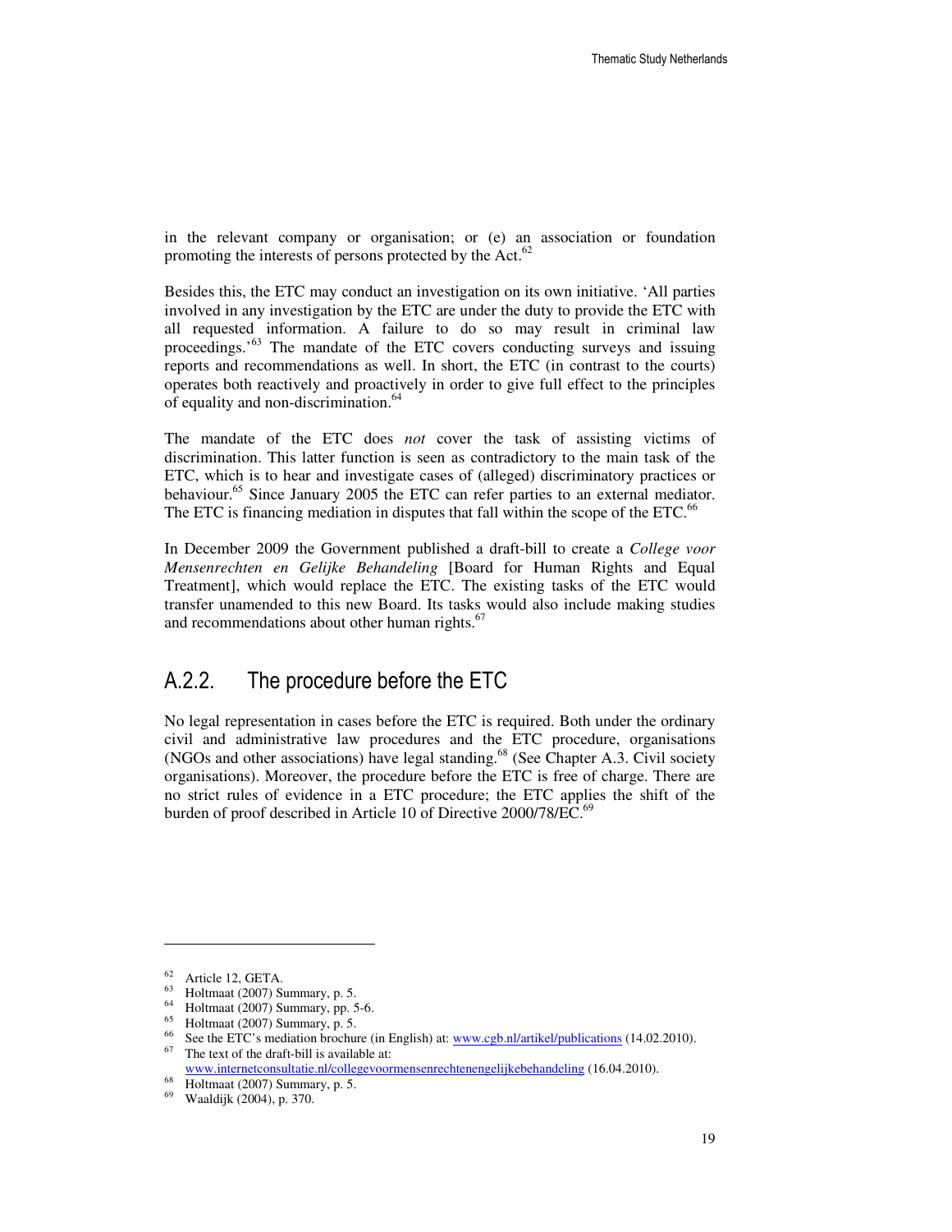in the relevant company or organisation; or (e) an association or foundation promoting the interests of persons protected by the Act.[62]

Besides this, the ETC may conduct an investigation on its own initiative. 'All parties involved in any investigation by the ETC are under the duty to provide the ETC with all requested information. A failure to do so may result in criminal law proceedings.'[63] The mandate of the ETC covers conducting surveys and issuing reports and recommendations as well. In short, the ETC (in contrast to the courts) operates both reactively and proactively in order to give full effect to the principles of equality and non-discrimination.[64]

The mandate of the ETC does *not* cover the task of assisting victims of discrimination. This latter function is seen as contradictory to the main task of the ETC, which is to hear and investigate cases of (alleged) discriminatory practices or behaviour.[65] Since January 2005 the ETC can refer parties to an external mediator. The ETC is financing mediation in disputes that fall within the scope of the ETC.[66]

In December 2009 the Government published a draft-bill to create a *College voor Mensenrechten en Gelijke Behandeling* [Board for Human Rights and Equal Treatment], which would replace the ETC. The existing tasks of the ETC would transfer unamended to this new Board. Its tasks would also include making studies and recommendations about other human rights.[67]

## A.2.2. The procedure before the ETC

No legal representation in cases before the ETC is required. Both under the ordinary civil and administrative law procedures and the ETC procedure, organisations (NGOs and other associations) have legal standing.[68] (See Chapter A.3. Civil society organisations). Moreover, the procedure before the ETC is free of charge. There are no strict rules of evidence in a ETC procedure; the ETC applies the shift of the burden of proof described in Article 10 of Directive 2000/78/EC.[69]

---

[62] Article 12, GETA.

[63] Holtmaat (2007) Summary, p. 5.

[64] Holtmaat (2007) Summary, pp. 5-6.

[65] Holtmaat (2007) Summary, p. 5.

[66] See the ETC's mediation brochure (in English) at: www.cgb.nl/artikel/publications (14.02.2010).

[67] The text of the draft-bill is available at: www.internetconsultatie.nl/collegevoormensenrechtenengelijkebehandeling (16.04.2010).

[68] Holtmaat (2007) Summary, p. 5.

[69] Waaldijk (2004), p. 370.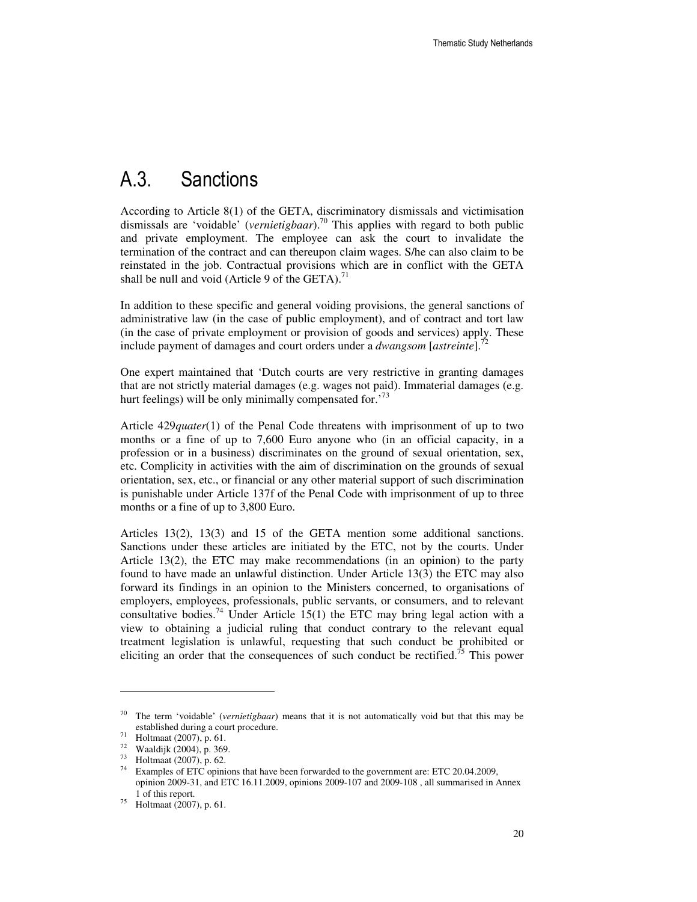## A.3. Sanctions

According to Article 8(1) of the GETA, discriminatory dismissals and victimisation dismissals are 'voidable' (*vernietigbaar*).[70] This applies with regard to both public and private employment. The employee can ask the court to invalidate the termination of the contract and can thereupon claim wages. S/he can also claim to be reinstated in the job. Contractual provisions which are in conflict with the GETA shall be null and void (Article 9 of the GETA).[71]

In addition to these specific and general voiding provisions, the general sanctions of administrative law (in the case of public employment), and of contract and tort law (in the case of private employment or provision of goods and services) apply. These include payment of damages and court orders under a *dwangsom* [*astreinte*].[72]

One expert maintained that 'Dutch courts are very restrictive in granting damages that are not strictly material damages (e.g. wages not paid). Immaterial damages (e.g. hurt feelings) will be only minimally compensated for.'[73]

Article 429*quater*(1) of the Penal Code threatens with imprisonment of up to two months or a fine of up to 7,600 Euro anyone who (in an official capacity, in a profession or in a business) discriminates on the ground of sexual orientation, sex, etc. Complicity in activities with the aim of discrimination on the grounds of sexual orientation, sex, etc., or financial or any other material support of such discrimination is punishable under Article 137f of the Penal Code with imprisonment of up to three months or a fine of up to 3,800 Euro.

Articles 13(2), 13(3) and 15 of the GETA mention some additional sanctions. Sanctions under these articles are initiated by the ETC, not by the courts. Under Article 13(2), the ETC may make recommendations (in an opinion) to the party found to have made an unlawful distinction. Under Article 13(3) the ETC may also forward its findings in an opinion to the Ministers concerned, to organisations of employers, employees, professionals, public servants, or consumers, and to relevant consultative bodies.[74] Under Article 15(1) the ETC may bring legal action with a view to obtaining a judicial ruling that conduct contrary to the relevant equal treatment legislation is unlawful, requesting that such conduct be prohibited or eliciting an order that the consequences of such conduct be rectified.[75] This power

---

[70] The term 'voidable' (*vernietigbaar*) means that it is not automatically void but that this may be established during a court procedure.

[71] Holtmaat (2007), p. 61.

[72] Waaldijk (2004), p. 369.

[73] Holtmaat (2007), p. 62.

[74] Examples of ETC opinions that have been forwarded to the government are: ETC 20.04.2009, opinion 2009-31, and ETC 16.11.2009, opinions 2009-107 and 2009-108 , all summarised in Annex 1 of this report.

[75] Holtmaat (2007), p. 61.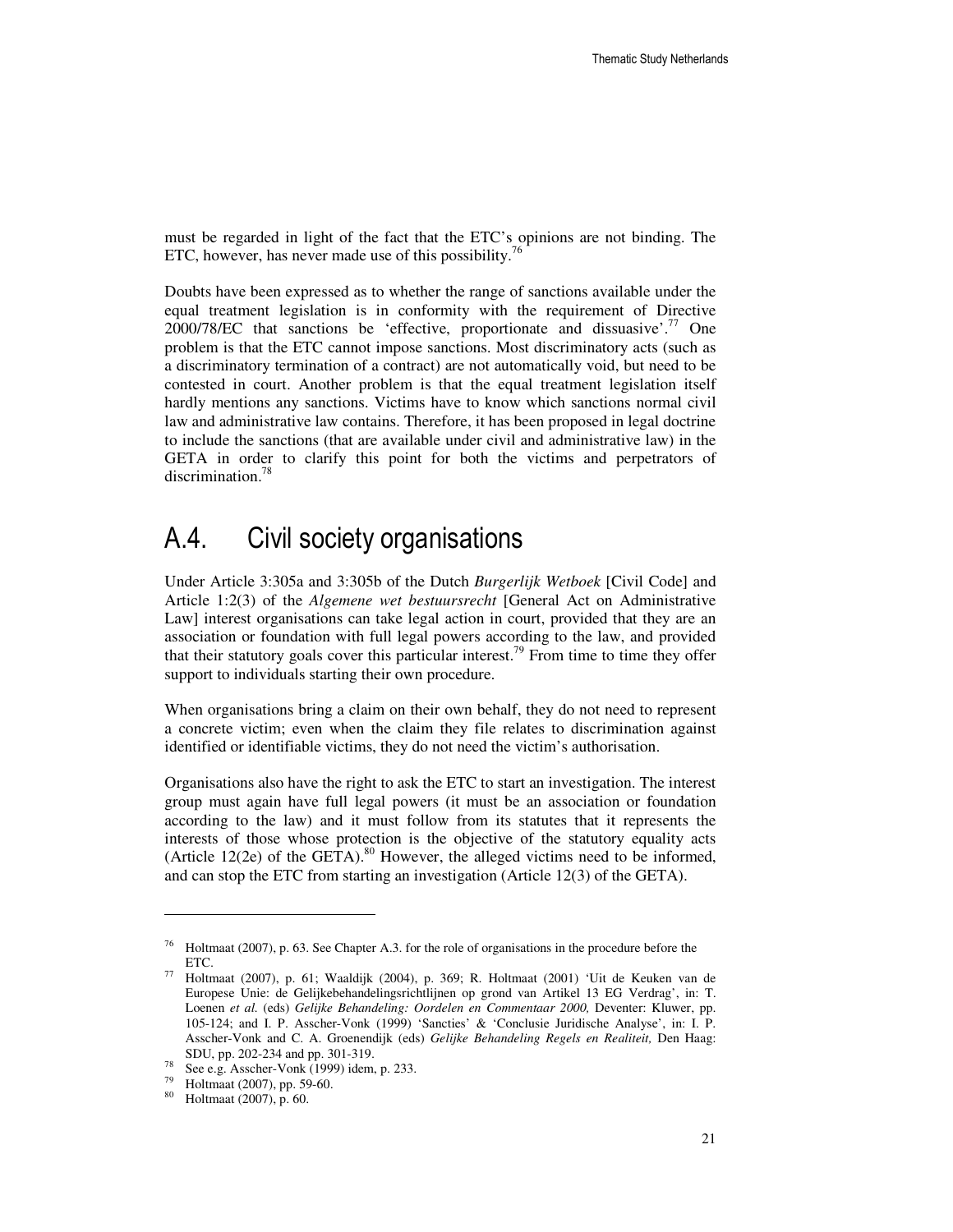must be regarded in light of the fact that the ETC's opinions are not binding. The ETC, however, has never made use of this possibility.[76]

Doubts have been expressed as to whether the range of sanctions available under the equal treatment legislation is in conformity with the requirement of Directive 2000/78/EC that sanctions be 'effective, proportionate and dissuasive'.[77] One problem is that the ETC cannot impose sanctions. Most discriminatory acts (such as a discriminatory termination of a contract) are not automatically void, but need to be contested in court. Another problem is that the equal treatment legislation itself hardly mentions any sanctions. Victims have to know which sanctions normal civil law and administrative law contains. Therefore, it has been proposed in legal doctrine to include the sanctions (that are available under civil and administrative law) in the GETA in order to clarify this point for both the victims and perpetrators of discrimination.[78]

# A.4. Civil society organisations

Under Article 3:305a and 3:305b of the Dutch *Burgerlijk Wetboek* [Civil Code] and Article 1:2(3) of the *Algemene wet bestuursrecht* [General Act on Administrative Law] interest organisations can take legal action in court, provided that they are an association or foundation with full legal powers according to the law, and provided that their statutory goals cover this particular interest.[79] From time to time they offer support to individuals starting their own procedure.

When organisations bring a claim on their own behalf, they do not need to represent a concrete victim; even when the claim they file relates to discrimination against identified or identifiable victims, they do not need the victim's authorisation.

Organisations also have the right to ask the ETC to start an investigation. The interest group must again have full legal powers (it must be an association or foundation according to the law) and it must follow from its statutes that it represents the interests of those whose protection is the objective of the statutory equality acts (Article 12(2e) of the GETA).[80] However, the alleged victims need to be informed, and can stop the ETC from starting an investigation (Article 12(3) of the GETA).

---

[76] Holtmaat (2007), p. 63. See Chapter A.3. for the role of organisations in the procedure before the ETC.

[77] Holtmaat (2007), p. 61; Waaldijk (2004), p. 369; R. Holtmaat (2001) 'Uit de Keuken van de Europese Unie: de Gelijkebehandelingsrichtlijnen op grond van Artikel 13 EG Verdrag', in: T. Loenen *et al.* (eds) *Gelijke Behandeling: Oordelen en Commentaar 2000,* Deventer: Kluwer, pp. 105-124; and I. P. Asscher-Vonk (1999) 'Sancties' & 'Conclusie Juridische Analyse', in: I. P. Asscher-Vonk and C. A. Groenendijk (eds) *Gelijke Behandeling Regels en Realiteit,* Den Haag: SDU, pp. 202-234 and pp. 301-319.

[78] See e.g. Asscher-Vonk (1999) idem, p. 233.

[79] Holtmaat (2007), pp. 59-60.

[80] Holtmaat (2007), p. 60.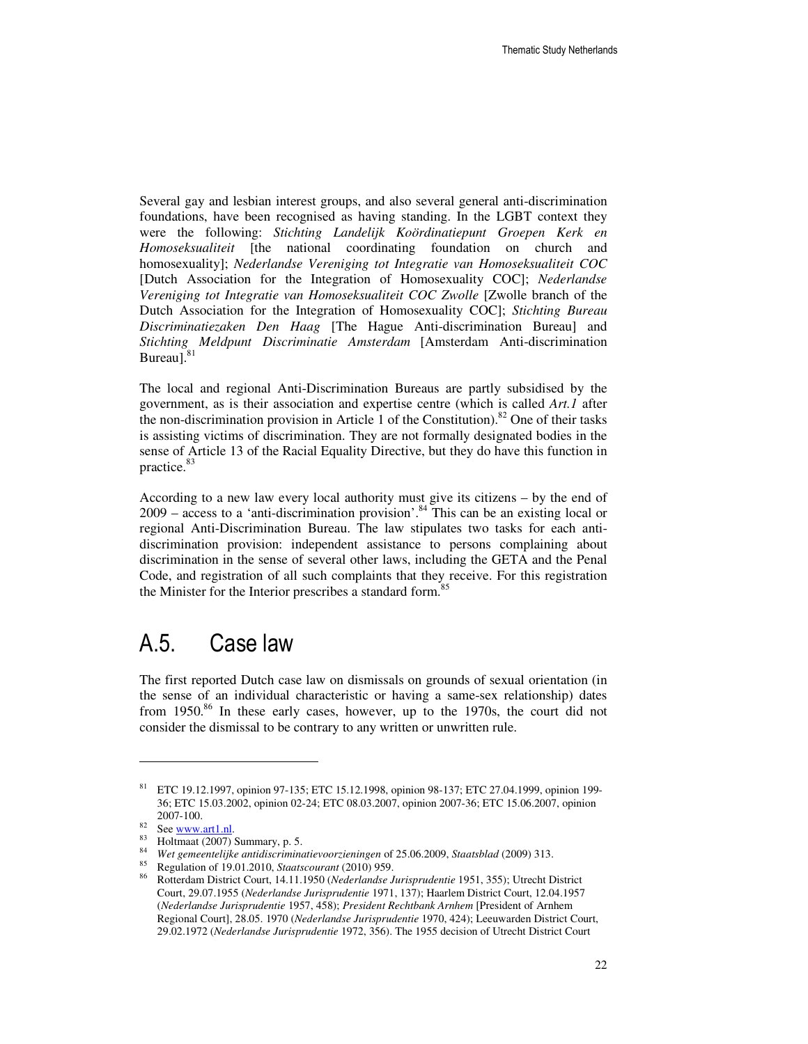Several gay and lesbian interest groups, and also several general anti-discrimination foundations, have been recognised as having standing. In the LGBT context they were the following: *Stichting Landelijk Koördinatiepunt Groepen Kerk en Homoseksualiteit* [the national coordinating foundation on church and homosexuality]; *Nederlandse Vereniging tot Integratie van Homoseksualiteit COC* [Dutch Association for the Integration of Homosexuality COC]; *Nederlandse Vereniging tot Integratie van Homoseksualiteit COC Zwolle* [Zwolle branch of the Dutch Association for the Integration of Homosexuality COC]; *Stichting Bureau Discriminatiezaken Den Haag* [The Hague Anti-discrimination Bureau] and *Stichting Meldpunt Discriminatie Amsterdam* [Amsterdam Anti-discrimination Bureau].[81]

The local and regional Anti-Discrimination Bureaus are partly subsidised by the government, as is their association and expertise centre (which is called *Art.1* after the non-discrimination provision in Article 1 of the Constitution).[82] One of their tasks is assisting victims of discrimination. They are not formally designated bodies in the sense of Article 13 of the Racial Equality Directive, but they do have this function in practice.[83]

According to a new law every local authority must give its citizens – by the end of 2009 – access to a 'anti-discrimination provision'.[84] This can be an existing local or regional Anti-Discrimination Bureau. The law stipulates two tasks for each anti-discrimination provision: independent assistance to persons complaining about discrimination in the sense of several other laws, including the GETA and the Penal Code, and registration of all such complaints that they receive. For this registration the Minister for the Interior prescribes a standard form.[85]

## A.5. Case law

The first reported Dutch case law on dismissals on grounds of sexual orientation (in the sense of an individual characteristic or having a same-sex relationship) dates from 1950.[86] In these early cases, however, up to the 1970s, the court did not consider the dismissal to be contrary to any written or unwritten rule.

---

[81] ETC 19.12.1997, opinion 97-135; ETC 15.12.1998, opinion 98-137; ETC 27.04.1999, opinion 199-36; ETC 15.03.2002, opinion 02-24; ETC 08.03.2007, opinion 2007-36; ETC 15.06.2007, opinion 2007-100.

[82] See www.art1.nl.

[83] Holtmaat (2007) Summary, p. 5.

[84] *Wet gemeentelijke antidiscriminatievoorzieningen* of 25.06.2009, *Staatsblad* (2009) 313.

[85] Regulation of 19.01.2010, *Staatscourant* (2010) 959.

[86] Rotterdam District Court, 14.11.1950 (*Nederlandse Jurisprudentie* 1951, 355); Utrecht District Court, 29.07.1955 (*Nederlandse Jurisprudentie* 1971, 137); Haarlem District Court, 12.04.1957 (*Nederlandse Jurisprudentie* 1957, 458); *President Rechtbank Arnhem* [President of Arnhem Regional Court], 28.05. 1970 (*Nederlandse Jurisprudentie* 1970, 424); Leeuwarden District Court, 29.02.1972 (*Nederlandse Jurisprudentie* 1972, 356). The 1955 decision of Utrecht District Court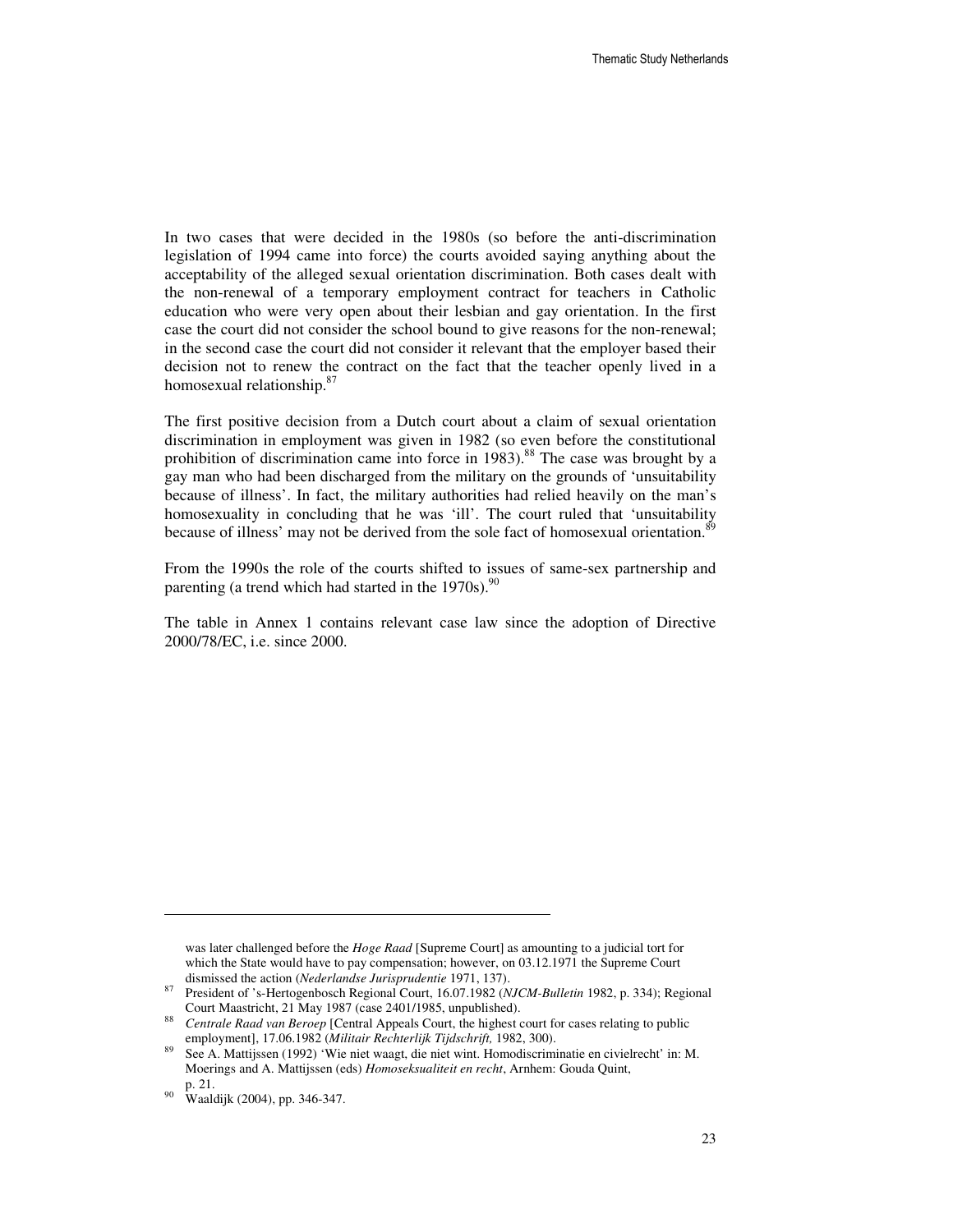In two cases that were decided in the 1980s (so before the anti-discrimination legislation of 1994 came into force) the courts avoided saying anything about the acceptability of the alleged sexual orientation discrimination. Both cases dealt with the non-renewal of a temporary employment contract for teachers in Catholic education who were very open about their lesbian and gay orientation. In the first case the court did not consider the school bound to give reasons for the non-renewal; in the second case the court did not consider it relevant that the employer based their decision not to renew the contract on the fact that the teacher openly lived in a homosexual relationship.[87]

The first positive decision from a Dutch court about a claim of sexual orientation discrimination in employment was given in 1982 (so even before the constitutional prohibition of discrimination came into force in 1983).[88] The case was brought by a gay man who had been discharged from the military on the grounds of 'unsuitability because of illness'. In fact, the military authorities had relied heavily on the man's homosexuality in concluding that he was 'ill'. The court ruled that 'unsuitability because of illness' may not be derived from the sole fact of homosexual orientation.[89]

From the 1990s the role of the courts shifted to issues of same-sex partnership and parenting (a trend which had started in the 1970s).[90]

The table in Annex 1 contains relevant case law since the adoption of Directive 2000/78/EC, i.e. since 2000.

---

was later challenged before the *Hoge Raad* [Supreme Court] as amounting to a judicial tort for which the State would have to pay compensation; however, on 03.12.1971 the Supreme Court dismissed the action (*Nederlandse Jurisprudentie* 1971, 137).

[87] President of 's-Hertogenbosch Regional Court, 16.07.1982 (*NJCM-Bulletin* 1982, p. 334); Regional Court Maastricht, 21 May 1987 (case 2401/1985, unpublished).

[88] *Centrale Raad van Beroep* [Central Appeals Court, the highest court for cases relating to public employment], 17.06.1982 (*Militair Rechterlijk Tijdschrift,* 1982, 300).

[89] See A. Mattijssen (1992) 'Wie niet waagt, die niet wint. Homodiscriminatie en civielrecht' in: M. Moerings and A. Mattijssen (eds) *Homoseksualiteit en recht*, Arnhem: Gouda Quint, p. 21.

[90] Waaldijk (2004), pp. 346-347.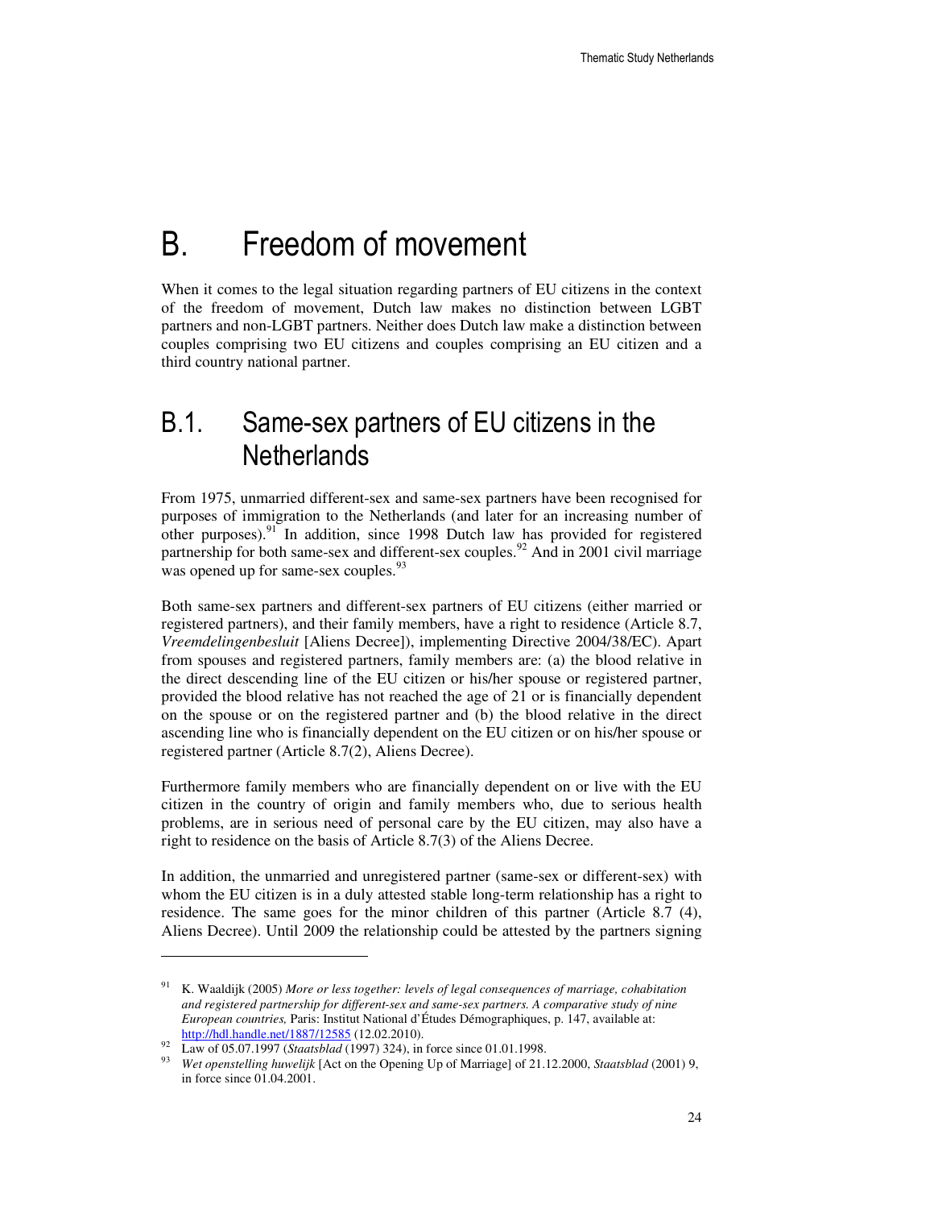# B. Freedom of movement

When it comes to the legal situation regarding partners of EU citizens in the context of the freedom of movement, Dutch law makes no distinction between LGBT partners and non-LGBT partners. Neither does Dutch law make a distinction between couples comprising two EU citizens and couples comprising an EU citizen and a third country national partner.

## B.1. Same-sex partners of EU citizens in the Netherlands

From 1975, unmarried different-sex and same-sex partners have been recognised for purposes of immigration to the Netherlands (and later for an increasing number of other purposes).[91] In addition, since 1998 Dutch law has provided for registered partnership for both same-sex and different-sex couples.[92] And in 2001 civil marriage was opened up for same-sex couples.[93]

Both same-sex partners and different-sex partners of EU citizens (either married or registered partners), and their family members, have a right to residence (Article 8.7, *Vreemdelingenbesluit* [Aliens Decree]), implementing Directive 2004/38/EC). Apart from spouses and registered partners, family members are: (a) the blood relative in the direct descending line of the EU citizen or his/her spouse or registered partner, provided the blood relative has not reached the age of 21 or is financially dependent on the spouse or on the registered partner and (b) the blood relative in the direct ascending line who is financially dependent on the EU citizen or on his/her spouse or registered partner (Article 8.7(2), Aliens Decree).

Furthermore family members who are financially dependent on or live with the EU citizen in the country of origin and family members who, due to serious health problems, are in serious need of personal care by the EU citizen, may also have a right to residence on the basis of Article 8.7(3) of the Aliens Decree.

In addition, the unmarried and unregistered partner (same-sex or different-sex) with whom the EU citizen is in a duly attested stable long-term relationship has a right to residence. The same goes for the minor children of this partner (Article 8.7 (4), Aliens Decree). Until 2009 the relationship could be attested by the partners signing

---

[91] K. Waaldijk (2005) *More or less together: levels of legal consequences of marriage, cohabitation and registered partnership for different-sex and same-sex partners. A comparative study of nine European countries,* Paris: Institut National d'Études Démographiques, p. 147, available at: http://hdl.handle.net/1887/12585 (12.02.2010).

[92] Law of 05.07.1997 (*Staatsblad* (1997) 324), in force since 01.01.1998.

[93] *Wet openstelling huwelijk* [Act on the Opening Up of Marriage] of 21.12.2000, *Staatsblad* (2001) 9, in force since 01.04.2001.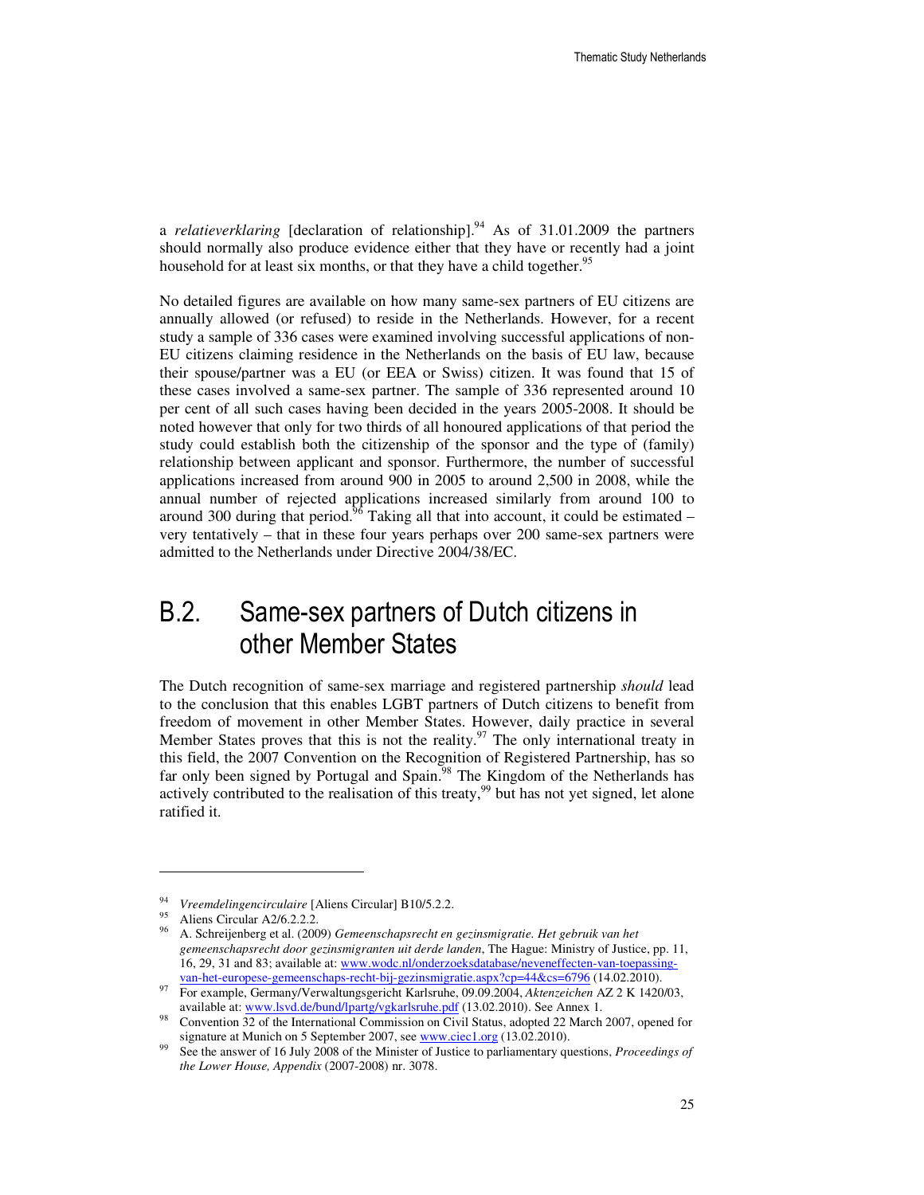a *relatieverklaring* [declaration of relationship].[94] As of 31.01.2009 the partners should normally also produce evidence either that they have or recently had a joint household for at least six months, or that they have a child together.[95]

No detailed figures are available on how many same-sex partners of EU citizens are annually allowed (or refused) to reside in the Netherlands. However, for a recent study a sample of 336 cases were examined involving successful applications of non-EU citizens claiming residence in the Netherlands on the basis of EU law, because their spouse/partner was a EU (or EEA or Swiss) citizen. It was found that 15 of these cases involved a same-sex partner. The sample of 336 represented around 10 per cent of all such cases having been decided in the years 2005-2008. It should be noted however that only for two thirds of all honoured applications of that period the study could establish both the citizenship of the sponsor and the type of (family) relationship between applicant and sponsor. Furthermore, the number of successful applications increased from around 900 in 2005 to around 2,500 in 2008, while the annual number of rejected applications increased similarly from around 100 to around 300 during that period.[96] Taking all that into account, it could be estimated – very tentatively – that in these four years perhaps over 200 same-sex partners were admitted to the Netherlands under Directive 2004/38/EC.

## B.2. Same-sex partners of Dutch citizens in other Member States

The Dutch recognition of same-sex marriage and registered partnership *should* lead to the conclusion that this enables LGBT partners of Dutch citizens to benefit from freedom of movement in other Member States. However, daily practice in several Member States proves that this is not the reality.[97] The only international treaty in this field, the 2007 Convention on the Recognition of Registered Partnership, has so far only been signed by Portugal and Spain.[98] The Kingdom of the Netherlands has actively contributed to the realisation of this treaty,[99] but has not yet signed, let alone ratified it.

---

[94] *Vreemdelingencirculaire* [Aliens Circular] B10/5.2.2.

[95] Aliens Circular A2/6.2.2.2.

[96] A. Schreijenberg et al. (2009) *Gemeenschapsrecht en gezinsmigratie. Het gebruik van het gemeenschapsrecht door gezinsmigranten uit derde landen*, The Hague: Ministry of Justice, pp. 11, 16, 29, 31 and 83; available at: www.wodc.nl/onderzoeksdatabase/neveneffecten-van-toepassing-van-het-europese-gemeenschaps-recht-bij-gezinsmigratie.aspx?cp=44&cs=6796 (14.02.2010).

[97] For example, Germany/Verwaltungsgericht Karlsruhe, 09.09.2004, *Aktenzeichen* AZ 2 K 1420/03, available at: www.lsvd.de/bund/lpartg/vgkarlsruhe.pdf (13.02.2010). See Annex 1.

[98] Convention 32 of the International Commission on Civil Status, adopted 22 March 2007, opened for signature at Munich on 5 September 2007, see www.ciec1.org (13.02.2010).

[99] See the answer of 16 July 2008 of the Minister of Justice to parliamentary questions, *Proceedings of the Lower House, Appendix* (2007-2008) nr. 3078.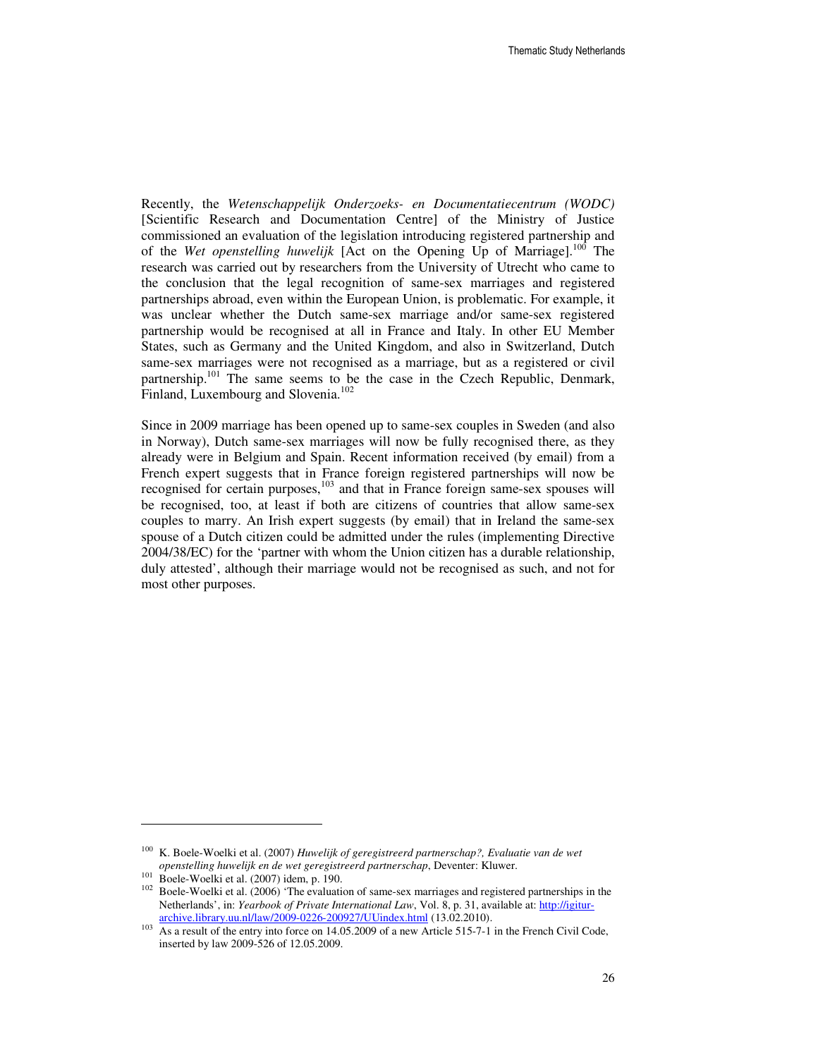Recently, the *Wetenschappelijk Onderzoeks- en Documentatiecentrum (WODC)* [Scientific Research and Documentation Centre] of the Ministry of Justice commissioned an evaluation of the legislation introducing registered partnership and of the *Wet openstelling huwelijk* [Act on the Opening Up of Marriage].[100] The research was carried out by researchers from the University of Utrecht who came to the conclusion that the legal recognition of same-sex marriages and registered partnerships abroad, even within the European Union, is problematic. For example, it was unclear whether the Dutch same-sex marriage and/or same-sex registered partnership would be recognised at all in France and Italy. In other EU Member States, such as Germany and the United Kingdom, and also in Switzerland, Dutch same-sex marriages were not recognised as a marriage, but as a registered or civil partnership.[101] The same seems to be the case in the Czech Republic, Denmark, Finland, Luxembourg and Slovenia.[102]

Since in 2009 marriage has been opened up to same-sex couples in Sweden (and also in Norway), Dutch same-sex marriages will now be fully recognised there, as they already were in Belgium and Spain. Recent information received (by email) from a French expert suggests that in France foreign registered partnerships will now be recognised for certain purposes,[103] and that in France foreign same-sex spouses will be recognised, too, at least if both are citizens of countries that allow same-sex couples to marry. An Irish expert suggests (by email) that in Ireland the same-sex spouse of a Dutch citizen could be admitted under the rules (implementing Directive 2004/38/EC) for the 'partner with whom the Union citizen has a durable relationship, duly attested', although their marriage would not be recognised as such, and not for most other purposes.

---

[100] K. Boele-Woelki et al. (2007) *Huwelijk of geregistreerd partnerschap?, Evaluatie van de wet openstelling huwelijk en de wet geregistreerd partnerschap*, Deventer: Kluwer.

[101] Boele-Woelki et al. (2007) idem, p. 190.

[102] Boele-Woelki et al. (2006) 'The evaluation of same-sex marriages and registered partnerships in the Netherlands', in: *Yearbook of Private International Law*, Vol. 8, p. 31, available at: http://igitur-archive.library.uu.nl/law/2009-0226-200927/UUindex.html (13.02.2010).

[103] As a result of the entry into force on 14.05.2009 of a new Article 515-7-1 in the French Civil Code, inserted by law 2009-526 of 12.05.2009.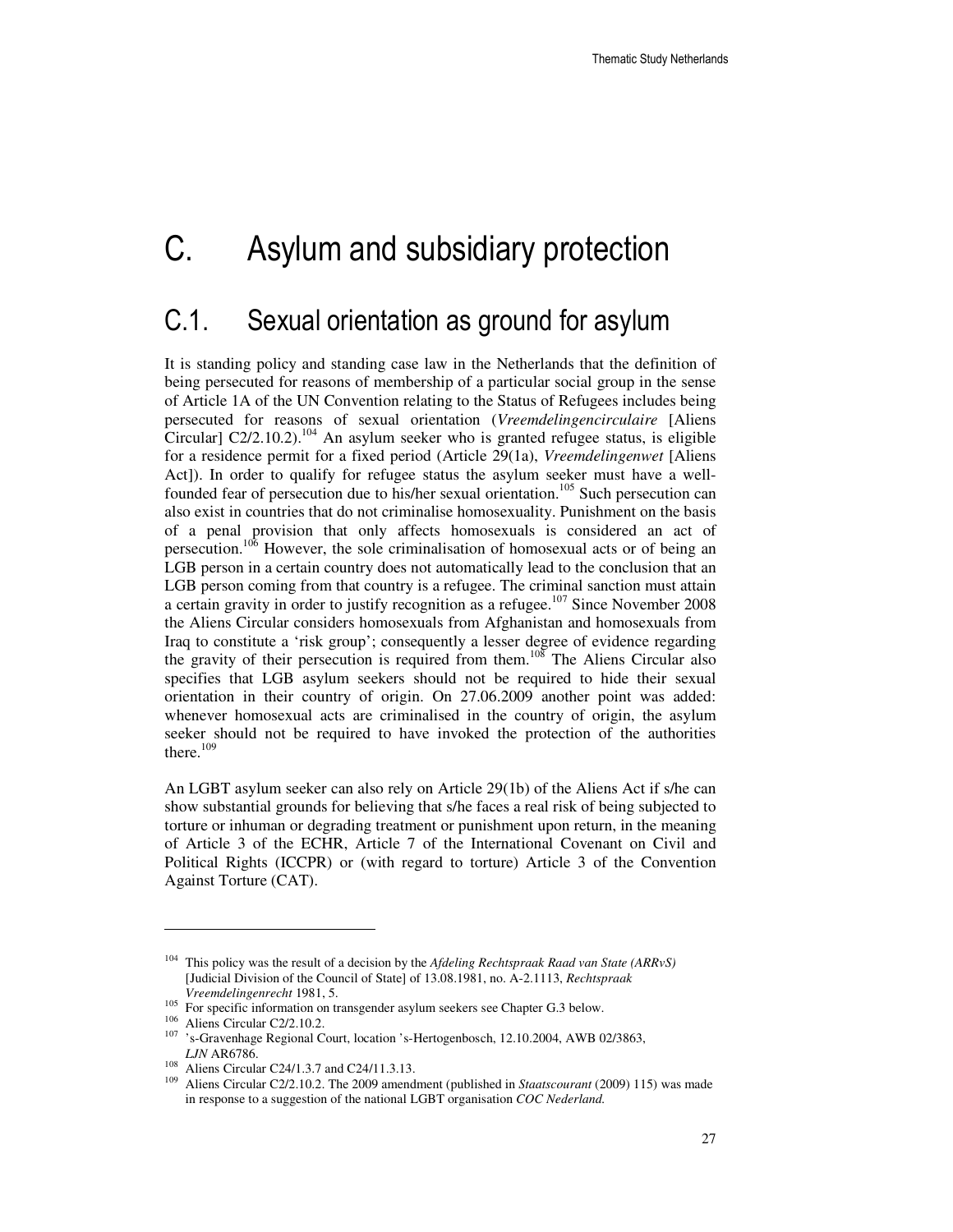# C. Asylum and subsidiary protection

## C.1. Sexual orientation as ground for asylum

It is standing policy and standing case law in the Netherlands that the definition of being persecuted for reasons of membership of a particular social group in the sense of Article 1A of the UN Convention relating to the Status of Refugees includes being persecuted for reasons of sexual orientation (*Vreemdelingencirculaire* [Aliens Circular] C2/2.10.2).[104] An asylum seeker who is granted refugee status, is eligible for a residence permit for a fixed period (Article 29(1a), *Vreemdelingenwet* [Aliens Act]). In order to qualify for refugee status the asylum seeker must have a well-founded fear of persecution due to his/her sexual orientation.[105] Such persecution can also exist in countries that do not criminalise homosexuality. Punishment on the basis of a penal provision that only affects homosexuals is considered an act of persecution.[106] However, the sole criminalisation of homosexual acts or of being an LGB person in a certain country does not automatically lead to the conclusion that an LGB person coming from that country is a refugee. The criminal sanction must attain a certain gravity in order to justify recognition as a refugee.[107] Since November 2008 the Aliens Circular considers homosexuals from Afghanistan and homosexuals from Iraq to constitute a 'risk group'; consequently a lesser degree of evidence regarding the gravity of their persecution is required from them.[108] The Aliens Circular also specifies that LGB asylum seekers should not be required to hide their sexual orientation in their country of origin. On 27.06.2009 another point was added: whenever homosexual acts are criminalised in the country of origin, the asylum seeker should not be required to have invoked the protection of the authorities there.[109]

An LGBT asylum seeker can also rely on Article 29(1b) of the Aliens Act if s/he can show substantial grounds for believing that s/he faces a real risk of being subjected to torture or inhuman or degrading treatment or punishment upon return, in the meaning of Article 3 of the ECHR, Article 7 of the International Covenant on Civil and Political Rights (ICCPR) or (with regard to torture) Article 3 of the Convention Against Torture (CAT).

---

[104] This policy was the result of a decision by the *Afdeling Rechtspraak Raad van State (ARRvS)* [Judicial Division of the Council of State] of 13.08.1981, no. A-2.1113, *Rechtspraak Vreemdelingenrecht* 1981, 5.

[105] For specific information on transgender asylum seekers see Chapter G.3 below.

[106] Aliens Circular C2/2.10.2.

[107] 's-Gravenhage Regional Court, location 's-Hertogenbosch, 12.10.2004, AWB 02/3863, *LJN* AR6786.

[108] Aliens Circular C24/1.3.7 and C24/11.3.13.

[109] Aliens Circular C2/2.10.2. The 2009 amendment (published in *Staatscourant* (2009) 115) was made in response to a suggestion of the national LGBT organisation *COC Nederland.*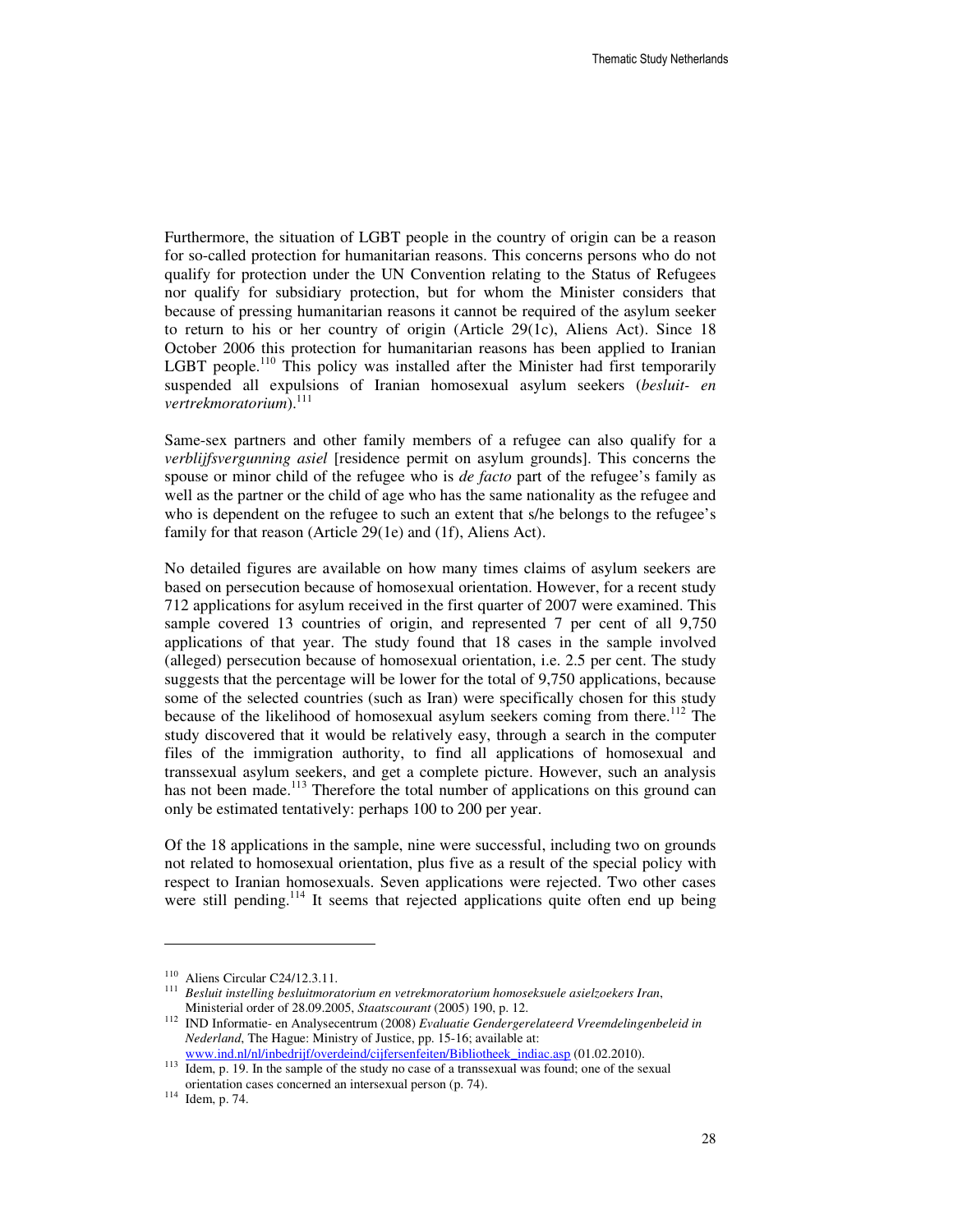Furthermore, the situation of LGBT people in the country of origin can be a reason for so-called protection for humanitarian reasons. This concerns persons who do not qualify for protection under the UN Convention relating to the Status of Refugees nor qualify for subsidiary protection, but for whom the Minister considers that because of pressing humanitarian reasons it cannot be required of the asylum seeker to return to his or her country of origin (Article 29(1c), Aliens Act). Since 18 October 2006 this protection for humanitarian reasons has been applied to Iranian LGBT people.[110] This policy was installed after the Minister had first temporarily suspended all expulsions of Iranian homosexual asylum seekers (*besluit- en vertrekmoratorium*).[111]

Same-sex partners and other family members of a refugee can also qualify for a *verblijfsvergunning asiel* [residence permit on asylum grounds]. This concerns the spouse or minor child of the refugee who is *de facto* part of the refugee's family as well as the partner or the child of age who has the same nationality as the refugee and who is dependent on the refugee to such an extent that s/he belongs to the refugee's family for that reason (Article 29(1e) and (1f), Aliens Act).

No detailed figures are available on how many times claims of asylum seekers are based on persecution because of homosexual orientation. However, for a recent study 712 applications for asylum received in the first quarter of 2007 were examined. This sample covered 13 countries of origin, and represented 7 per cent of all 9,750 applications of that year. The study found that 18 cases in the sample involved (alleged) persecution because of homosexual orientation, i.e. 2.5 per cent. The study suggests that the percentage will be lower for the total of 9,750 applications, because some of the selected countries (such as Iran) were specifically chosen for this study because of the likelihood of homosexual asylum seekers coming from there.[112] The study discovered that it would be relatively easy, through a search in the computer files of the immigration authority, to find all applications of homosexual and transsexual asylum seekers, and get a complete picture. However, such an analysis has not been made.[113] Therefore the total number of applications on this ground can only be estimated tentatively: perhaps 100 to 200 per year.

Of the 18 applications in the sample, nine were successful, including two on grounds not related to homosexual orientation, plus five as a result of the special policy with respect to Iranian homosexuals. Seven applications were rejected. Two other cases were still pending.[114] It seems that rejected applications quite often end up being

---

[110] Aliens Circular C24/12.3.11.

[111] *Besluit instelling besluitmoratorium en vetrekmoratorium homoseksuele asielzoekers Iran*, Ministerial order of 28.09.2005, *Staatscourant* (2005) 190, p. 12.

[112] IND Informatie- en Analysecentrum (2008) *Evaluatie Gendergerelateerd Vreemdelingenbeleid in Nederland*, The Hague: Ministry of Justice, pp. 15-16; available at: www.ind.nl/nl/inbedrijf/overdeind/cijfersenfeiten/Bibliotheek_indiac.asp (01.02.2010).

[113] Idem, p. 19. In the sample of the study no case of a transsexual was found; one of the sexual orientation cases concerned an intersexual person (p. 74).

[114] Idem, p. 74.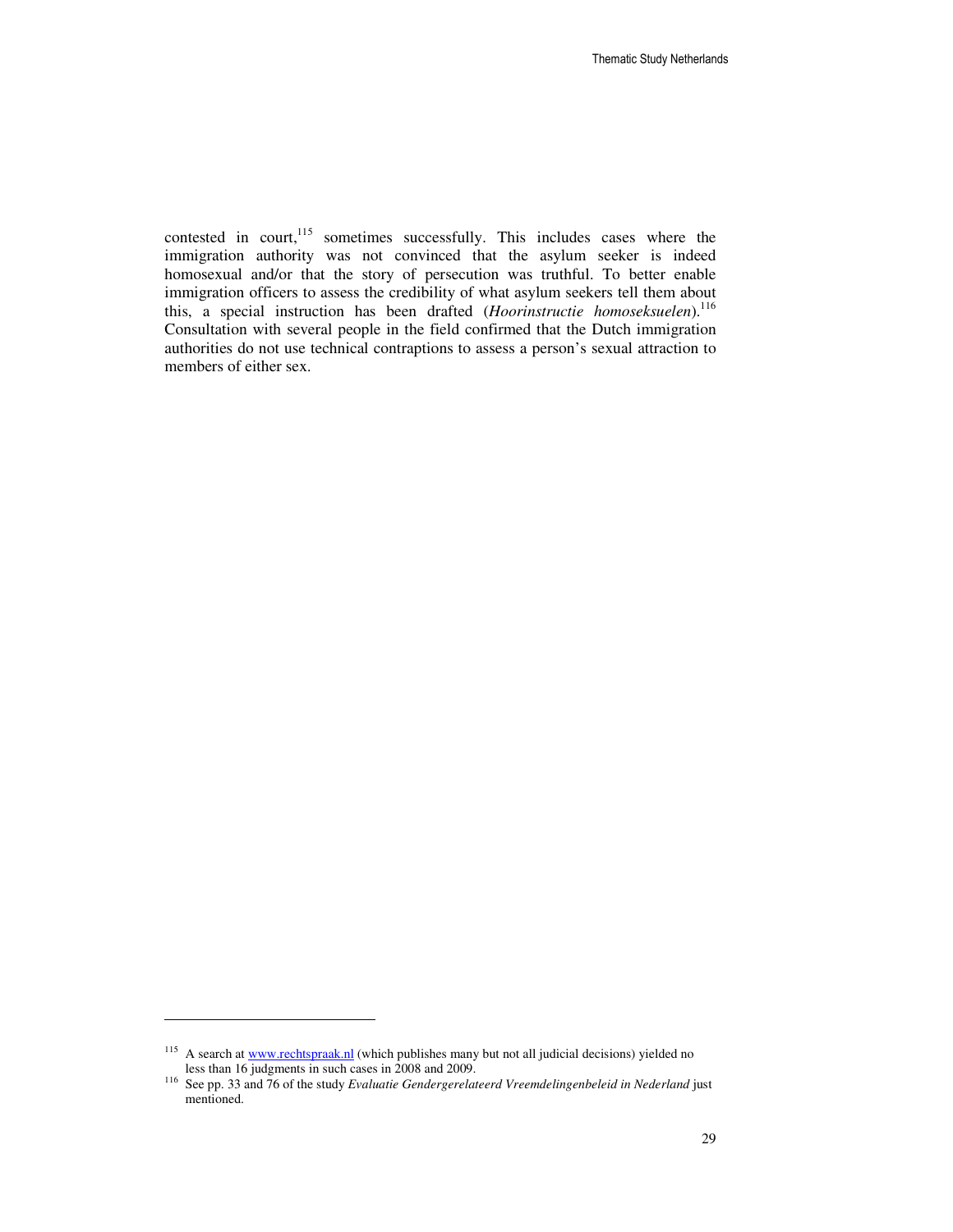contested in court,[115] sometimes successfully. This includes cases where the immigration authority was not convinced that the asylum seeker is indeed homosexual and/or that the story of persecution was truthful. To better enable immigration officers to assess the credibility of what asylum seekers tell them about this, a special instruction has been drafted (*Hoorinstructie homoseksuelen*).[116] Consultation with several people in the field confirmed that the Dutch immigration authorities do not use technical contraptions to assess a person's sexual attraction to members of either sex.

---

[115] A search at www.rechtspraak.nl (which publishes many but not all judicial decisions) yielded no less than 16 judgments in such cases in 2008 and 2009.

[116] See pp. 33 and 76 of the study *Evaluatie Gendergerelateerd Vreemdelingenbeleid in Nederland* just mentioned.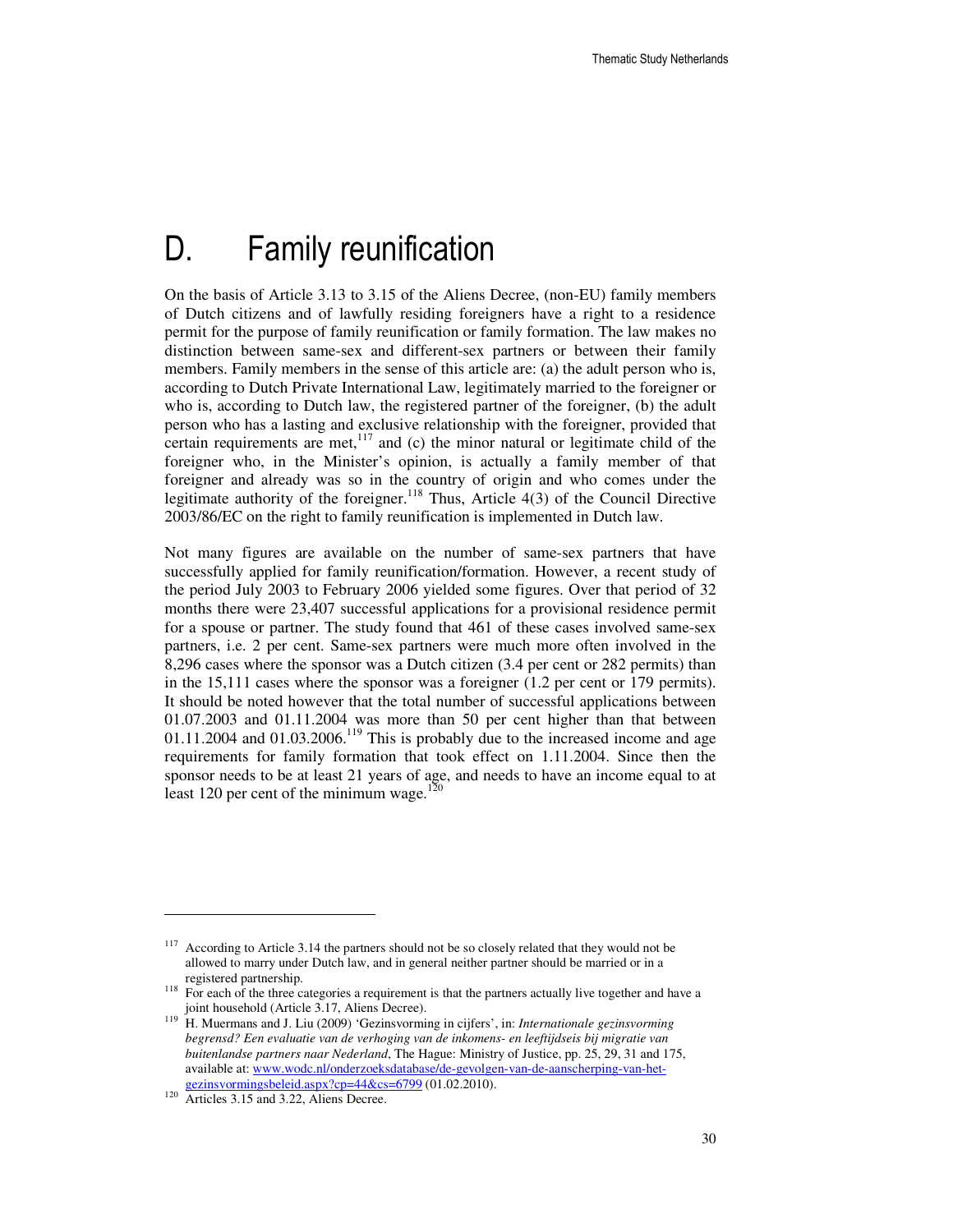# D. Family reunification

On the basis of Article 3.13 to 3.15 of the Aliens Decree, (non-EU) family members of Dutch citizens and of lawfully residing foreigners have a right to a residence permit for the purpose of family reunification or family formation. The law makes no distinction between same-sex and different-sex partners or between their family members. Family members in the sense of this article are: (a) the adult person who is, according to Dutch Private International Law, legitimately married to the foreigner or who is, according to Dutch law, the registered partner of the foreigner, (b) the adult person who has a lasting and exclusive relationship with the foreigner, provided that certain requirements are met,[117] and (c) the minor natural or legitimate child of the foreigner who, in the Minister's opinion, is actually a family member of that foreigner and already was so in the country of origin and who comes under the legitimate authority of the foreigner.[118] Thus, Article 4(3) of the Council Directive 2003/86/EC on the right to family reunification is implemented in Dutch law.

Not many figures are available on the number of same-sex partners that have successfully applied for family reunification/formation. However, a recent study of the period July 2003 to February 2006 yielded some figures. Over that period of 32 months there were 23,407 successful applications for a provisional residence permit for a spouse or partner. The study found that 461 of these cases involved same-sex partners, i.e. 2 per cent. Same-sex partners were much more often involved in the 8,296 cases where the sponsor was a Dutch citizen (3.4 per cent or 282 permits) than in the 15,111 cases where the sponsor was a foreigner (1.2 per cent or 179 permits). It should be noted however that the total number of successful applications between 01.07.2003 and 01.11.2004 was more than 50 per cent higher than that between 01.11.2004 and 01.03.2006.[119] This is probably due to the increased income and age requirements for family formation that took effect on 1.11.2004. Since then the sponsor needs to be at least 21 years of age, and needs to have an income equal to at least 120 per cent of the minimum wage.[120]

---

[117] According to Article 3.14 the partners should not be so closely related that they would not be allowed to marry under Dutch law, and in general neither partner should be married or in a registered partnership.

[118] For each of the three categories a requirement is that the partners actually live together and have a joint household (Article 3.17, Aliens Decree).

[119] H. Muermans and J. Liu (2009) 'Gezinsvorming in cijfers', in: *Internationale gezinsvorming begrensd? Een evaluatie van de verhoging van de inkomens- en leeftijdseis bij migratie van buitenlandse partners naar Nederland*, The Hague: Ministry of Justice, pp. 25, 29, 31 and 175, available at: www.wodc.nl/onderzoeksdatabase/de-gevolgen-van-de-aanscherping-van-het-gezinsvormingsbeleid.aspx?cp=44&cs=6799 (01.02.2010).

[120] Articles 3.15 and 3.22, Aliens Decree.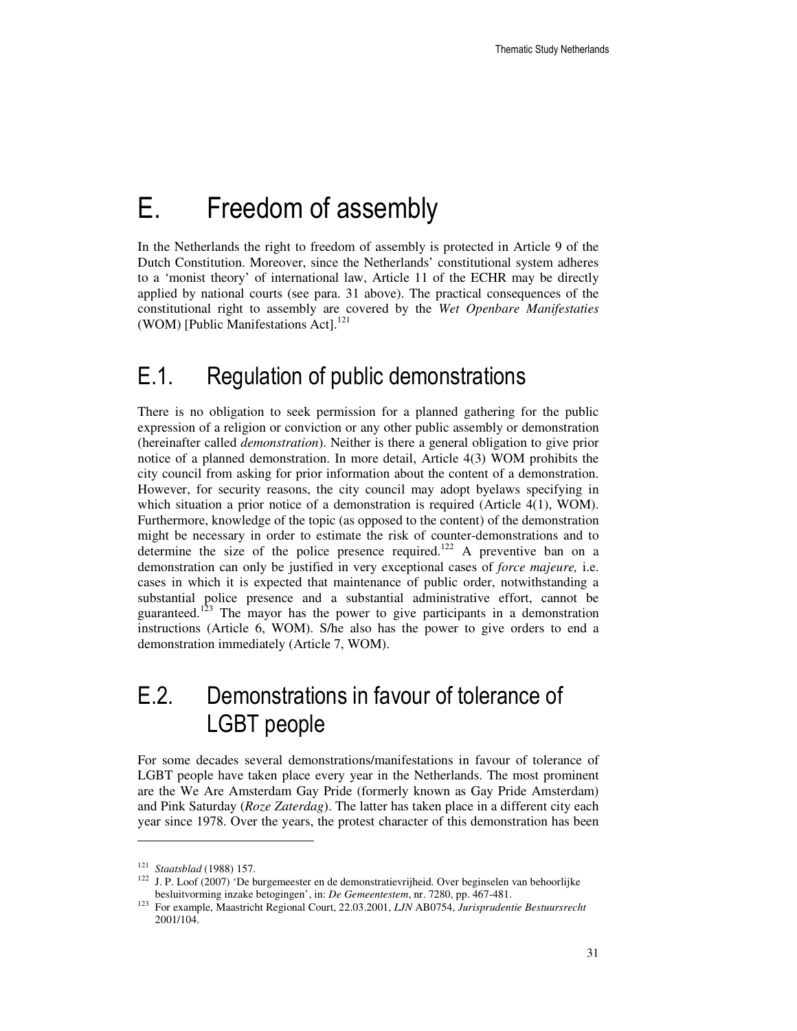# E. Freedom of assembly

In the Netherlands the right to freedom of assembly is protected in Article 9 of the Dutch Constitution. Moreover, since the Netherlands' constitutional system adheres to a 'monist theory' of international law, Article 11 of the ECHR may be directly applied by national courts (see para. 31 above). The practical consequences of the constitutional right to assembly are covered by the *Wet Openbare Manifestaties* (WOM) [Public Manifestations Act].[121]

## E.1. Regulation of public demonstrations

There is no obligation to seek permission for a planned gathering for the public expression of a religion or conviction or any other public assembly or demonstration (hereinafter called *demonstration*). Neither is there a general obligation to give prior notice of a planned demonstration. In more detail, Article 4(3) WOM prohibits the city council from asking for prior information about the content of a demonstration. However, for security reasons, the city council may adopt byelaws specifying in which situation a prior notice of a demonstration is required (Article 4(1), WOM). Furthermore, knowledge of the topic (as opposed to the content) of the demonstration might be necessary in order to estimate the risk of counter-demonstrations and to determine the size of the police presence required.[122] A preventive ban on a demonstration can only be justified in very exceptional cases of *force majeure,* i.e. cases in which it is expected that maintenance of public order, notwithstanding a substantial police presence and a substantial administrative effort, cannot be guaranteed.[123] The mayor has the power to give participants in a demonstration instructions (Article 6, WOM). S/he also has the power to give orders to end a demonstration immediately (Article 7, WOM).

## E.2. Demonstrations in favour of tolerance of LGBT people

For some decades several demonstrations/manifestations in favour of tolerance of LGBT people have taken place every year in the Netherlands. The most prominent are the We Are Amsterdam Gay Pride (formerly known as Gay Pride Amsterdam) and Pink Saturday (*Roze Zaterdag*). The latter has taken place in a different city each year since 1978. Over the years, the protest character of this demonstration has been

---

[121] *Staatsblad* (1988) 157.

[122] J. P. Loof (2007) 'De burgemeester en de demonstratievrijheid. Over beginselen van behoorlijke besluitvorming inzake betogingen', in: *De Gemeentestem*, nr. 7280, pp. 467-481.

[123] For example, Maastricht Regional Court, 22.03.2001, *LJN* AB0754, *Jurisprudentie Bestuursrecht* 2001/104.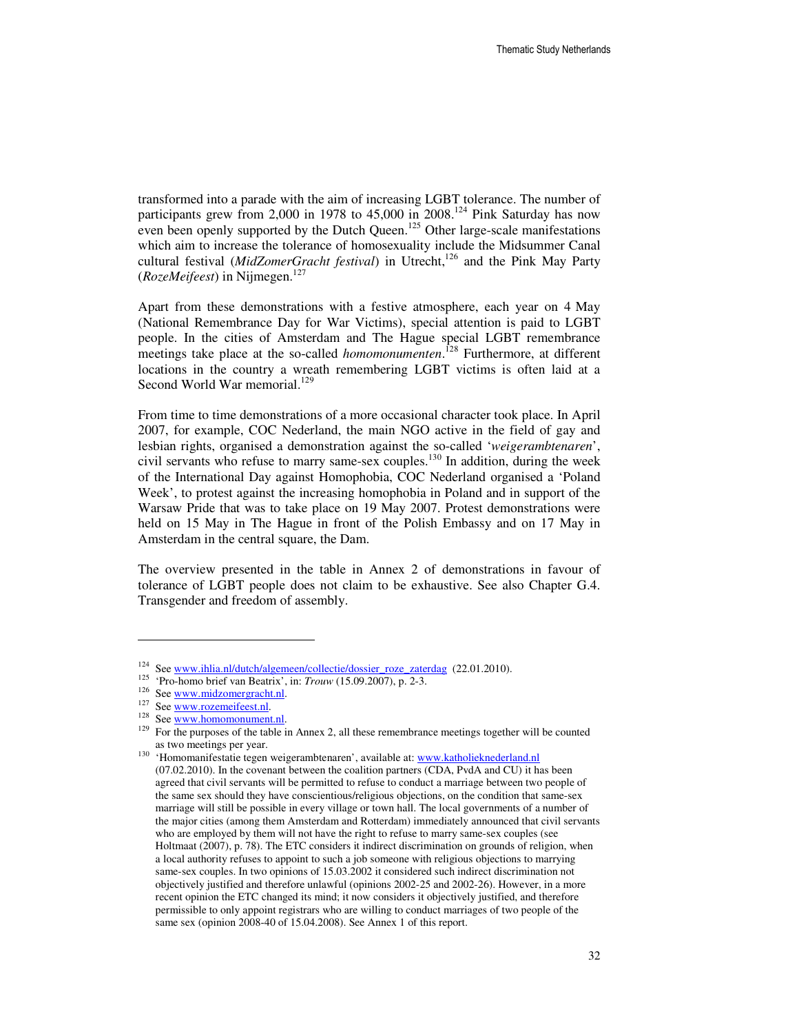transformed into a parade with the aim of increasing LGBT tolerance. The number of participants grew from 2,000 in 1978 to 45,000 in 2008.[124] Pink Saturday has now even been openly supported by the Dutch Queen.[125] Other large-scale manifestations which aim to increase the tolerance of homosexuality include the Midsummer Canal cultural festival (*MidZomerGracht festival*) in Utrecht,[126] and the Pink May Party (*RozeMeifeest*) in Nijmegen.[127]

Apart from these demonstrations with a festive atmosphere, each year on 4 May (National Remembrance Day for War Victims), special attention is paid to LGBT people. In the cities of Amsterdam and The Hague special LGBT remembrance meetings take place at the so-called *homomonumenten*.[128] Furthermore, at different locations in the country a wreath remembering LGBT victims is often laid at a Second World War memorial.[129]

From time to time demonstrations of a more occasional character took place. In April 2007, for example, COC Nederland, the main NGO active in the field of gay and lesbian rights, organised a demonstration against the so-called '*weigerambtenaren*', civil servants who refuse to marry same-sex couples.[130] In addition, during the week of the International Day against Homophobia, COC Nederland organised a 'Poland Week', to protest against the increasing homophobia in Poland and in support of the Warsaw Pride that was to take place on 19 May 2007. Protest demonstrations were held on 15 May in The Hague in front of the Polish Embassy and on 17 May in Amsterdam in the central square, the Dam.

The overview presented in the table in Annex 2 of demonstrations in favour of tolerance of LGBT people does not claim to be exhaustive. See also Chapter G.4. Transgender and freedom of assembly.

---

[124] See www.ihlia.nl/dutch/algemeen/collectie/dossier_roze_zaterdag (22.01.2010).

[125] 'Pro-homo brief van Beatrix', in: *Trouw* (15.09.2007), p. 2-3.

[126] See www.midzomergracht.nl.

[127] See www.rozemeifeest.nl.

[128] See www.homomonument.nl.

[129] For the purposes of the table in Annex 2, all these remembrance meetings together will be counted as two meetings per year.

[130] 'Homomanifestatie tegen weigerambtenaren', available at: www.katholiekNederland.nl (07.02.2010). In the covenant between the coalition partners (CDA, PvdA and CU) it has been agreed that civil servants will be permitted to refuse to conduct a marriage between two people of the same sex should they have conscientious/religious objections, on the condition that same-sex marriage will still be possible in every village or town hall. The local governments of a number of the major cities (among them Amsterdam and Rotterdam) immediately announced that civil servants who are employed by them will not have the right to refuse to marry same-sex couples (see Holtmaat (2007), p. 78). The ETC considers it indirect discrimination on grounds of religion, when a local authority refuses to appoint to such a job someone with religious objections to marrying same-sex couples. In two opinions of 15.03.2002 it considered such indirect discrimination not objectively justified and therefore unlawful (opinions 2002-25 and 2002-26). However, in a more recent opinion the ETC changed its mind; it now considers it objectively justified, and therefore permissible to only appoint registrars who are willing to conduct marriages of two people of the same sex (opinion 2008-40 of 15.04.2008). See Annex 1 of this report.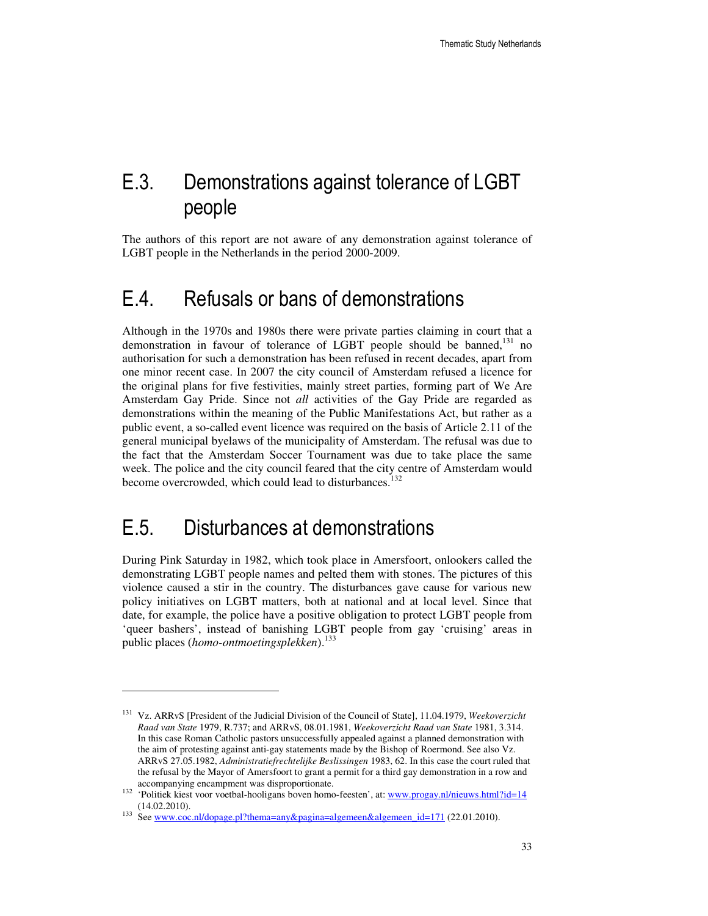## E.3. Demonstrations against tolerance of LGBT people

The authors of this report are not aware of any demonstration against tolerance of LGBT people in the Netherlands in the period 2000-2009.

## E.4. Refusals or bans of demonstrations

Although in the 1970s and 1980s there were private parties claiming in court that a demonstration in favour of tolerance of LGBT people should be banned,[131] no authorisation for such a demonstration has been refused in recent decades, apart from one minor recent case. In 2007 the city council of Amsterdam refused a licence for the original plans for five festivities, mainly street parties, forming part of We Are Amsterdam Gay Pride. Since not *all* activities of the Gay Pride are regarded as demonstrations within the meaning of the Public Manifestations Act, but rather as a public event, a so-called event licence was required on the basis of Article 2.11 of the general municipal byelaws of the municipality of Amsterdam. The refusal was due to the fact that the Amsterdam Soccer Tournament was due to take place the same week. The police and the city council feared that the city centre of Amsterdam would become overcrowded, which could lead to disturbances.[132]

## E.5. Disturbances at demonstrations

During Pink Saturday in 1982, which took place in Amersfoort, onlookers called the demonstrating LGBT people names and pelted them with stones. The pictures of this violence caused a stir in the country. The disturbances gave cause for various new policy initiatives on LGBT matters, both at national and at local level. Since that date, for example, the police have a positive obligation to protect LGBT people from 'queer bashers', instead of banishing LGBT people from gay 'cruising' areas in public places (*homo-ontmoetingsplekken*).[133]

---

[131] Vz. ARRvS [President of the Judicial Division of the Council of State], 11.04.1979, *Weekoverzicht Raad van State* 1979, R.737; and ARRvS, 08.01.1981, *Weekoverzicht Raad van State* 1981, 3.314. In this case Roman Catholic pastors unsuccessfully appealed against a planned demonstration with the aim of protesting against anti-gay statements made by the Bishop of Roermond. See also Vz. ARRvS 27.05.1982, *Administratiefrechtelijke Beslissingen* 1983, 62. In this case the court ruled that the refusal by the Mayor of Amersfoort to grant a permit for a third gay demonstration in a row and accompanying encampment was disproportionate.

[132] 'Politiek kiest voor voetbal-hooligans boven homo-feesten', at: www.progay.nl/nieuws.html?id=14 (14.02.2010).

[133] See www.coc.nl/dopage.pl?thema=any&pagina=algemeen&algemeen_id=171 (22.01.2010).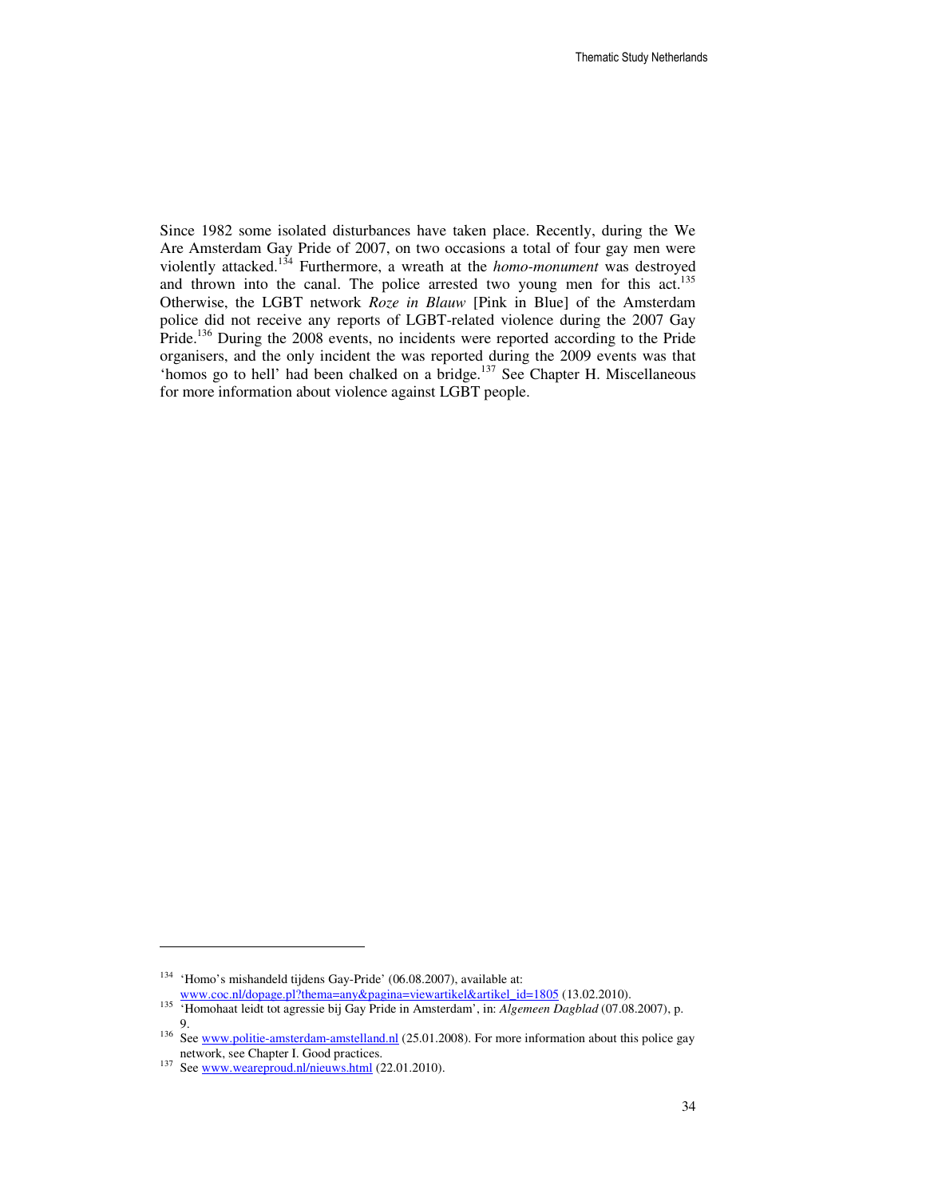Since 1982 some isolated disturbances have taken place. Recently, during the We Are Amsterdam Gay Pride of 2007, on two occasions a total of four gay men were violently attacked.[134] Furthermore, a wreath at the *homo-monument* was destroyed and thrown into the canal. The police arrested two young men for this act.[135] Otherwise, the LGBT network *Roze in Blauw* [Pink in Blue] of the Amsterdam police did not receive any reports of LGBT-related violence during the 2007 Gay Pride.[136] During the 2008 events, no incidents were reported according to the Pride organisers, and the only incident the was reported during the 2009 events was that 'homos go to hell' had been chalked on a bridge.[137] See Chapter H. Miscellaneous for more information about violence against LGBT people.

---

[134] 'Homo's mishandeld tijdens Gay-Pride' (06.08.2007), available at: www.coc.nl/dopage.pl?thema=any&pagina=viewartikel&artikel_id=1805 (13.02.2010).

[135] 'Homohaat leidt tot agressie bij Gay Pride in Amsterdam', in: *Algemeen Dagblad* (07.08.2007), p. 9.

[136] See www.politie-amsterdam-amstelland.nl (25.01.2008). For more information about this police gay network, see Chapter I. Good practices.

[137] See www.weareproud.nl/nieuws.html (22.01.2010).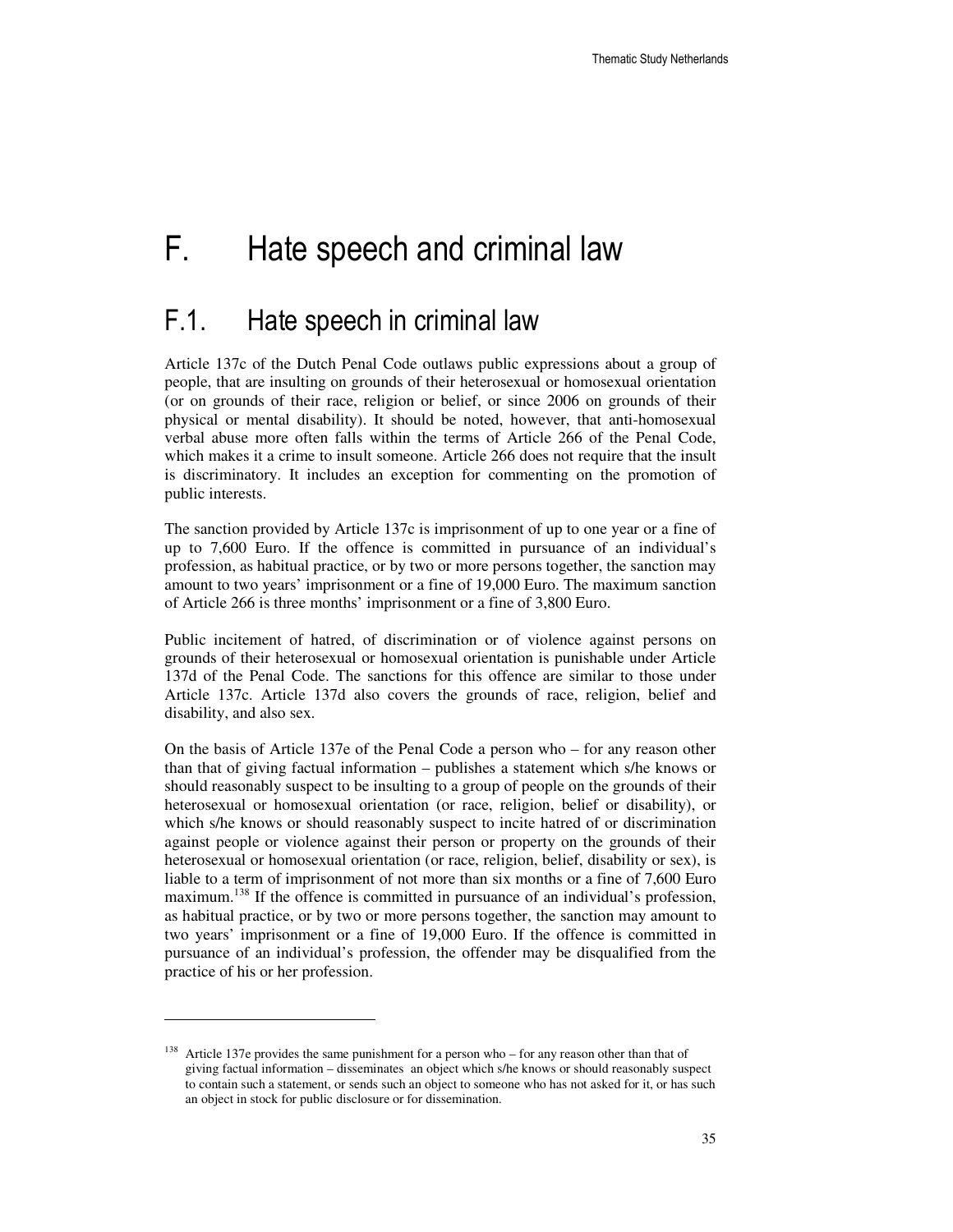# F. Hate speech and criminal law

## F.1. Hate speech in criminal law

Article 137c of the Dutch Penal Code outlaws public expressions about a group of people, that are insulting on grounds of their heterosexual or homosexual orientation (or on grounds of their race, religion or belief, or since 2006 on grounds of their physical or mental disability). It should be noted, however, that anti-homosexual verbal abuse more often falls within the terms of Article 266 of the Penal Code, which makes it a crime to insult someone. Article 266 does not require that the insult is discriminatory. It includes an exception for commenting on the promotion of public interests.

The sanction provided by Article 137c is imprisonment of up to one year or a fine of up to 7,600 Euro. If the offence is committed in pursuance of an individual's profession, as habitual practice, or by two or more persons together, the sanction may amount to two years' imprisonment or a fine of 19,000 Euro. The maximum sanction of Article 266 is three months' imprisonment or a fine of 3,800 Euro.

Public incitement of hatred, of discrimination or of violence against persons on grounds of their heterosexual or homosexual orientation is punishable under Article 137d of the Penal Code. The sanctions for this offence are similar to those under Article 137c. Article 137d also covers the grounds of race, religion, belief and disability, and also sex.

On the basis of Article 137e of the Penal Code a person who – for any reason other than that of giving factual information – publishes a statement which s/he knows or should reasonably suspect to be insulting to a group of people on the grounds of their heterosexual or homosexual orientation (or race, religion, belief or disability), or which s/he knows or should reasonably suspect to incite hatred of or discrimination against people or violence against their person or property on the grounds of their heterosexual or homosexual orientation (or race, religion, belief, disability or sex), is liable to a term of imprisonment of not more than six months or a fine of 7,600 Euro maximum.[138] If the offence is committed in pursuance of an individual's profession, as habitual practice, or by two or more persons together, the sanction may amount to two years' imprisonment or a fine of 19,000 Euro. If the offence is committed in pursuance of an individual's profession, the offender may be disqualified from the practice of his or her profession.

---

[138] Article 137e provides the same punishment for a person who – for any reason other than that of giving factual information – disseminates an object which s/he knows or should reasonably suspect to contain such a statement, or sends such an object to someone who has not asked for it, or has such an object in stock for public disclosure or for dissemination.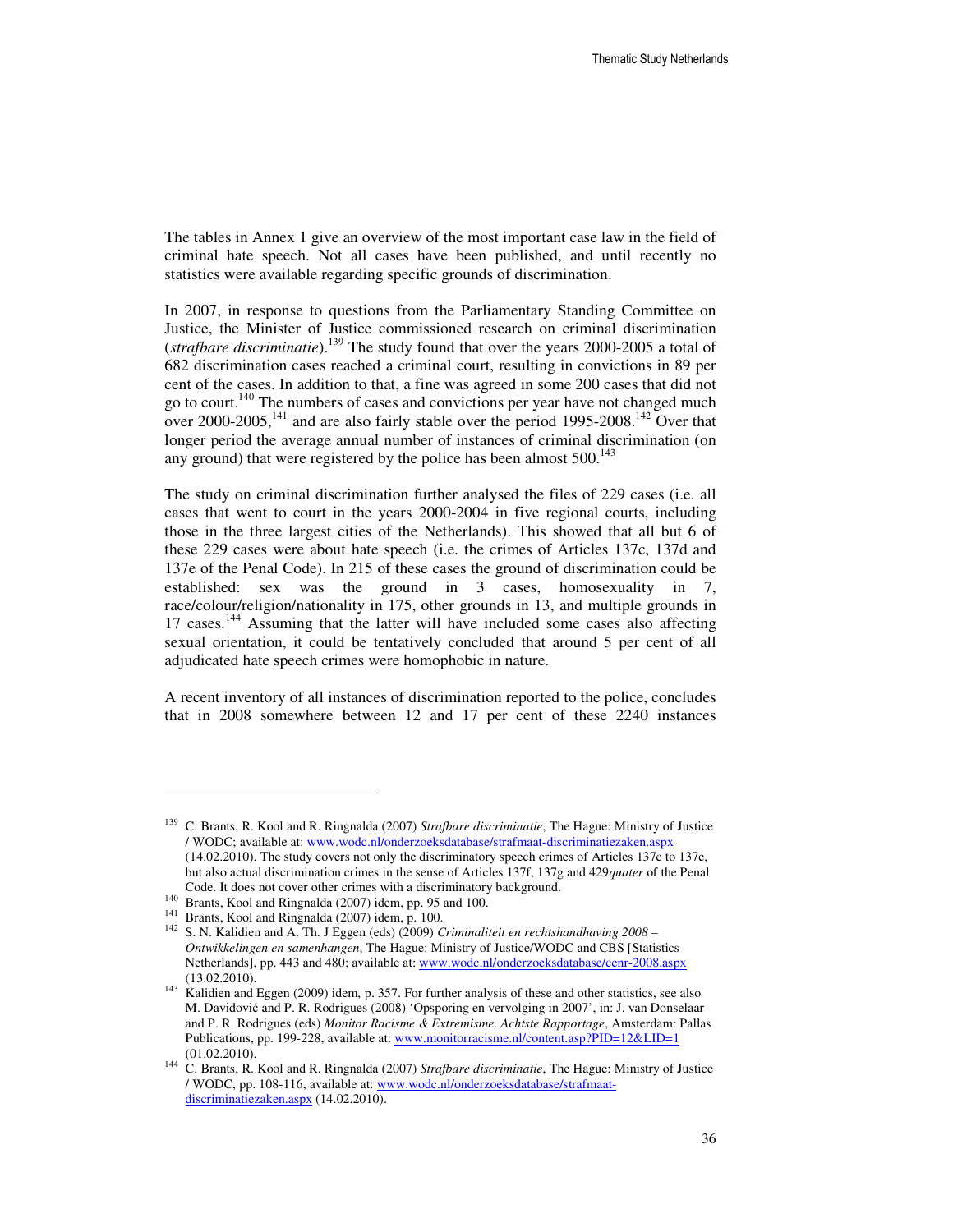The tables in Annex 1 give an overview of the most important case law in the field of criminal hate speech. Not all cases have been published, and until recently no statistics were available regarding specific grounds of discrimination.

In 2007, in response to questions from the Parliamentary Standing Committee on Justice, the Minister of Justice commissioned research on criminal discrimination (*strafbare discriminatie*).[139] The study found that over the years 2000-2005 a total of 682 discrimination cases reached a criminal court, resulting in convictions in 89 per cent of the cases. In addition to that, a fine was agreed in some 200 cases that did not go to court.[140] The numbers of cases and convictions per year have not changed much over 2000-2005,[141] and are also fairly stable over the period 1995-2008.[142] Over that longer period the average annual number of instances of criminal discrimination (on any ground) that were registered by the police has been almost 500.[143]

The study on criminal discrimination further analysed the files of 229 cases (i.e. all cases that went to court in the years 2000-2004 in five regional courts, including those in the three largest cities of the Netherlands). This showed that all but 6 of these 229 cases were about hate speech (i.e. the crimes of Articles 137c, 137d and 137e of the Penal Code). In 215 of these cases the ground of discrimination could be established: sex was the ground in 3 cases, homosexuality in 7, race/colour/religion/nationality in 175, other grounds in 13, and multiple grounds in 17 cases.[144] Assuming that the latter will have included some cases also affecting sexual orientation, it could be tentatively concluded that around 5 per cent of all adjudicated hate speech crimes were homophobic in nature.

A recent inventory of all instances of discrimination reported to the police, concludes that in 2008 somewhere between 12 and 17 per cent of these 2240 instances

---

[139] C. Brants, R. Kool and R. Ringnalda (2007) *Strafbare discriminatie*, The Hague: Ministry of Justice / WODC; available at: www.wodc.nl/onderzoeksdatabase/strafmaat-discriminatiezaken.aspx (14.02.2010). The study covers not only the discriminatory speech crimes of Articles 137c to 137e, but also actual discrimination crimes in the sense of Articles 137f, 137g and 429*quater* of the Penal Code. It does not cover other crimes with a discriminatory background.

[140] Brants, Kool and Ringnalda (2007) idem, pp. 95 and 100.

[141] Brants, Kool and Ringnalda (2007) idem, p. 100.

[142] S. N. Kalidien and A. Th. J Eggen (eds) (2009) *Criminaliteit en rechtshandhaving 2008 – Ontwikkelingen en samenhangen*, The Hague: Ministry of Justice/WODC and CBS [Statistics Netherlands], pp. 443 and 480; available at: www.wodc.nl/onderzoeksdatabase/cenr-2008.aspx (13.02.2010).

[143] Kalidien and Eggen (2009) idem, p. 357. For further analysis of these and other statistics, see also M. Davidović and P. R. Rodrigues (2008) 'Opsporing en vervolging in 2007', in: J. van Donselaar and P. R. Rodrigues (eds) *Monitor Racisme & Extremisme. Achtste Rapportage*, Amsterdam: Pallas Publications, pp. 199-228, available at: www.monitorracisme.nl/content.asp?PID=12&LID=1 (01.02.2010).

[144] C. Brants, R. Kool and R. Ringnalda (2007) *Strafbare discriminatie*, The Hague: Ministry of Justice / WODC, pp. 108-116, available at: www.wodc.nl/onderzoeksdatabase/strafmaat-discriminatiezaken.aspx (14.02.2010).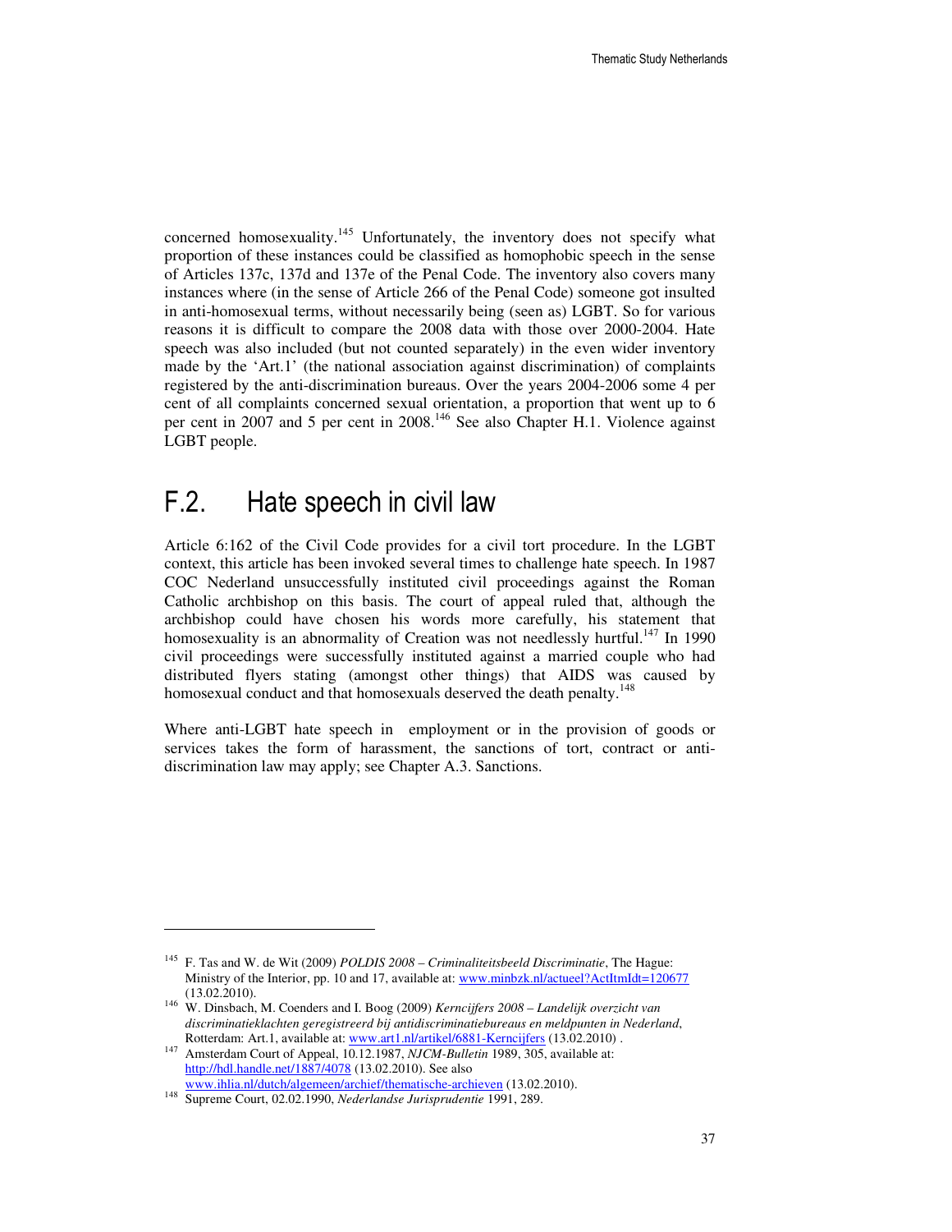concerned homosexuality.[145] Unfortunately, the inventory does not specify what proportion of these instances could be classified as homophobic speech in the sense of Articles 137c, 137d and 137e of the Penal Code. The inventory also covers many instances where (in the sense of Article 266 of the Penal Code) someone got insulted in anti-homosexual terms, without necessarily being (seen as) LGBT. So for various reasons it is difficult to compare the 2008 data with those over 2000-2004. Hate speech was also included (but not counted separately) in the even wider inventory made by the 'Art.1' (the national association against discrimination) of complaints registered by the anti-discrimination bureaus. Over the years 2004-2006 some 4 per cent of all complaints concerned sexual orientation, a proportion that went up to 6 per cent in 2007 and 5 per cent in 2008.[146] See also Chapter H.1. Violence against LGBT people.

## F.2. Hate speech in civil law

Article 6:162 of the Civil Code provides for a civil tort procedure. In the LGBT context, this article has been invoked several times to challenge hate speech. In 1987 COC Nederland unsuccessfully instituted civil proceedings against the Roman Catholic archbishop on this basis. The court of appeal ruled that, although the archbishop could have chosen his words more carefully, his statement that homosexuality is an abnormality of Creation was not needlessly hurtful.[147] In 1990 civil proceedings were successfully instituted against a married couple who had distributed flyers stating (amongst other things) that AIDS was caused by homosexual conduct and that homosexuals deserved the death penalty.[148]

Where anti-LGBT hate speech in employment or in the provision of goods or services takes the form of harassment, the sanctions of tort, contract or anti-discrimination law may apply; see Chapter A.3. Sanctions.

---

[145] F. Tas and W. de Wit (2009) *POLDIS 2008 – Criminaliteitsbeeld Discriminatie*, The Hague: Ministry of the Interior, pp. 10 and 17, available at: www.minbzk.nl/actueel?ActItmIdt=120677 (13.02.2010).

[146] W. Dinsbach, M. Coenders and I. Boog (2009) *Kerncijfers 2008 – Landelijk overzicht van discriminatieklachten geregistreerd bij antidiscriminatiebureaus en meldpunten in Nederland*, Rotterdam: Art.1, available at: www.art1.nl/artikel/6881-Kerncijfers (13.02.2010) .

[147] Amsterdam Court of Appeal, 10.12.1987, *NJCM-Bulletin* 1989, 305, available at: http://hdl.handle.net/1887/4078 (13.02.2010). See also www.ihlia.nl/dutch/algemeen/archief/thematische-archieven (13.02.2010).

[148] Supreme Court, 02.02.1990, *Nederlandse Jurisprudentie* 1991, 289.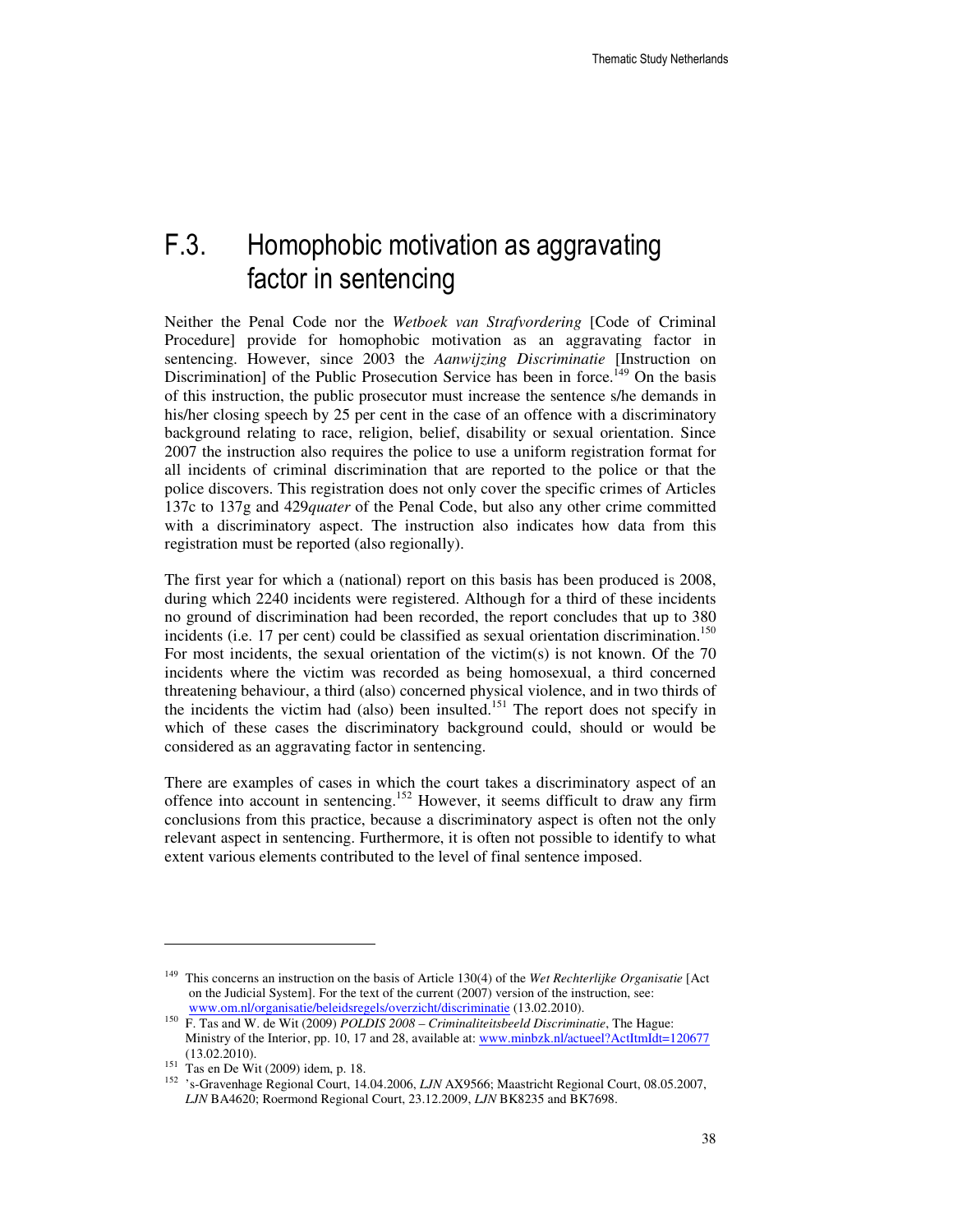# F.3. Homophobic motivation as aggravating factor in sentencing

Neither the Penal Code nor the *Wetboek van Strafvordering* [Code of Criminal Procedure] provide for homophobic motivation as an aggravating factor in sentencing. However, since 2003 the *Aanwijzing Discriminatie* [Instruction on Discrimination] of the Public Prosecution Service has been in force.[149] On the basis of this instruction, the public prosecutor must increase the sentence s/he demands in his/her closing speech by 25 per cent in the case of an offence with a discriminatory background relating to race, religion, belief, disability or sexual orientation. Since 2007 the instruction also requires the police to use a uniform registration format for all incidents of criminal discrimination that are reported to the police or that the police discovers. This registration does not only cover the specific crimes of Articles 137c to 137g and 429*quater* of the Penal Code, but also any other crime committed with a discriminatory aspect. The instruction also indicates how data from this registration must be reported (also regionally).

The first year for which a (national) report on this basis has been produced is 2008, during which 2240 incidents were registered. Although for a third of these incidents no ground of discrimination had been recorded, the report concludes that up to 380 incidents (i.e. 17 per cent) could be classified as sexual orientation discrimination.[150] For most incidents, the sexual orientation of the victim(s) is not known. Of the 70 incidents where the victim was recorded as being homosexual, a third concerned threatening behaviour, a third (also) concerned physical violence, and in two thirds of the incidents the victim had (also) been insulted.[151] The report does not specify in which of these cases the discriminatory background could, should or would be considered as an aggravating factor in sentencing.

There are examples of cases in which the court takes a discriminatory aspect of an offence into account in sentencing.[152] However, it seems difficult to draw any firm conclusions from this practice, because a discriminatory aspect is often not the only relevant aspect in sentencing. Furthermore, it is often not possible to identify to what extent various elements contributed to the level of final sentence imposed.

---

[149] This concerns an instruction on the basis of Article 130(4) of the *Wet Rechterlijke Organisatie* [Act on the Judicial System]. For the text of the current (2007) version of the instruction, see: www.om.nl/organisatie/beleidsregels/overzicht/discriminatie (13.02.2010).

[150] F. Tas and W. de Wit (2009) *POLDIS 2008 – Criminaliteitsbeeld Discriminatie*, The Hague: Ministry of the Interior, pp. 10, 17 and 28, available at: www.minbzk.nl/actueel?ActItmIdt=120677 (13.02.2010).

[151] Tas en De Wit (2009) idem, p. 18.

[152] 's-Gravenhage Regional Court, 14.04.2006, *LJN* AX9566; Maastricht Regional Court, 08.05.2007, *LJN* BA4620; Roermond Regional Court, 23.12.2009, *LJN* BK8235 and BK7698.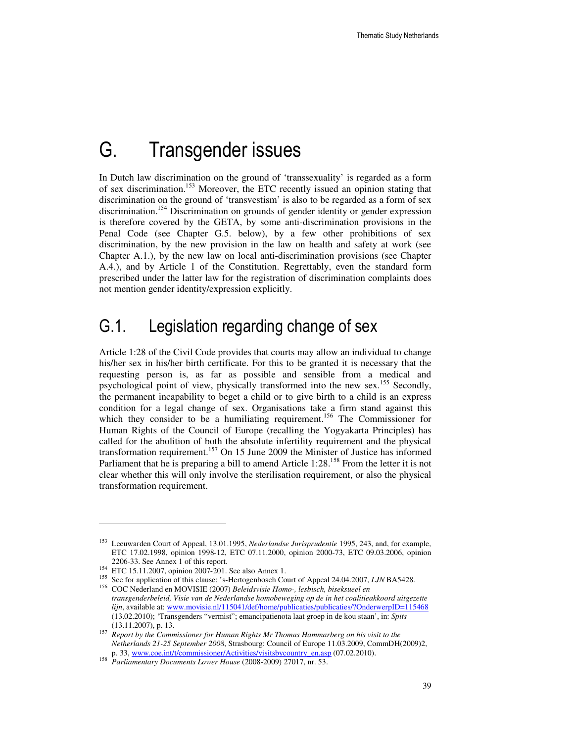# G. Transgender issues

In Dutch law discrimination on the ground of 'transsexuality' is regarded as a form of sex discrimination.[153] Moreover, the ETC recently issued an opinion stating that discrimination on the ground of 'transvestism' is also to be regarded as a form of sex discrimination.[154] Discrimination on grounds of gender identity or gender expression is therefore covered by the GETA, by some anti-discrimination provisions in the Penal Code (see Chapter G.5. below), by a few other prohibitions of sex discrimination, by the new provision in the law on health and safety at work (see Chapter A.1.), by the new law on local anti-discrimination provisions (see Chapter A.4.), and by Article 1 of the Constitution. Regrettably, even the standard form prescribed under the latter law for the registration of discrimination complaints does not mention gender identity/expression explicitly.

## G.1. Legislation regarding change of sex

Article 1:28 of the Civil Code provides that courts may allow an individual to change his/her sex in his/her birth certificate. For this to be granted it is necessary that the requesting person is, as far as possible and sensible from a medical and psychological point of view, physically transformed into the new sex.[155] Secondly, the permanent incapability to beget a child or to give birth to a child is an express condition for a legal change of sex. Organisations take a firm stand against this which they consider to be a humiliating requirement.[156] The Commissioner for Human Rights of the Council of Europe (recalling the Yogyakarta Principles) has called for the abolition of both the absolute infertility requirement and the physical transformation requirement.[157] On 15 June 2009 the Minister of Justice has informed Parliament that he is preparing a bill to amend Article 1:28.[158] From the letter it is not clear whether this will only involve the sterilisation requirement, or also the physical transformation requirement.

---

[153] Leeuwarden Court of Appeal, 13.01.1995, *Nederlandse Jurisprudentie* 1995, 243, and, for example, ETC 17.02.1998, opinion 1998-12, ETC 07.11.2000, opinion 2000-73, ETC 09.03.2006, opinion 2206-33. See Annex 1 of this report.

[154] ETC 15.11.2007, opinion 2007-201. See also Annex 1.

[155] See for application of this clause: 's-Hertogenbosch Court of Appeal 24.04.2007, *LJN* BA5428.

[156] COC Nederland en MOVISIE (2007) *Beleidsvisie Homo-, lesbisch, biseksueel en transgenderbeleid, Visie van de Nederlandse homobeweging op de in het coalitieakkoord uitgezette lijn*, available at: www.movisie.nl/115041/def/home/publicaties/publicaties/?OnderwerpID=115468 (13.02.2010); 'Transgenders "vermist"; emancipatienota laat groep in de kou staan', in: *Spits* (13.11.2007), p. 13.

[157] *Report by the Commissioner for Human Rights Mr Thomas Hammarberg on his visit to the Netherlands 21-25 September 2008*, Strasbourg: Council of Europe 11.03.2009, CommDH(2009)2, p. 33, www.coe.int/t/commissioner/Activities/visitsbycountry_en.asp (07.02.2010).

[158] *Parliamentary Documents Lower House* (2008-2009) 27017, nr. 53.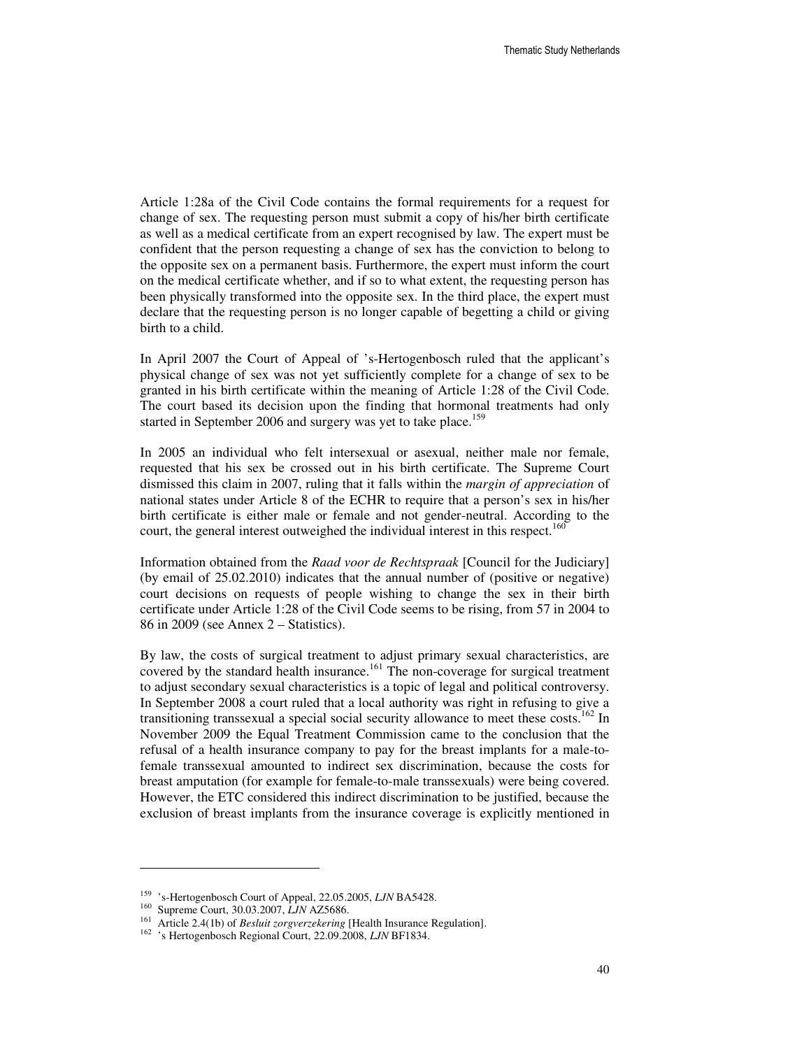Article 1:28a of the Civil Code contains the formal requirements for a request for change of sex. The requesting person must submit a copy of his/her birth certificate as well as a medical certificate from an expert recognised by law. The expert must be confident that the person requesting a change of sex has the conviction to belong to the opposite sex on a permanent basis. Furthermore, the expert must inform the court on the medical certificate whether, and if so to what extent, the requesting person has been physically transformed into the opposite sex. In the third place, the expert must declare that the requesting person is no longer capable of begetting a child or giving birth to a child.

In April 2007 the Court of Appeal of 's-Hertogenbosch ruled that the applicant's physical change of sex was not yet sufficiently complete for a change of sex to be granted in his birth certificate within the meaning of Article 1:28 of the Civil Code. The court based its decision upon the finding that hormonal treatments had only started in September 2006 and surgery was yet to take place.[159]

In 2005 an individual who felt intersexual or asexual, neither male nor female, requested that his sex be crossed out in his birth certificate. The Supreme Court dismissed this claim in 2007, ruling that it falls within the *margin of appreciation* of national states under Article 8 of the ECHR to require that a person's sex in his/her birth certificate is either male or female and not gender-neutral. According to the court, the general interest outweighed the individual interest in this respect.[160]

Information obtained from the *Raad voor de Rechtspraak* [Council for the Judiciary] (by email of 25.02.2010) indicates that the annual number of (positive or negative) court decisions on requests of people wishing to change the sex in their birth certificate under Article 1:28 of the Civil Code seems to be rising, from 57 in 2004 to 86 in 2009 (see Annex 2 – Statistics).

By law, the costs of surgical treatment to adjust primary sexual characteristics, are covered by the standard health insurance.[161] The non-coverage for surgical treatment to adjust secondary sexual characteristics is a topic of legal and political controversy. In September 2008 a court ruled that a local authority was right in refusing to give a transitioning transsexual a special social security allowance to meet these costs.[162] In November 2009 the Equal Treatment Commission came to the conclusion that the refusal of a health insurance company to pay for the breast implants for a male-to-female transsexual amounted to indirect sex discrimination, because the costs for breast amputation (for example for female-to-male transsexuals) were being covered. However, the ETC considered this indirect discrimination to be justified, because the exclusion of breast implants from the insurance coverage is explicitly mentioned in

---

[159] 's-Hertogenbosch Court of Appeal, 22.05.2005, *LJN* BA5428.

[160] Supreme Court, 30.03.2007, *LJN* AZ5686.

[161] Article 2.4(1b) of *Besluit zorgverzekering* [Health Insurance Regulation].

[162] 's Hertogenbosch Regional Court, 22.09.2008, *LJN* BF1834.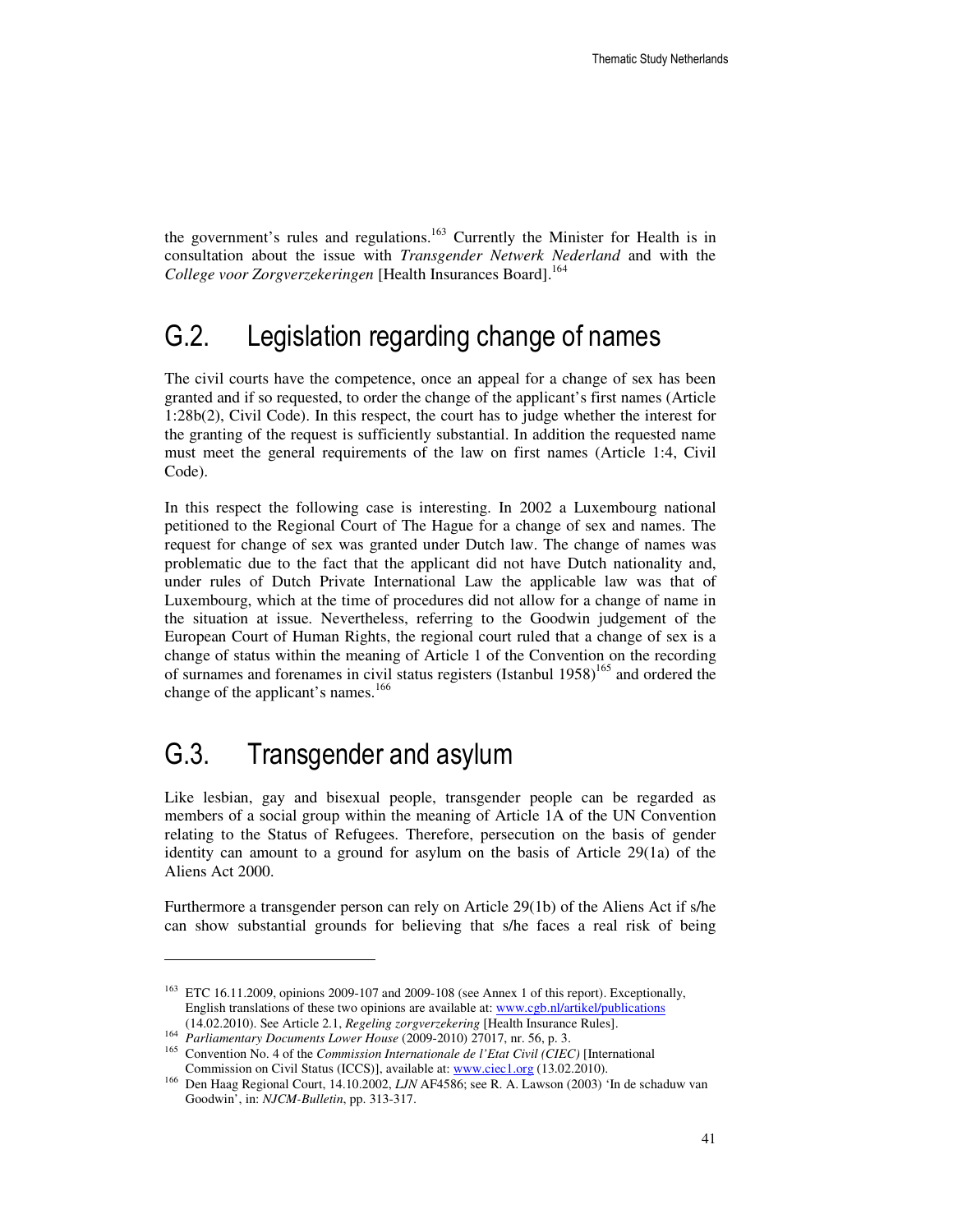the government's rules and regulations.[163] Currently the Minister for Health is in consultation about the issue with *Transgender Netwerk Nederland* and with the *College voor Zorgverzekeringen* [Health Insurances Board].[164]

## G.2. Legislation regarding change of names

The civil courts have the competence, once an appeal for a change of sex has been granted and if so requested, to order the change of the applicant's first names (Article 1:28b(2), Civil Code). In this respect, the court has to judge whether the interest for the granting of the request is sufficiently substantial. In addition the requested name must meet the general requirements of the law on first names (Article 1:4, Civil Code).

In this respect the following case is interesting. In 2002 a Luxembourg national petitioned to the Regional Court of The Hague for a change of sex and names. The request for change of sex was granted under Dutch law. The change of names was problematic due to the fact that the applicant did not have Dutch nationality and, under rules of Dutch Private International Law the applicable law was that of Luxembourg, which at the time of procedures did not allow for a change of name in the situation at issue. Nevertheless, referring to the Goodwin judgement of the European Court of Human Rights, the regional court ruled that a change of sex is a change of status within the meaning of Article 1 of the Convention on the recording of surnames and forenames in civil status registers (Istanbul 1958)[165] and ordered the change of the applicant's names.[166]

## G.3. Transgender and asylum

Like lesbian, gay and bisexual people, transgender people can be regarded as members of a social group within the meaning of Article 1A of the UN Convention relating to the Status of Refugees. Therefore, persecution on the basis of gender identity can amount to a ground for asylum on the basis of Article 29(1a) of the Aliens Act 2000.

Furthermore a transgender person can rely on Article 29(1b) of the Aliens Act if s/he can show substantial grounds for believing that s/he faces a real risk of being

---

[163] ETC 16.11.2009, opinions 2009-107 and 2009-108 (see Annex 1 of this report). Exceptionally, English translations of these two opinions are available at: www.cgb.nl/artikel/publications (14.02.2010). See Article 2.1, *Regeling zorgverzekering* [Health Insurance Rules].

[164] *Parliamentary Documents Lower House* (2009-2010) 27017, nr. 56, p. 3.

[165] Convention No. 4 of the *Commission Internationale de l'Etat Civil (CIEC)* [International Commission on Civil Status (ICCS)], available at: www.ciec1.org (13.02.2010).

[166] Den Haag Regional Court, 14.10.2002, *LJN* AF4586; see R. A. Lawson (2003) 'In de schaduw van Goodwin', in: *NJCM-Bulletin*, pp. 313-317.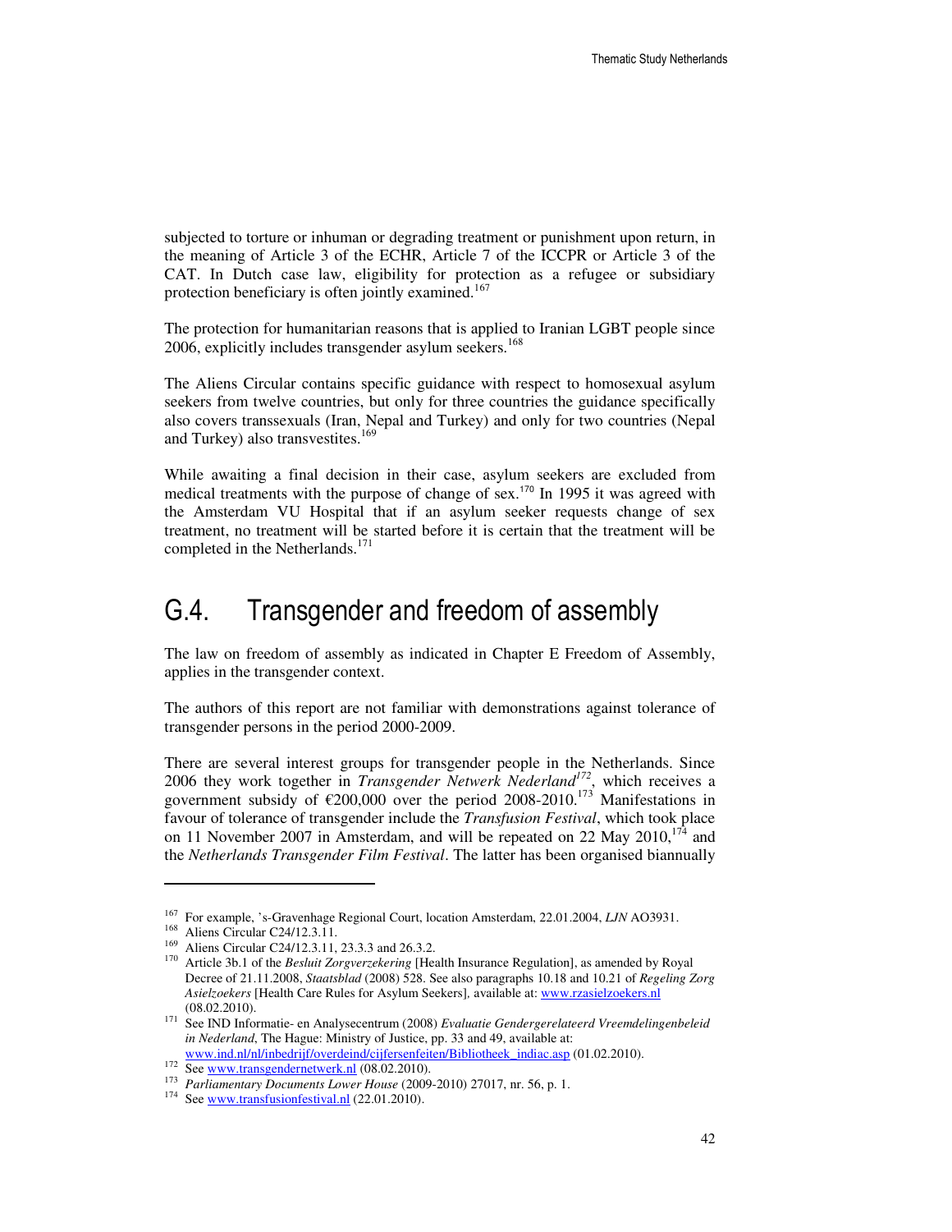subjected to torture or inhuman or degrading treatment or punishment upon return, in the meaning of Article 3 of the ECHR, Article 7 of the ICCPR or Article 3 of the CAT. In Dutch case law, eligibility for protection as a refugee or subsidiary protection beneficiary is often jointly examined.[167]

The protection for humanitarian reasons that is applied to Iranian LGBT people since 2006, explicitly includes transgender asylum seekers.[168]

The Aliens Circular contains specific guidance with respect to homosexual asylum seekers from twelve countries, but only for three countries the guidance specifically also covers transsexuals (Iran, Nepal and Turkey) and only for two countries (Nepal and Turkey) also transvestites.[169]

While awaiting a final decision in their case, asylum seekers are excluded from medical treatments with the purpose of change of sex.[170] In 1995 it was agreed with the Amsterdam VU Hospital that if an asylum seeker requests change of sex treatment, no treatment will be started before it is certain that the treatment will be completed in the Netherlands.[171]

## G.4. Transgender and freedom of assembly

The law on freedom of assembly as indicated in Chapter E Freedom of Assembly, applies in the transgender context.

The authors of this report are not familiar with demonstrations against tolerance of transgender persons in the period 2000-2009.

There are several interest groups for transgender people in the Netherlands. Since 2006 they work together in *Transgender Netwerk Nederland*[172], which receives a government subsidy of €200,000 over the period 2008-2010.[173] Manifestations in favour of tolerance of transgender include the *Transfusion Festival*, which took place on 11 November 2007 in Amsterdam, and will be repeated on 22 May 2010,[174] and the *Netherlands Transgender Film Festival*. The latter has been organised biannually

---

[167] For example, 's-Gravenhage Regional Court, location Amsterdam, 22.01.2004, *LJN* AO3931.

[168] Aliens Circular C24/12.3.11.

[169] Aliens Circular C24/12.3.11, 23.3.3 and 26.3.2.

[170] Article 3b.1 of the *Besluit Zorgverzekering* [Health Insurance Regulation], as amended by Royal Decree of 21.11.2008, *Staatsblad* (2008) 528. See also paragraphs 10.18 and 10.21 of *Regeling Zorg Asielzoekers* [Health Care Rules for Asylum Seekers], available at: www.rzasielzoekers.nl (08.02.2010).

[171] See IND Informatie- en Analysecentrum (2008) *Evaluatie Gendergerelateerd Vreemdelingenbeleid in Nederland*, The Hague: Ministry of Justice, pp. 33 and 49, available at: www.ind.nl/nl/inbedrijf/overdeind/cijfersenfeiten/Bibliotheek_indiac.asp (01.02.2010).

[172] See www.transgendernetwerk.nl (08.02.2010).

[173] *Parliamentary Documents Lower House* (2009-2010) 27017, nr. 56, p. 1.

[174] See www.transfusionfestival.nl (22.01.2010).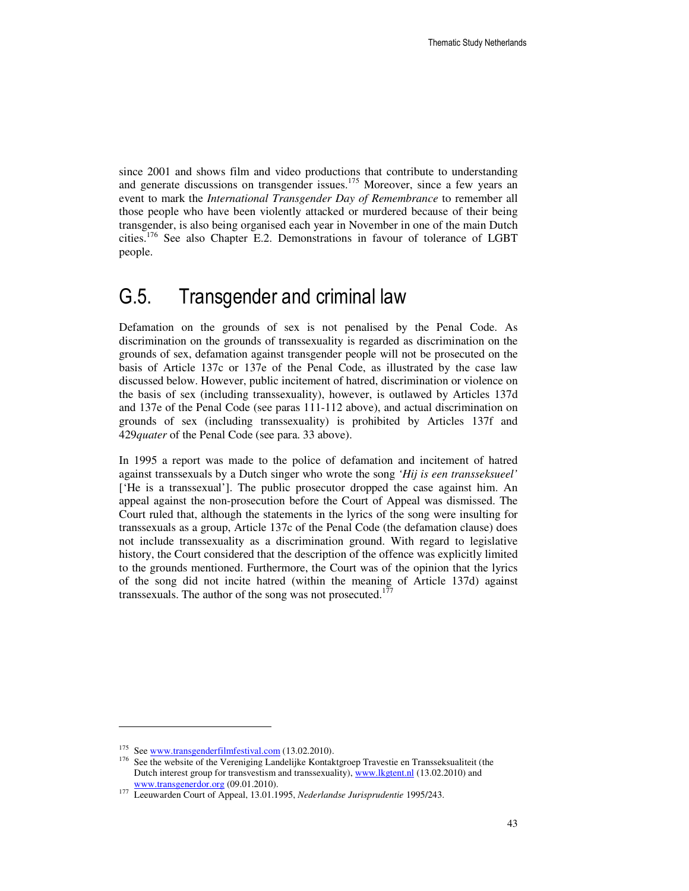since 2001 and shows film and video productions that contribute to understanding and generate discussions on transgender issues.[175] Moreover, since a few years an event to mark the *International Transgender Day of Remembrance* to remember all those people who have been violently attacked or murdered because of their being transgender, is also being organised each year in November in one of the main Dutch cities.[176] See also Chapter E.2. Demonstrations in favour of tolerance of LGBT people.

## G.5. Transgender and criminal law

Defamation on the grounds of sex is not penalised by the Penal Code. As discrimination on the grounds of transsexuality is regarded as discrimination on the grounds of sex, defamation against transgender people will not be prosecuted on the basis of Article 137c or 137e of the Penal Code, as illustrated by the case law discussed below. However, public incitement of hatred, discrimination or violence on the basis of sex (including transsexuality), however, is outlawed by Articles 137d and 137e of the Penal Code (see paras 111-112 above), and actual discrimination on grounds of sex (including transsexuality) is prohibited by Articles 137f and 429*quater* of the Penal Code (see para. 33 above).

In 1995 a report was made to the police of defamation and incitement of hatred against transsexuals by a Dutch singer who wrote the song *'Hij is een transseksueel'* ['He is a transsexual']. The public prosecutor dropped the case against him. An appeal against the non-prosecution before the Court of Appeal was dismissed. The Court ruled that, although the statements in the lyrics of the song were insulting for transsexuals as a group, Article 137c of the Penal Code (the defamation clause) does not include transsexuality as a discrimination ground. With regard to legislative history, the Court considered that the description of the offence was explicitly limited to the grounds mentioned. Furthermore, the Court was of the opinion that the lyrics of the song did not incite hatred (within the meaning of Article 137d) against transsexuals. The author of the song was not prosecuted.[177]

---

[175] See www.transgenderfilmfestival.com (13.02.2010).

[176] See the website of the Vereniging Landelijke Kontaktgroep Travestie en Transseksualiteit (the Dutch interest group for transvestism and transsexuality), www.lkgtent.nl (13.02.2010) and www.transgenerdor.org (09.01.2010).

[177] Leeuwarden Court of Appeal, 13.01.1995, *Nederlandse Jurisprudentie* 1995/243.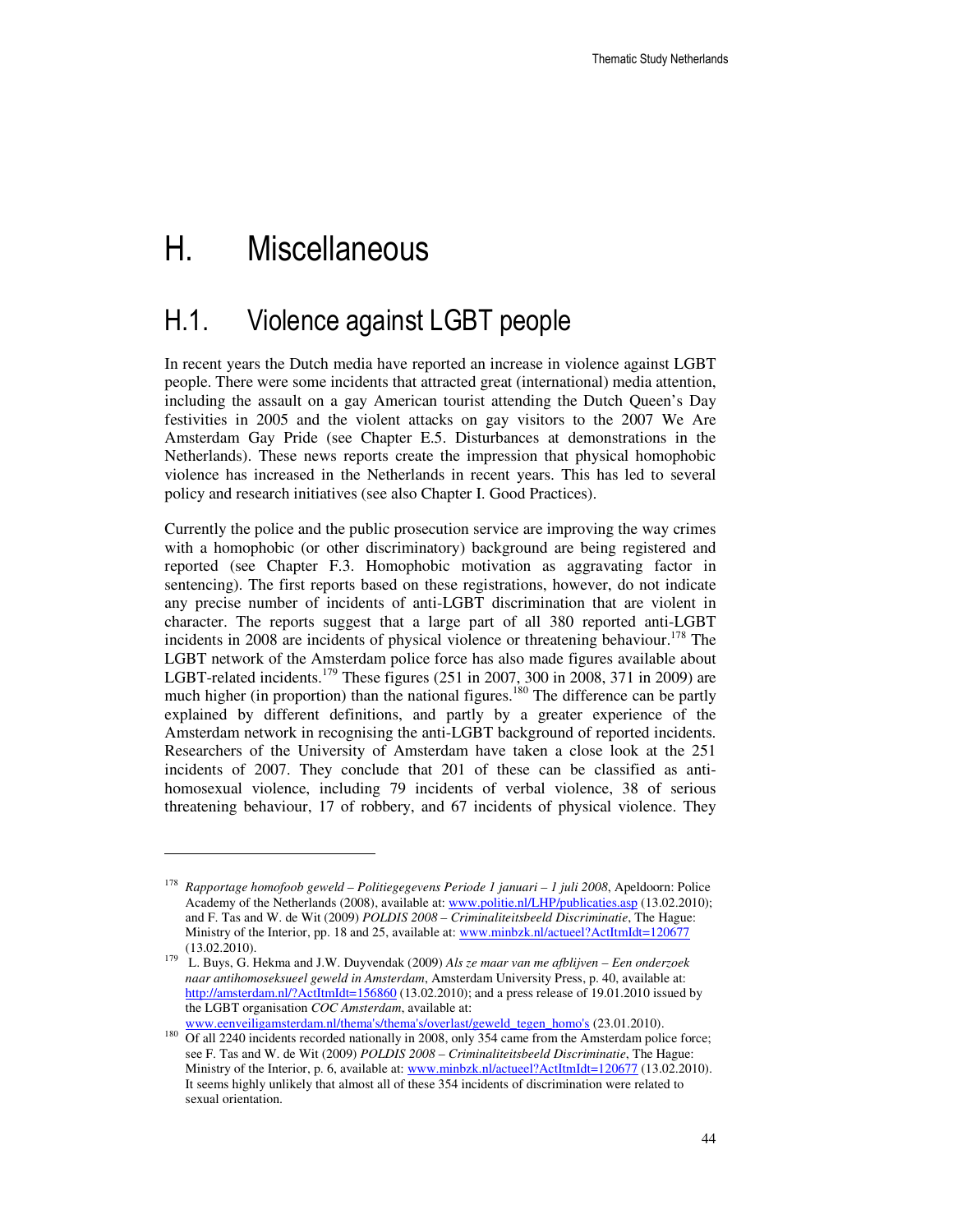# H. Miscellaneous

## H.1. Violence against LGBT people

In recent years the Dutch media have reported an increase in violence against LGBT people. There were some incidents that attracted great (international) media attention, including the assault on a gay American tourist attending the Dutch Queen's Day festivities in 2005 and the violent attacks on gay visitors to the 2007 We Are Amsterdam Gay Pride (see Chapter E.5. Disturbances at demonstrations in the Netherlands). These news reports create the impression that physical homophobic violence has increased in the Netherlands in recent years. This has led to several policy and research initiatives (see also Chapter I. Good Practices).

Currently the police and the public prosecution service are improving the way crimes with a homophobic (or other discriminatory) background are being registered and reported (see Chapter F.3. Homophobic motivation as aggravating factor in sentencing). The first reports based on these registrations, however, do not indicate any precise number of incidents of anti-LGBT discrimination that are violent in character. The reports suggest that a large part of all 380 reported anti-LGBT incidents in 2008 are incidents of physical violence or threatening behaviour.[178] The LGBT network of the Amsterdam police force has also made figures available about LGBT-related incidents.[179] These figures (251 in 2007, 300 in 2008, 371 in 2009) are much higher (in proportion) than the national figures.[180] The difference can be partly explained by different definitions, and partly by a greater experience of the Amsterdam network in recognising the anti-LGBT background of reported incidents. Researchers of the University of Amsterdam have taken a close look at the 251 incidents of 2007. They conclude that 201 of these can be classified as anti-homosexual violence, including 79 incidents of verbal violence, 38 of serious threatening behaviour, 17 of robbery, and 67 incidents of physical violence. They

---

[178] *Rapportage homofoob geweld – Politiegegevens Periode 1 januari – 1 juli 2008*, Apeldoorn: Police Academy of the Netherlands (2008), available at: www.politie.nl/LHP/publicaties.asp (13.02.2010); and F. Tas and W. de Wit (2009) *POLDIS 2008 – Criminaliteitsbeeld Discriminatie*, The Hague: Ministry of the Interior, pp. 18 and 25, available at: www.minbzk.nl/actueel?ActItmIdt=120677 (13.02.2010).

[179] L. Buys, G. Hekma and J.W. Duyvendak (2009) *Als ze maar van me afblijven – Een onderzoek naar antihomoseksueel geweld in Amsterdam*, Amsterdam University Press, p. 40, available at: http://amsterdam.nl/?ActItmIdt=156860 (13.02.2010); and a press release of 19.01.2010 issued by the LGBT organisation *COC Amsterdam*, available at: www.eenveiligamsterdam.nl/thema's/thema's/overlast/geweld_tegen_homo's (23.01.2010).

[180] Of all 2240 incidents recorded nationally in 2008, only 354 came from the Amsterdam police force; see F. Tas and W. de Wit (2009) *POLDIS 2008 – Criminaliteitsbeeld Discriminatie*, The Hague: Ministry of the Interior, p. 6, available at: www.minbzk.nl/actueel?ActItmIdt=120677 (13.02.2010). It seems highly unlikely that almost all of these 354 incidents of discrimination were related to sexual orientation.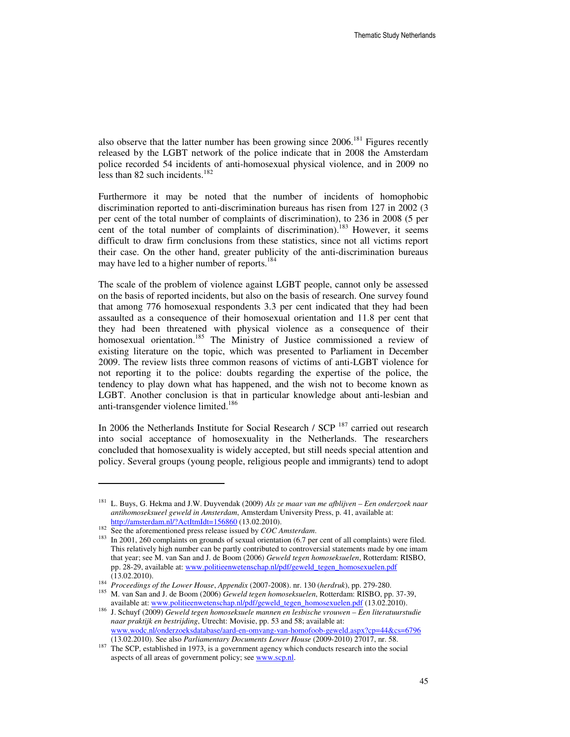also observe that the latter number has been growing since 2006.[181] Figures recently released by the LGBT network of the police indicate that in 2008 the Amsterdam police recorded 54 incidents of anti-homosexual physical violence, and in 2009 no less than 82 such incidents.[182]

Furthermore it may be noted that the number of incidents of homophobic discrimination reported to anti-discrimination bureaus has risen from 127 in 2002 (3 per cent of the total number of complaints of discrimination), to 236 in 2008 (5 per cent of the total number of complaints of discrimination).[183] However, it seems difficult to draw firm conclusions from these statistics, since not all victims report their case. On the other hand, greater publicity of the anti-discrimination bureaus may have led to a higher number of reports.[184]

The scale of the problem of violence against LGBT people, cannot only be assessed on the basis of reported incidents, but also on the basis of research. One survey found that among 776 homosexual respondents 3.3 per cent indicated that they had been assaulted as a consequence of their homosexual orientation and 11.8 per cent that they had been threatened with physical violence as a consequence of their homosexual orientation.[185] The Ministry of Justice commissioned a review of existing literature on the topic, which was presented to Parliament in December 2009. The review lists three common reasons of victims of anti-LGBT violence for not reporting it to the police: doubts regarding the expertise of the police, the tendency to play down what has happened, and the wish not to become known as LGBT. Another conclusion is that in particular knowledge about anti-lesbian and anti-transgender violence limited.[186]

In 2006 the Netherlands Institute for Social Research / SCP [187] carried out research into social acceptance of homosexuality in the Netherlands. The researchers concluded that homosexuality is widely accepted, but still needs special attention and policy. Several groups (young people, religious people and immigrants) tend to adopt

---

[181] L. Buys, G. Hekma and J.W. Duyvendak (2009) *Als ze maar van me afblijven – Een onderzoek naar antihomoseksueel geweld in Amsterdam*, Amsterdam University Press, p. 41, available at: http://amsterdam.nl/?ActItmIdt=156860 (13.02.2010).

[182] See the aforementioned press release issued by *COC Amsterdam*.

[183] In 2001, 260 complaints on grounds of sexual orientation (6.7 per cent of all complaints) were filed. This relatively high number can be partly contributed to controversial statements made by one imam that year; see M. van San and J. de Boom (2006) *Geweld tegen homoseksuelen*, Rotterdam: RISBO, pp. 28-29, available at: www.politieenwetenschap.nl/pdf/geweld_tegen_homosexuelen.pdf (13.02.2010).

[184] *Proceedings of the Lower House*, *Appendix* (2007-2008). nr. 130 (*herdruk*), pp. 279-280.

[185] M. van San and J. de Boom (2006) *Geweld tegen homoseksuelen*, Rotterdam: RISBO, pp. 37-39, available at: www.politieenwetenschap.nl/pdf/geweld_tegen_homosexuelen.pdf (13.02.2010).

[186] J. Schuyf (2009) *Geweld tegen homoseksuele mannen en lesbische vrouwen – Een literatuurstudie naar praktijk en bestrijding*, Utrecht: Movisie, pp. 53 and 58; available at: www.wodc.nl/onderzoeksdatabase/aard-en-omvang-van-homofoob-geweld.aspx?cp=44&cs=6796 (13.02.2010). See also *Parliamentary Documents Lower House* (2009-2010) 27017, nr. 58.

[187] The SCP, established in 1973, is a government agency which conducts research into the social aspects of all areas of government policy; see www.scp.nl.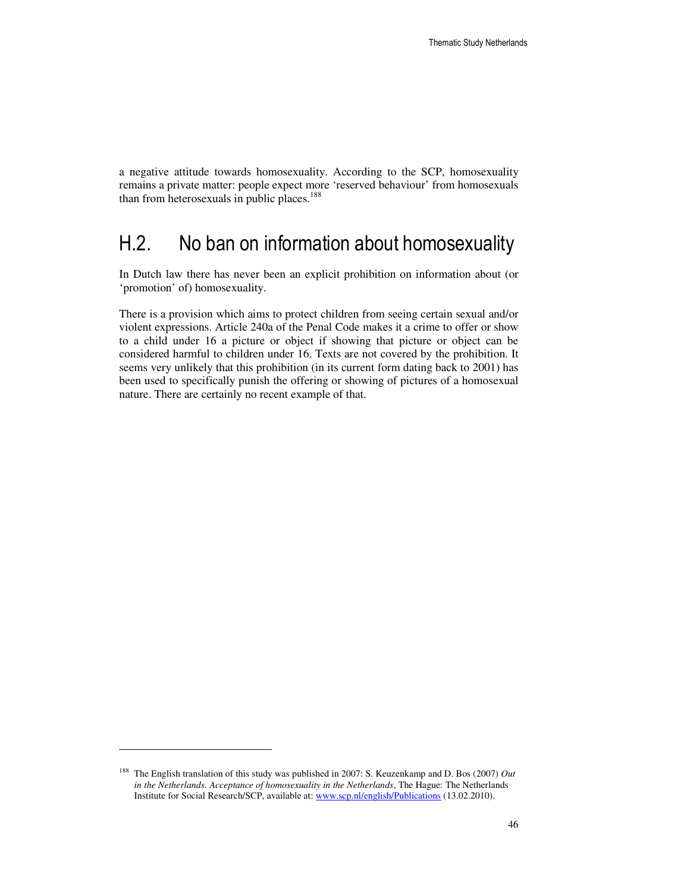a negative attitude towards homosexuality. According to the SCP, homosexuality remains a private matter: people expect more 'reserved behaviour' from homosexuals than from heterosexuals in public places.[188]

## H.2. No ban on information about homosexuality

In Dutch law there has never been an explicit prohibition on information about (or 'promotion' of) homosexuality.

There is a provision which aims to protect children from seeing certain sexual and/or violent expressions. Article 240a of the Penal Code makes it a crime to offer or show to a child under 16 a picture or object if showing that picture or object can be considered harmful to children under 16. Texts are not covered by the prohibition. It seems very unlikely that this prohibition (in its current form dating back to 2001) has been used to specifically punish the offering or showing of pictures of a homosexual nature. There are certainly no recent example of that.

---

[188] The English translation of this study was published in 2007: S. Keuzenkamp and D. Bos (2007) *Out in the Netherlands. Acceptance of homosexuality in the Netherlands*, The Hague: The Netherlands Institute for Social Research/SCP, available at: www.scp.nl/english/Publications (13.02.2010).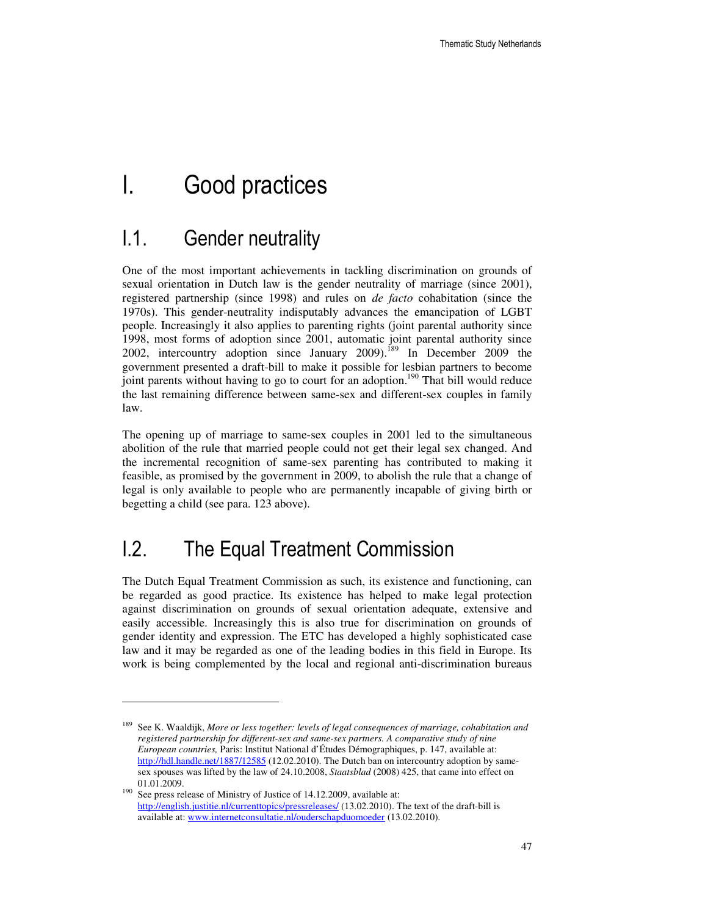# I. Good practices

## I.1. Gender neutrality

One of the most important achievements in tackling discrimination on grounds of sexual orientation in Dutch law is the gender neutrality of marriage (since 2001), registered partnership (since 1998) and rules on *de facto* cohabitation (since the 1970s). This gender-neutrality indisputably advances the emancipation of LGBT people. Increasingly it also applies to parenting rights (joint parental authority since 1998, most forms of adoption since 2001, automatic joint parental authority since 2002, intercountry adoption since January 2009).[189] In December 2009 the government presented a draft-bill to make it possible for lesbian partners to become joint parents without having to go to court for an adoption.[190] That bill would reduce the last remaining difference between same-sex and different-sex couples in family law.

The opening up of marriage to same-sex couples in 2001 led to the simultaneous abolition of the rule that married people could not get their legal sex changed. And the incremental recognition of same-sex parenting has contributed to making it feasible, as promised by the government in 2009, to abolish the rule that a change of legal is only available to people who are permanently incapable of giving birth or begetting a child (see para. 123 above).

## I.2. The Equal Treatment Commission

The Dutch Equal Treatment Commission as such, its existence and functioning, can be regarded as good practice. Its existence has helped to make legal protection against discrimination on grounds of sexual orientation adequate, extensive and easily accessible. Increasingly this is also true for discrimination on grounds of gender identity and expression. The ETC has developed a highly sophisticated case law and it may be regarded as one of the leading bodies in this field in Europe. Its work is being complemented by the local and regional anti-discrimination bureaus

---

[189] See K. Waaldijk, *More or less together: levels of legal consequences of marriage, cohabitation and registered partnership for different-sex and same-sex partners. A comparative study of nine European countries,* Paris: Institut National d'Études Démographiques, p. 147, available at: http://hdl.handle.net/1887/12585 (12.02.2010). The Dutch ban on intercountry adoption by same-sex spouses was lifted by the law of 24.10.2008, *Staatsblad* (2008) 425, that came into effect on 01.01.2009.

[190] See press release of Ministry of Justice of 14.12.2009, available at: http://english.justitie.nl/currenttopics/pressreleases/ (13.02.2010). The text of the draft-bill is available at: www.internetconsultatie.nl/ouderschapduomoeder (13.02.2010).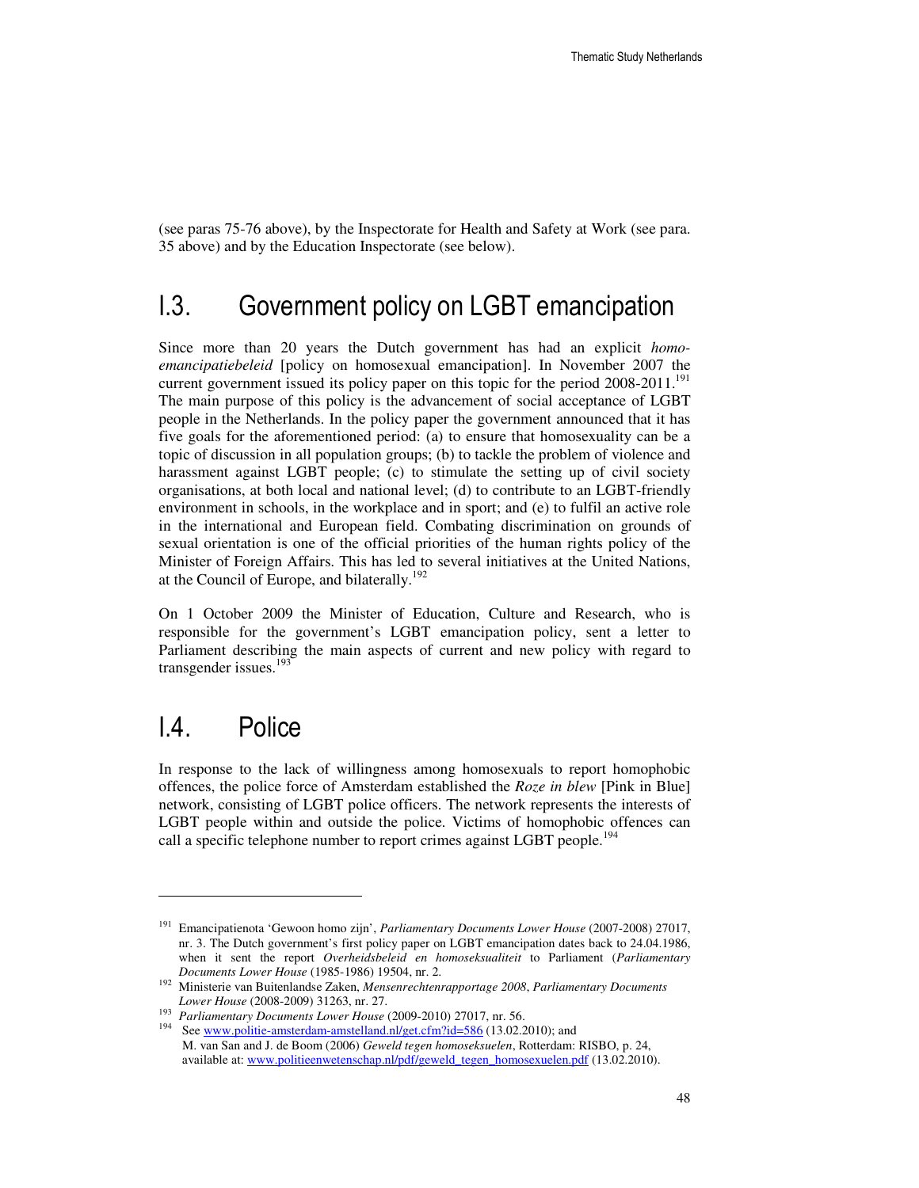(see paras 75-76 above), by the Inspectorate for Health and Safety at Work (see para. 35 above) and by the Education Inspectorate (see below).

## I.3. Government policy on LGBT emancipation

Since more than 20 years the Dutch government has had an explicit *homo-emancipatiebeleid* [policy on homosexual emancipation]. In November 2007 the current government issued its policy paper on this topic for the period 2008-2011.[191] The main purpose of this policy is the advancement of social acceptance of LGBT people in the Netherlands. In the policy paper the government announced that it has five goals for the aforementioned period: (a) to ensure that homosexuality can be a topic of discussion in all population groups; (b) to tackle the problem of violence and harassment against LGBT people; (c) to stimulate the setting up of civil society organisations, at both local and national level; (d) to contribute to an LGBT-friendly environment in schools, in the workplace and in sport; and (e) to fulfil an active role in the international and European field. Combating discrimination on grounds of sexual orientation is one of the official priorities of the human rights policy of the Minister of Foreign Affairs. This has led to several initiatives at the United Nations, at the Council of Europe, and bilaterally.[192]

On 1 October 2009 the Minister of Education, Culture and Research, who is responsible for the government's LGBT emancipation policy, sent a letter to Parliament describing the main aspects of current and new policy with regard to transgender issues.[193]

## I.4. Police

In response to the lack of willingness among homosexuals to report homophobic offences, the police force of Amsterdam established the *Roze in blew* [Pink in Blue] network, consisting of LGBT police officers. The network represents the interests of LGBT people within and outside the police. Victims of homophobic offences can call a specific telephone number to report crimes against LGBT people.[194]

---

[191] Emancipatienota 'Gewoon homo zijn', *Parliamentary Documents Lower House* (2007-2008) 27017, nr. 3. The Dutch government's first policy paper on LGBT emancipation dates back to 24.04.1986, when it sent the report *Overheidsbeleid en homoseksualiteit* to Parliament (*Parliamentary Documents Lower House* (1985-1986) 19504, nr. 2.

[192] Ministerie van Buitenlandse Zaken, *Mensenrechtenrapportage 2008*, *Parliamentary Documents Lower House* (2008-2009) 31263, nr. 27.

[193] *Parliamentary Documents Lower House* (2009-2010) 27017, nr. 56.

[194] See www.politie-amsterdam-amstelland.nl/get.cfm?id=586 (13.02.2010); and M. van San and J. de Boom (2006) *Geweld tegen homoseksuelen*, Rotterdam: RISBO, p. 24, available at: www.politieenwetenschap.nl/pdf/geweld_tegen_homosexuelen.pdf (13.02.2010).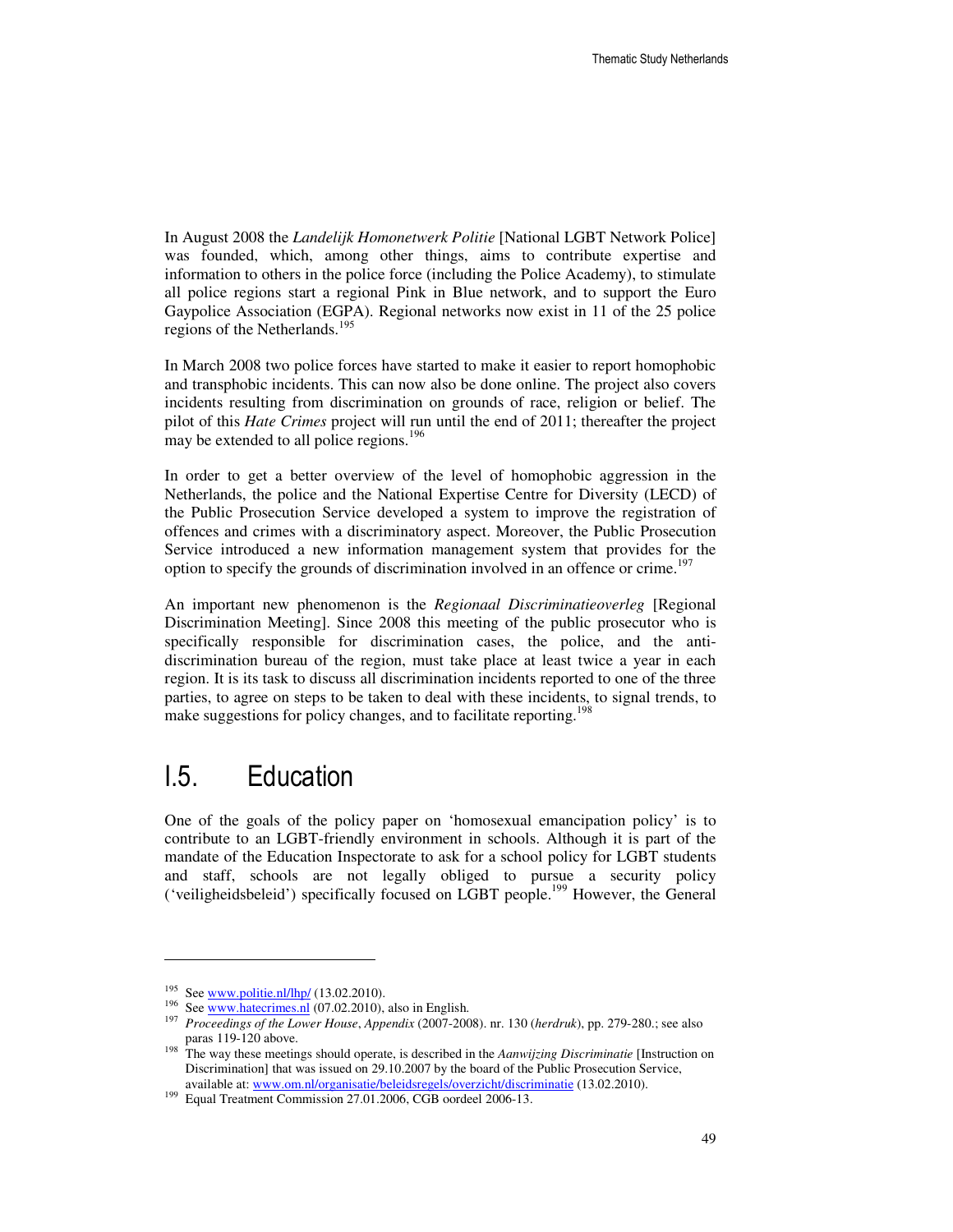In August 2008 the *Landelijk Homonetwerk Politie* [National LGBT Network Police] was founded, which, among other things, aims to contribute expertise and information to others in the police force (including the Police Academy), to stimulate all police regions start a regional Pink in Blue network, and to support the Euro Gaypolice Association (EGPA). Regional networks now exist in 11 of the 25 police regions of the Netherlands.[195]

In March 2008 two police forces have started to make it easier to report homophobic and transphobic incidents. This can now also be done online. The project also covers incidents resulting from discrimination on grounds of race, religion or belief. The pilot of this *Hate Crimes* project will run until the end of 2011; thereafter the project may be extended to all police regions.[196]

In order to get a better overview of the level of homophobic aggression in the Netherlands, the police and the National Expertise Centre for Diversity (LECD) of the Public Prosecution Service developed a system to improve the registration of offences and crimes with a discriminatory aspect. Moreover, the Public Prosecution Service introduced a new information management system that provides for the option to specify the grounds of discrimination involved in an offence or crime.[197]

An important new phenomenon is the *Regionaal Discriminatieoverleg* [Regional Discrimination Meeting]. Since 2008 this meeting of the public prosecutor who is specifically responsible for discrimination cases, the police, and the anti-discrimination bureau of the region, must take place at least twice a year in each region. It is its task to discuss all discrimination incidents reported to one of the three parties, to agree on steps to be taken to deal with these incidents, to signal trends, to make suggestions for policy changes, and to facilitate reporting.[198]

## I.5. Education

One of the goals of the policy paper on 'homosexual emancipation policy' is to contribute to an LGBT-friendly environment in schools. Although it is part of the mandate of the Education Inspectorate to ask for a school policy for LGBT students and staff, schools are not legally obliged to pursue a security policy ('veiligheidsbeleid') specifically focused on LGBT people.[199] However, the General

---

[195] See www.politie.nl/lhp/ (13.02.2010).

[196] See www.hatecrimes.nl (07.02.2010), also in English.

[197] *Proceedings of the Lower House*, *Appendix* (2007-2008). nr. 130 (*herdruk*), pp. 279-280.; see also paras 119-120 above.

[198] The way these meetings should operate, is described in the *Aanwijzing Discriminatie* [Instruction on Discrimination] that was issued on 29.10.2007 by the board of the Public Prosecution Service, available at: www.om.nl/organisatie/beleidsregels/overzicht/discriminatie (13.02.2010).

[199] Equal Treatment Commission 27.01.2006, CGB oordeel 2006-13.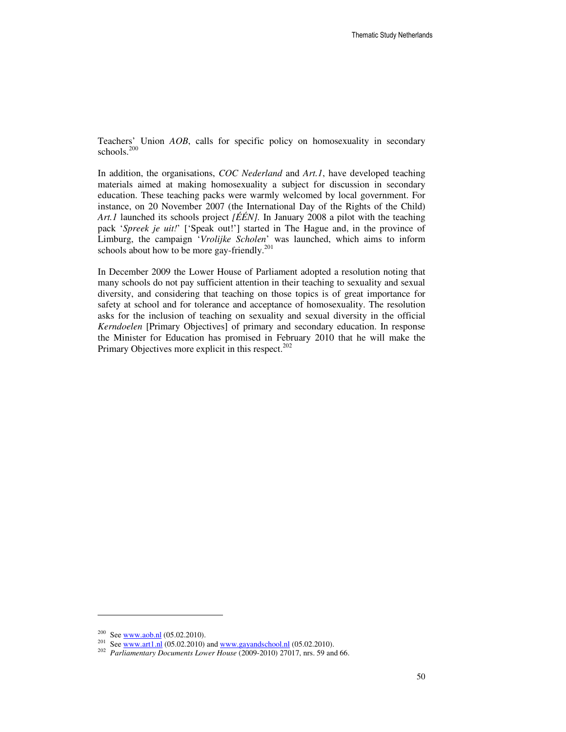Teachers' Union *AOB*, calls for specific policy on homosexuality in secondary schools.[200]

In addition, the organisations, *COC Nederland* and *Art.1*, have developed teaching materials aimed at making homosexuality a subject for discussion in secondary education. These teaching packs were warmly welcomed by local government. For instance, on 20 November 2007 (the International Day of the Rights of the Child) *Art.1* launched its schools project *[ÉÉN]*. In January 2008 a pilot with the teaching pack '*Spreek je uit!*' ['Speak out!'] started in The Hague and, in the province of Limburg, the campaign '*Vrolijke Scholen*' was launched, which aims to inform schools about how to be more gay-friendly.[201]

In December 2009 the Lower House of Parliament adopted a resolution noting that many schools do not pay sufficient attention in their teaching to sexuality and sexual diversity, and considering that teaching on those topics is of great importance for safety at school and for tolerance and acceptance of homosexuality. The resolution asks for the inclusion of teaching on sexuality and sexual diversity in the official *Kerndoelen* [Primary Objectives] of primary and secondary education. In response the Minister for Education has promised in February 2010 that he will make the Primary Objectives more explicit in this respect.[202]

---

[200] See www.aob.nl (05.02.2010).

[201] See www.art1.nl (05.02.2010) and www.gayandschool.nl (05.02.2010).

[202] *Parliamentary Documents Lower House* (2009-2010) 27017, nrs. 59 and 66.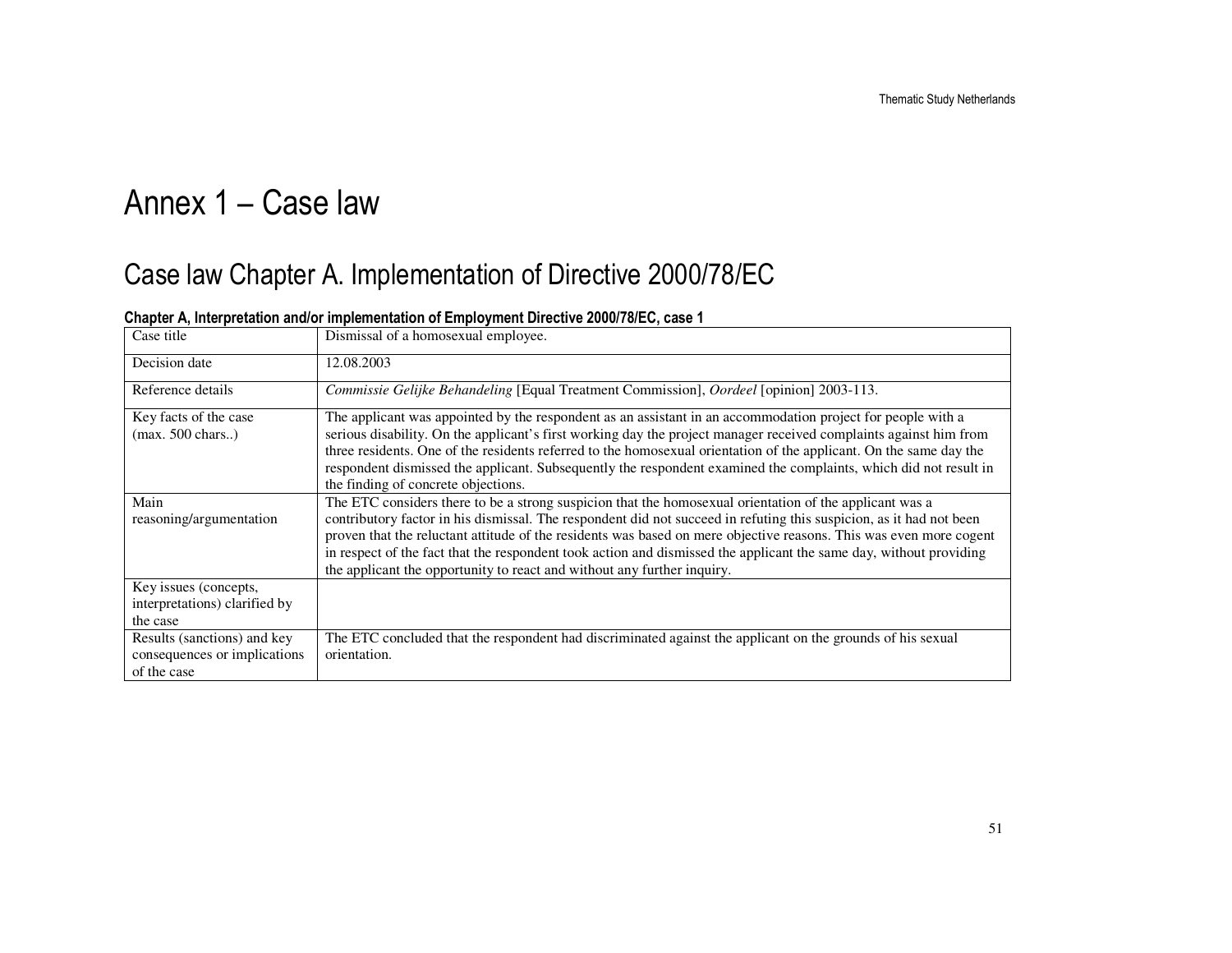# Annex 1 – Case law

## Case law Chapter A. Implementation of Directive 2000/78/EC

**Chapter A, Interpretation and/or implementation of Employment Directive 2000/78/EC, case 1**

| Case title | Dismissal of a homosexual employee. |
|---|---|
| Decision date | 12.08.2003 |
| Reference details | *Commissie Gelijke Behandeling* [Equal Treatment Commission], *Oordeel* [opinion] 2003-113. |
| Key facts of the case (max. 500 chars..) | The applicant was appointed by the respondent as an assistant in an accommodation project for people with a serious disability. On the applicant's first working day the project manager received complaints against him from three residents. One of the residents referred to the homosexual orientation of the applicant. On the same day the respondent dismissed the applicant. Subsequently the respondent examined the complaints, which did not result in the finding of concrete objections. |
| Main reasoning/argumentation | The ETC considers there to be a strong suspicion that the homosexual orientation of the applicant was a contributory factor in his dismissal. The respondent did not succeed in refuting this suspicion, as it had not been proven that the reluctant attitude of the residents was based on mere objective reasons. This was even more cogent in respect of the fact that the respondent took action and dismissed the applicant the same day, without providing the applicant the opportunity to react and without any further inquiry. |
| Key issues (concepts, interpretations) clarified by the case | |
| Results (sanctions) and key consequences or implications of the case | The ETC concluded that the respondent had discriminated against the applicant on the grounds of his sexual orientation. |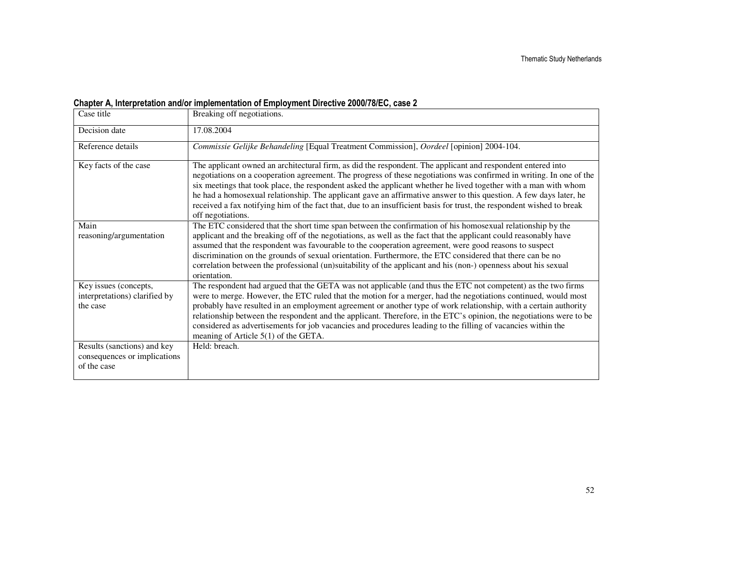**Chapter A, Interpretation and/or implementation of Employment Directive 2000/78/EC, case 2**

| Case title | Breaking off negotiations. |
|---|---|
| Decision date | 17.08.2004 |
| Reference details | *Commissie Gelijke Behandeling* [Equal Treatment Commission], *Oordeel* [opinion] 2004-104. |
| Key facts of the case | The applicant owned an architectural firm, as did the respondent. The applicant and respondent entered into negotiations on a cooperation agreement. The progress of these negotiations was confirmed in writing. In one of the six meetings that took place, the respondent asked the applicant whether he lived together with a man with whom he had a homosexual relationship. The applicant gave an affirmative answer to this question. A few days later, he received a fax notifying him of the fact that, due to an insufficient basis for trust, the respondent wished to break off negotiations. |
| Main reasoning/argumentation | The ETC considered that the short time span between the confirmation of his homosexual relationship by the applicant and the breaking off of the negotiations, as well as the fact that the applicant could reasonably have assumed that the respondent was favourable to the cooperation agreement, were good reasons to suspect discrimination on the grounds of sexual orientation. Furthermore, the ETC considered that there can be no correlation between the professional (un)suitability of the applicant and his (non-) openness about his sexual orientation. |
| Key issues (concepts, interpretations) clarified by the case | The respondent had argued that the GETA was not applicable (and thus the ETC not competent) as the two firms were to merge. However, the ETC ruled that the motion for a merger, had the negotiations continued, would most probably have resulted in an employment agreement or another type of work relationship, with a certain authority relationship between the respondent and the applicant. Therefore, in the ETC's opinion, the negotiations were to be considered as advertisements for job vacancies and procedures leading to the filling of vacancies within the meaning of Article 5(1) of the GETA. |
| Results (sanctions) and key consequences or implications of the case | Held: breach. |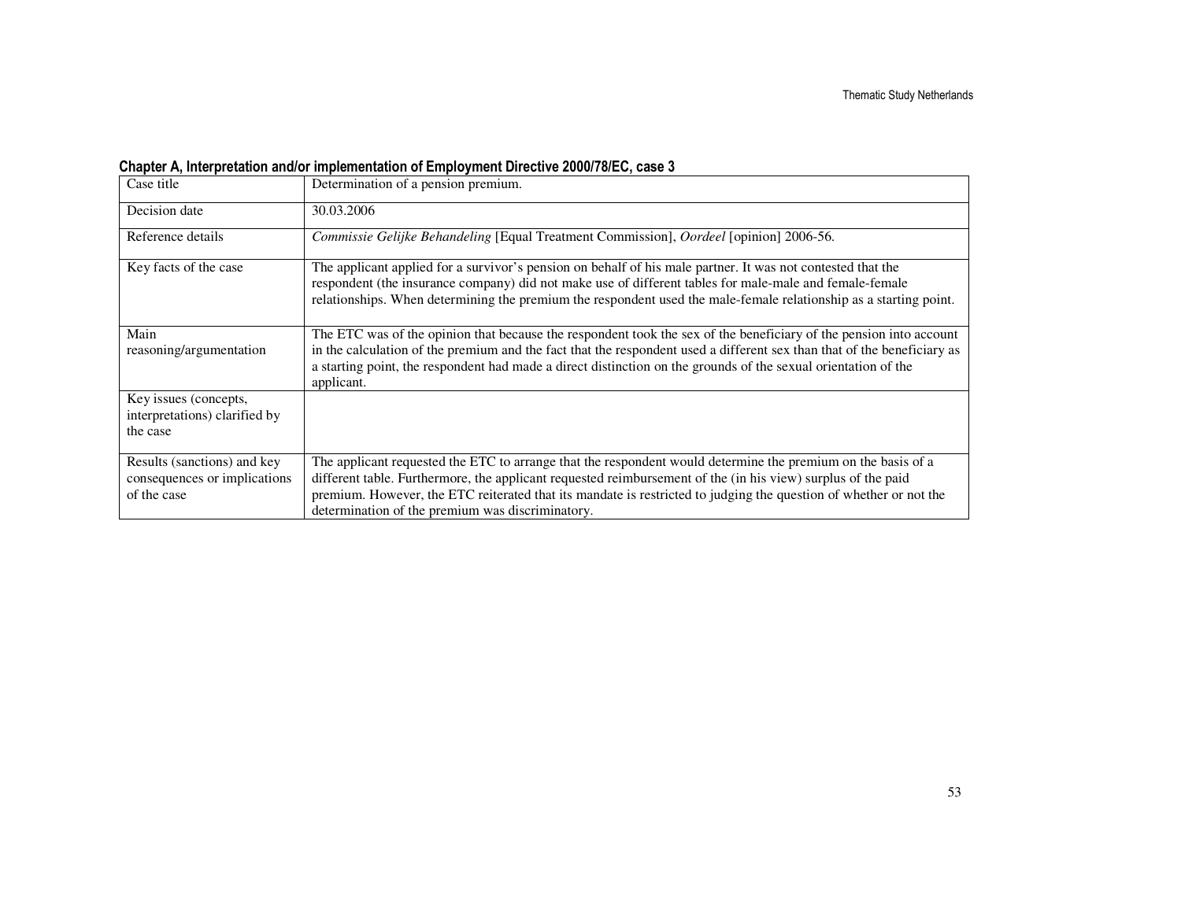**Chapter A, Interpretation and/or implementation of Employment Directive 2000/78/EC, case 3**

| Case title | Determination of a pension premium. |
|---|---|
| Decision date | 30.03.2006 |
| Reference details | *Commissie Gelijke Behandeling* [Equal Treatment Commission], *Oordeel* [opinion] 2006-56. |
| Key facts of the case | The applicant applied for a survivor's pension on behalf of his male partner. It was not contested that the respondent (the insurance company) did not make use of different tables for male-male and female-female relationships. When determining the premium the respondent used the male-female relationship as a starting point. |
| Main reasoning/argumentation | The ETC was of the opinion that because the respondent took the sex of the beneficiary of the pension into account in the calculation of the premium and the fact that the respondent used a different sex than that of the beneficiary as a starting point, the respondent had made a direct distinction on the grounds of the sexual orientation of the applicant. |
| Key issues (concepts, interpretations) clarified by the case | |
| Results (sanctions) and key consequences or implications of the case | The applicant requested the ETC to arrange that the respondent would determine the premium on the basis of a different table. Furthermore, the applicant requested reimbursement of the (in his view) surplus of the paid premium. However, the ETC reiterated that its mandate is restricted to judging the question of whether or not the determination of the premium was discriminatory. |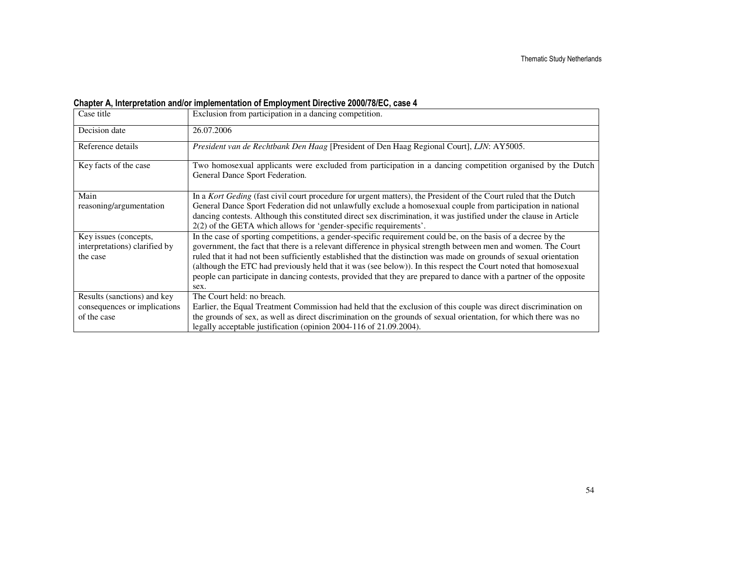**Chapter A, Interpretation and/or implementation of Employment Directive 2000/78/EC, case 4**

| Case title | Exclusion from participation in a dancing competition. |
|---|---|
| Decision date | 26.07.2006 |
| Reference details | *President van de Rechtbank Den Haag* [President of Den Haag Regional Court], *LJN*: AY5005. |
| Key facts of the case | Two homosexual applicants were excluded from participation in a dancing competition organised by the Dutch General Dance Sport Federation. |
| Main reasoning/argumentation | In a *Kort Geding* (fast civil court procedure for urgent matters), the President of the Court ruled that the Dutch General Dance Sport Federation did not unlawfully exclude a homosexual couple from participation in national dancing contests. Although this constituted direct sex discrimination, it was justified under the clause in Article 2(2) of the GETA which allows for 'gender-specific requirements'. |
| Key issues (concepts, interpretations) clarified by the case | In the case of sporting competitions, a gender-specific requirement could be, on the basis of a decree by the government, the fact that there is a relevant difference in physical strength between men and women. The Court ruled that it had not been sufficiently established that the distinction was made on grounds of sexual orientation (although the ETC had previously held that it was (see below)). In this respect the Court noted that homosexual people can participate in dancing contests, provided that they are prepared to dance with a partner of the opposite sex. |
| Results (sanctions) and key consequences or implications of the case | The Court held: no breach.<br>Earlier, the Equal Treatment Commission had held that the exclusion of this couple was direct discrimination on the grounds of sex, as well as direct discrimination on the grounds of sexual orientation, for which there was no legally acceptable justification (opinion 2004-116 of 21.09.2004). |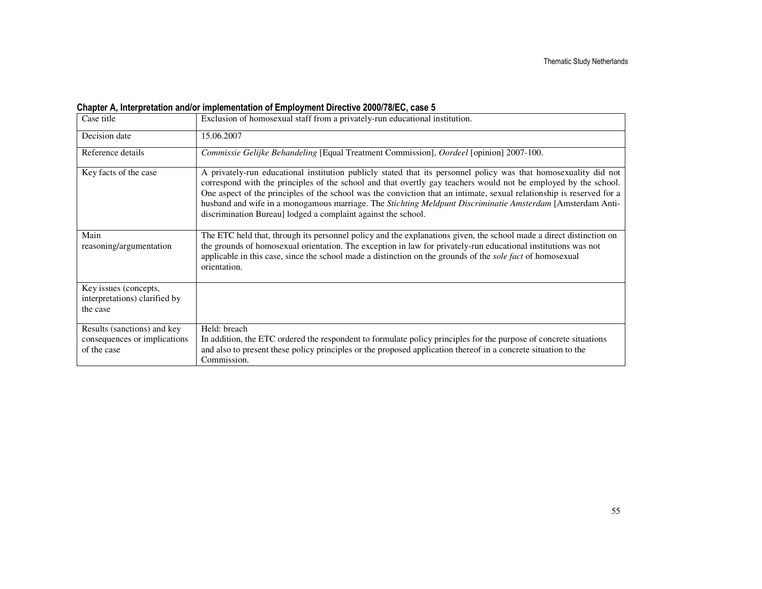**Chapter A, Interpretation and/or implementation of Employment Directive 2000/78/EC, case 5**

| Case title | Exclusion of homosexual staff from a privately-run educational institution. |
|---|---|
| Decision date | 15.06.2007 |
| Reference details | *Commissie Gelijke Behandeling* [Equal Treatment Commission], *Oordeel* [opinion] 2007-100. |
| Key facts of the case | A privately-run educational institution publicly stated that its personnel policy was that homosexuality did not correspond with the principles of the school and that overtly gay teachers would not be employed by the school. One aspect of the principles of the school was the conviction that an intimate, sexual relationship is reserved for a husband and wife in a monogamous marriage. The *Stichting Meldpunt Discriminatie Amsterdam* [Amsterdam Anti-discrimination Bureau] lodged a complaint against the school. |
| Main reasoning/argumentation | The ETC held that, through its personnel policy and the explanations given, the school made a direct distinction on the grounds of homosexual orientation. The exception in law for privately-run educational institutions was not applicable in this case, since the school made a distinction on the grounds of the *sole fact* of homosexual orientation. |
| Key issues (concepts, interpretations) clarified by the case | |
| Results (sanctions) and key consequences or implications of the case | Held: breach<br>In addition, the ETC ordered the respondent to formulate policy principles for the purpose of concrete situations and also to present these policy principles or the proposed application thereof in a concrete situation to the Commission. |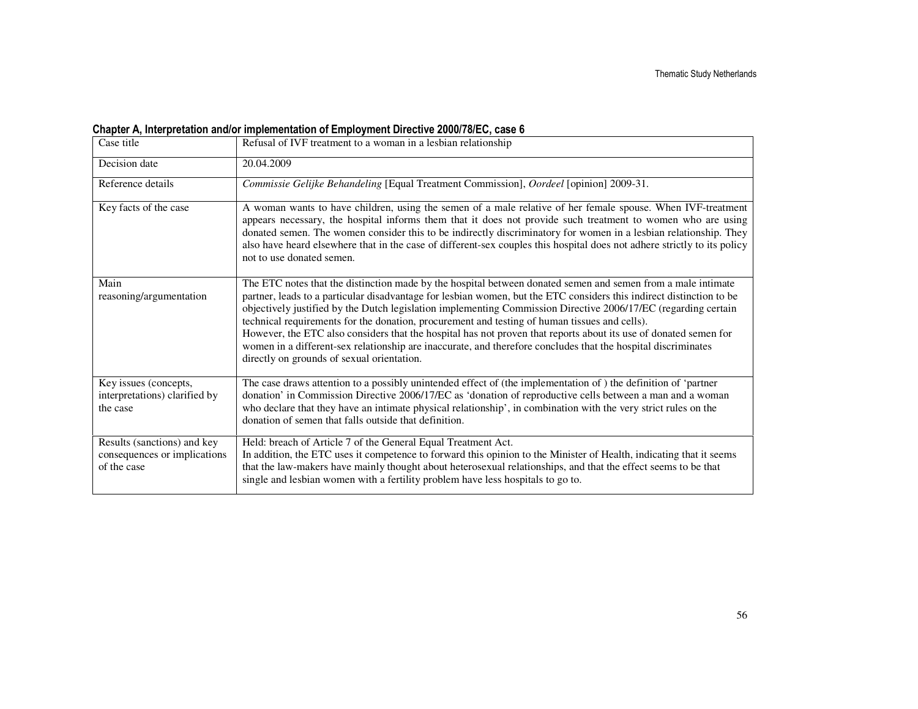**Chapter A, Interpretation and/or implementation of Employment Directive 2000/78/EC, case 6**

| Case title | Refusal of IVF treatment to a woman in a lesbian relationship |
|---|---|
| Decision date | 20.04.2009 |
| Reference details | *Commissie Gelijke Behandeling* [Equal Treatment Commission], *Oordeel* [opinion] 2009-31. |
| Key facts of the case | A woman wants to have children, using the semen of a male relative of her female spouse. When IVF-treatment appears necessary, the hospital informs them that it does not provide such treatment to women who are using donated semen. The women consider this to be indirectly discriminatory for women in a lesbian relationship. They also have heard elsewhere that in the case of different-sex couples this hospital does not adhere strictly to its policy not to use donated semen. |
| Main reasoning/argumentation | The ETC notes that the distinction made by the hospital between donated semen and semen from a male intimate partner, leads to a particular disadvantage for lesbian women, but the ETC considers this indirect distinction to be objectively justified by the Dutch legislation implementing Commission Directive 2006/17/EC (regarding certain technical requirements for the donation, procurement and testing of human tissues and cells).<br>However, the ETC also considers that the hospital has not proven that reports about its use of donated semen for women in a different-sex relationship are inaccurate, and therefore concludes that the hospital discriminates directly on grounds of sexual orientation. |
| Key issues (concepts, interpretations) clarified by the case | The case draws attention to a possibly unintended effect of (the implementation of ) the definition of 'partner donation' in Commission Directive 2006/17/EC as 'donation of reproductive cells between a man and a woman who declare that they have an intimate physical relationship', in combination with the very strict rules on the donation of semen that falls outside that definition. |
| Results (sanctions) and key consequences or implications of the case | Held: breach of Article 7 of the General Equal Treatment Act.<br>In addition, the ETC uses it competence to forward this opinion to the Minister of Health, indicating that it seems that the law-makers have mainly thought about heterosexual relationships, and that the effect seems to be that single and lesbian women with a fertility problem have less hospitals to go to. |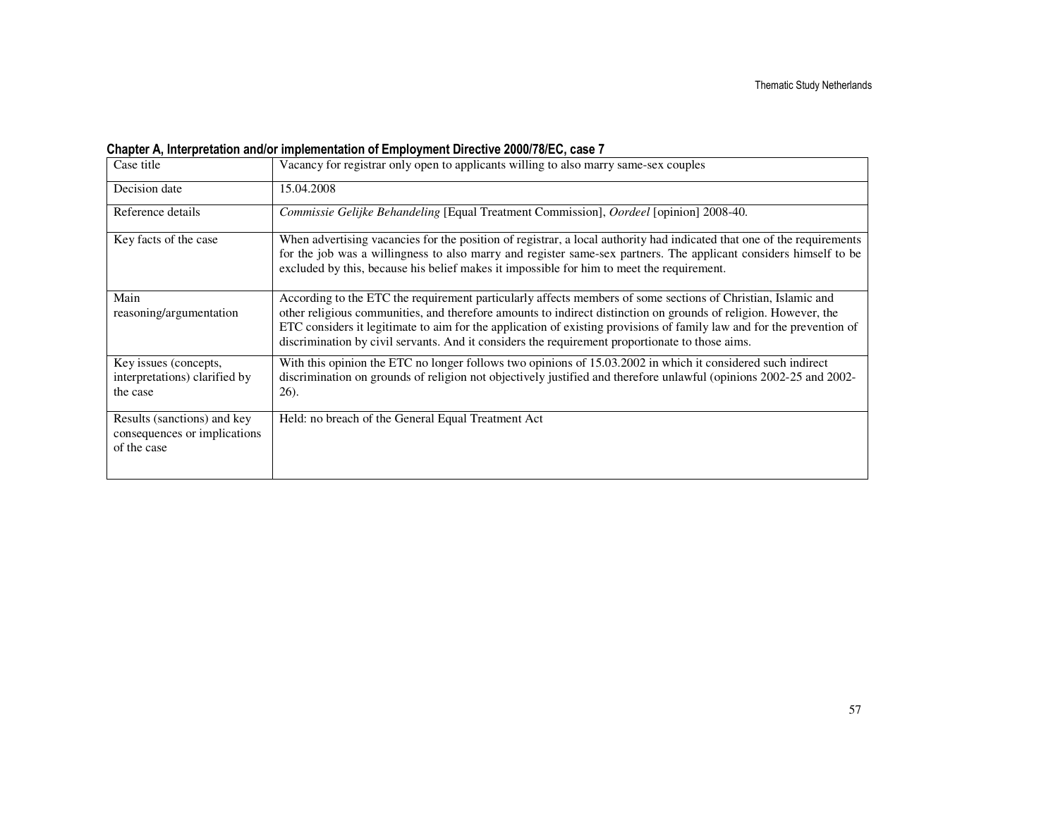**Chapter A, Interpretation and/or implementation of Employment Directive 2000/78/EC, case 7**

| Case title | Vacancy for registrar only open to applicants willing to also marry same-sex couples |
|---|---|
| Decision date | 15.04.2008 |
| Reference details | *Commissie Gelijke Behandeling* [Equal Treatment Commission], *Oordeel* [opinion] 2008-40. |
| Key facts of the case | When advertising vacancies for the position of registrar, a local authority had indicated that one of the requirements for the job was a willingness to also marry and register same-sex partners. The applicant considers himself to be excluded by this, because his belief makes it impossible for him to meet the requirement. |
| Main reasoning/argumentation | According to the ETC the requirement particularly affects members of some sections of Christian, Islamic and other religious communities, and therefore amounts to indirect distinction on grounds of religion. However, the ETC considers it legitimate to aim for the application of existing provisions of family law and for the prevention of discrimination by civil servants. And it considers the requirement proportionate to those aims. |
| Key issues (concepts, interpretations) clarified by the case | With this opinion the ETC no longer follows two opinions of 15.03.2002 in which it considered such indirect discrimination on grounds of religion not objectively justified and therefore unlawful (opinions 2002-25 and 2002-26). |
| Results (sanctions) and key consequences or implications of the case | Held: no breach of the General Equal Treatment Act |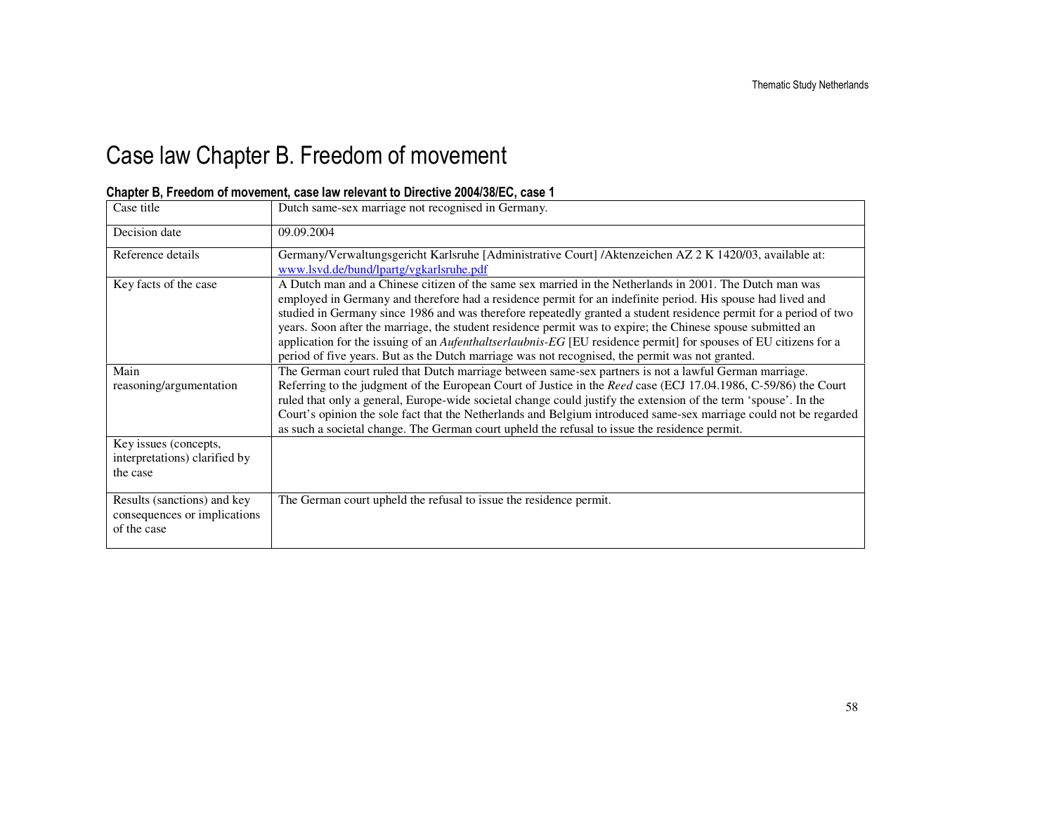# Case law Chapter B. Freedom of movement

**Chapter B, Freedom of movement, case law relevant to Directive 2004/38/EC, case 1**

| | |
|---|---|
| Case title | Dutch same-sex marriage not recognised in Germany. |
| Decision date | 09.09.2004 |
| Reference details | Germany/Verwaltungsgericht Karlsruhe [Administrative Court] /Aktenzeichen AZ 2 K 1420/03, available at: www.lsvd.de/bund/lpartg/vgkarlsruhe.pdf |
| Key facts of the case | A Dutch man and a Chinese citizen of the same sex married in the Netherlands in 2001. The Dutch man was employed in Germany and therefore had a residence permit for an indefinite period. His spouse had lived and studied in Germany since 1986 and was therefore repeatedly granted a student residence permit for a period of two years. Soon after the marriage, the student residence permit was to expire; the Chinese spouse submitted an application for the issuing of an *Aufenthaltserlaubnis-EG* [EU residence permit] for spouses of EU citizens for a period of five years. But as the Dutch marriage was not recognised, the permit was not granted. |
| Main reasoning/argumentation | The German court ruled that Dutch marriage between same-sex partners is not a lawful German marriage. Referring to the judgment of the European Court of Justice in the *Reed* case (ECJ 17.04.1986, C-59/86) the Court ruled that only a general, Europe-wide societal change could justify the extension of the term 'spouse'. In the Court's opinion the sole fact that the Netherlands and Belgium introduced same-sex marriage could not be regarded as such a societal change. The German court upheld the refusal to issue the residence permit. |
| Key issues (concepts, interpretations) clarified by the case | |
| Results (sanctions) and key consequences or implications of the case | The German court upheld the refusal to issue the residence permit. |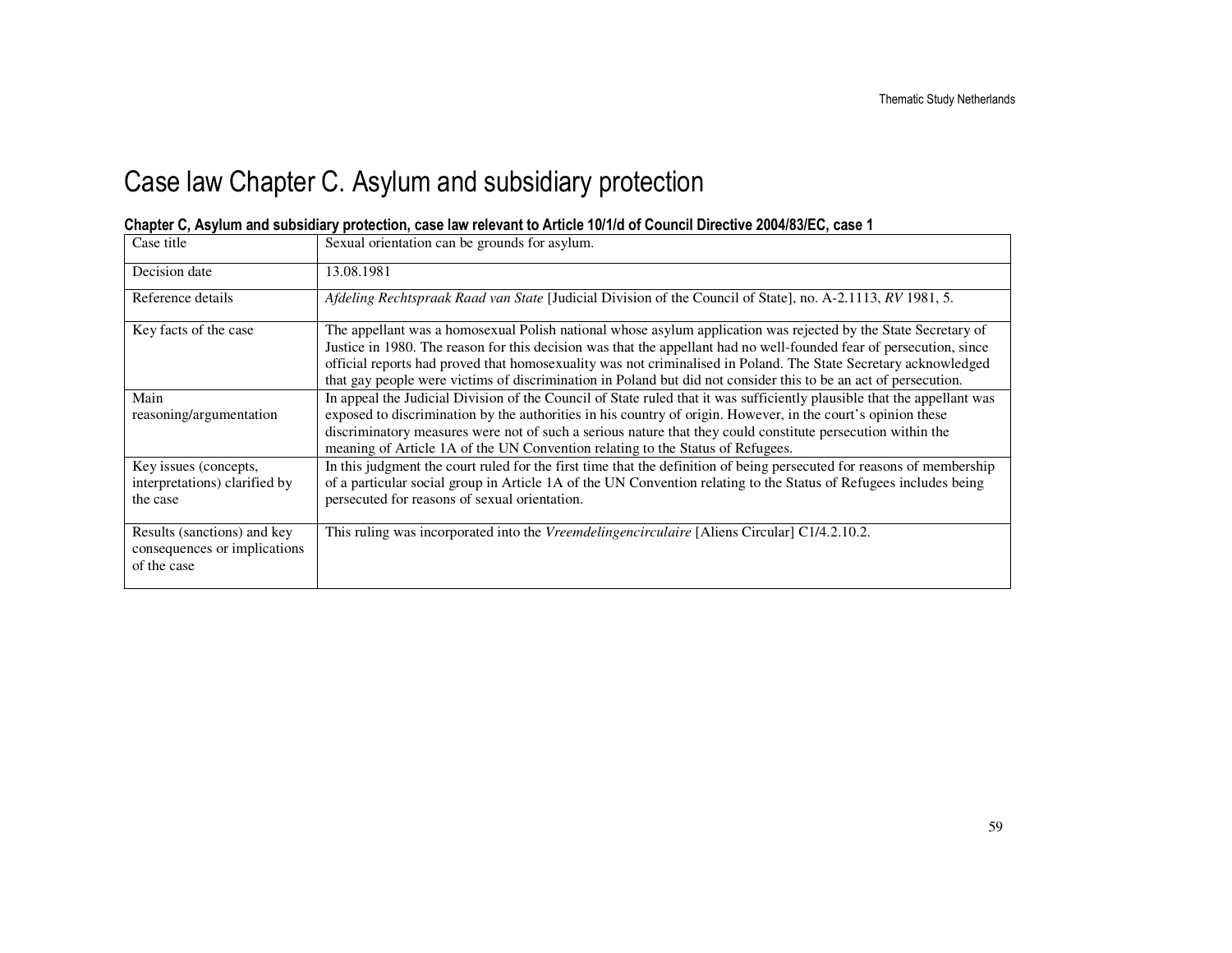# Case law Chapter C. Asylum and subsidiary protection

#### Chapter C, Asylum and subsidiary protection, case law relevant to Article 10/1/d of Council Directive 2004/83/EC, case 1

| Case title | Sexual orientation can be grounds for asylum. |
|---|---|
| Decision date | 13.08.1981 |
| Reference details | *Afdeling Rechtspraak Raad van State* [Judicial Division of the Council of State], no. A-2.1113, *RV* 1981, 5. |
| Key facts of the case | The appellant was a homosexual Polish national whose asylum application was rejected by the State Secretary of Justice in 1980. The reason for this decision was that the appellant had no well-founded fear of persecution, since official reports had proved that homosexuality was not criminalised in Poland. The State Secretary acknowledged that gay people were victims of discrimination in Poland but did not consider this to be an act of persecution. |
| Main reasoning/argumentation | In appeal the Judicial Division of the Council of State ruled that it was sufficiently plausible that the appellant was exposed to discrimination by the authorities in his country of origin. However, in the court's opinion these discriminatory measures were not of such a serious nature that they could constitute persecution within the meaning of Article 1A of the UN Convention relating to the Status of Refugees. |
| Key issues (concepts, interpretations) clarified by the case | In this judgment the court ruled for the first time that the definition of being persecuted for reasons of membership of a particular social group in Article 1A of the UN Convention relating to the Status of Refugees includes being persecuted for reasons of sexual orientation. |
| Results (sanctions) and key consequences or implications of the case | This ruling was incorporated into the *Vreemdelingencirculaire* [Aliens Circular] C1/4.2.10.2. |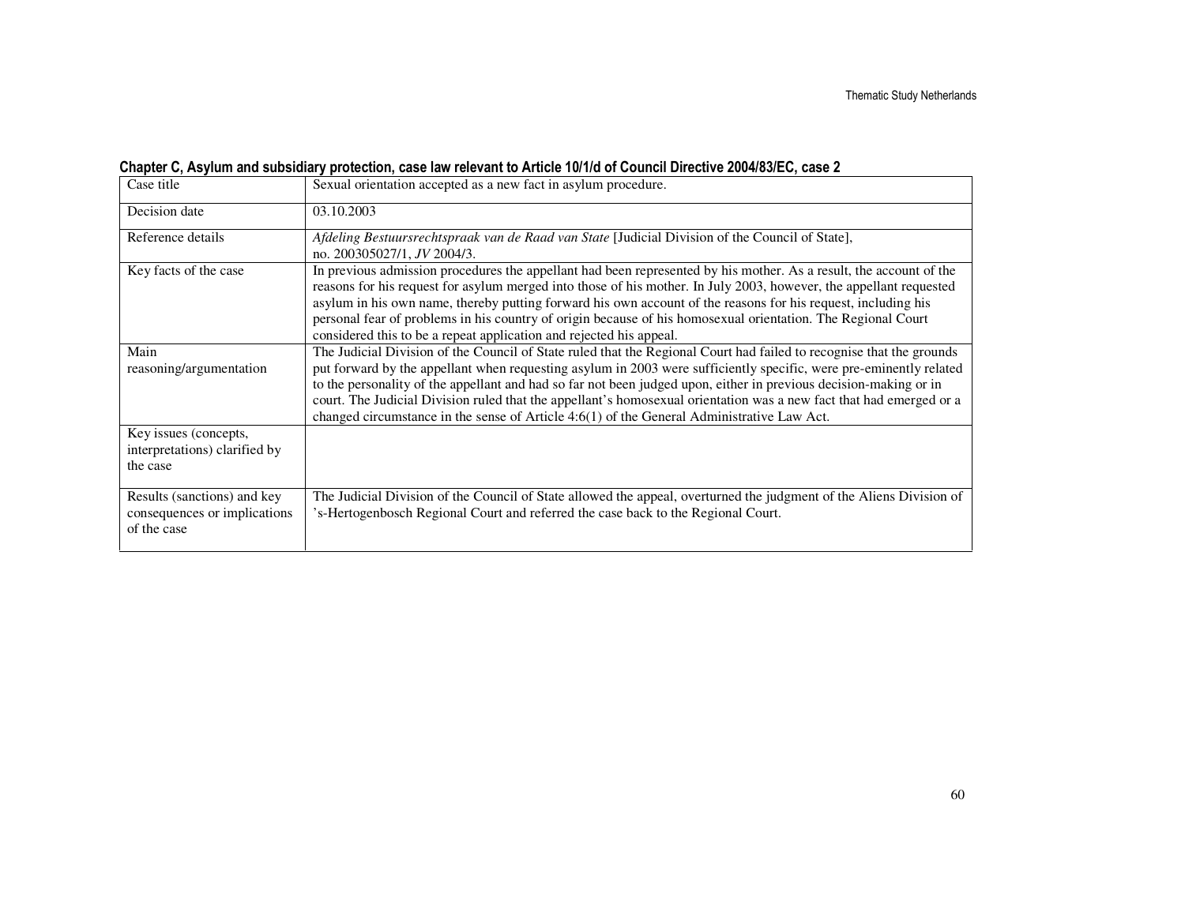**Chapter C, Asylum and subsidiary protection, case law relevant to Article 10/1/d of Council Directive 2004/83/EC, case 2**

| Case title | Sexual orientation accepted as a new fact in asylum procedure. |
|---|---|
| Decision date | 03.10.2003 |
| Reference details | *Afdeling Bestuursrechtspraak van de Raad van State* [Judicial Division of the Council of State], no. 200305027/1, *JV* 2004/3. |
| Key facts of the case | In previous admission procedures the appellant had been represented by his mother. As a result, the account of the reasons for his request for asylum merged into those of his mother. In July 2003, however, the appellant requested asylum in his own name, thereby putting forward his own account of the reasons for his request, including his personal fear of problems in his country of origin because of his homosexual orientation. The Regional Court considered this to be a repeat application and rejected his appeal. |
| Main reasoning/argumentation | The Judicial Division of the Council of State ruled that the Regional Court had failed to recognise that the grounds put forward by the appellant when requesting asylum in 2003 were sufficiently specific, were pre-eminently related to the personality of the appellant and had so far not been judged upon, either in previous decision-making or in court. The Judicial Division ruled that the appellant's homosexual orientation was a new fact that had emerged or a changed circumstance in the sense of Article 4:6(1) of the General Administrative Law Act. |
| Key issues (concepts, interpretations) clarified by the case | |
| Results (sanctions) and key consequences or implications of the case | The Judicial Division of the Council of State allowed the appeal, overturned the judgment of the Aliens Division of 's-Hertogenbosch Regional Court and referred the case back to the Regional Court. |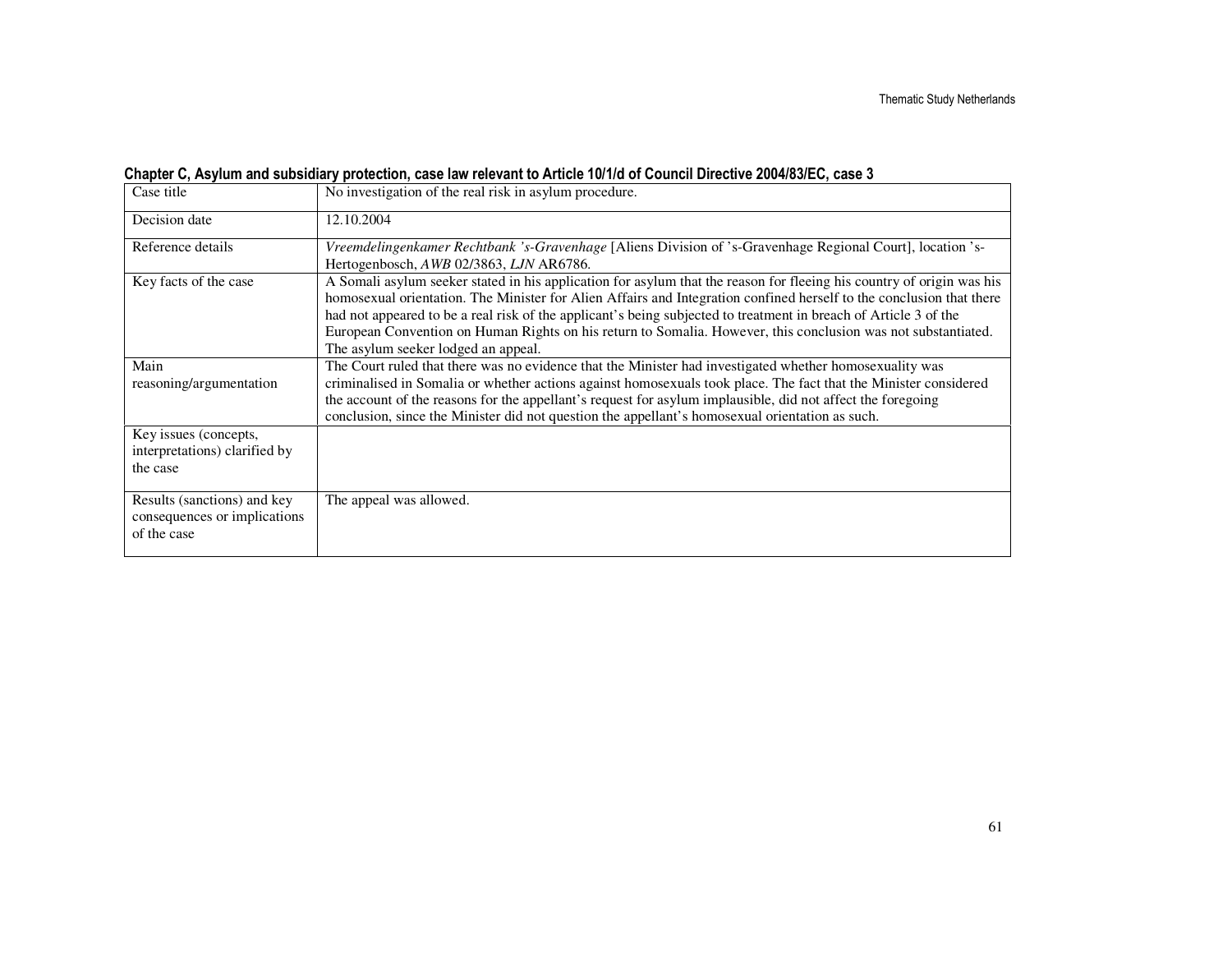**Chapter C, Asylum and subsidiary protection, case law relevant to Article 10/1/d of Council Directive 2004/83/EC, case 3**

| Case title | No investigation of the real risk in asylum procedure. |
|---|---|
| Decision date | 12.10.2004 |
| Reference details | *Vreemdelingenkamer Rechtbank 's-Gravenhage* [Aliens Division of 's-Gravenhage Regional Court], location 's-Hertogenbosch, *AWB* 02/3863, *LJN* AR6786. |
| Key facts of the case | A Somali asylum seeker stated in his application for asylum that the reason for fleeing his country of origin was his homosexual orientation. The Minister for Alien Affairs and Integration confined herself to the conclusion that there had not appeared to be a real risk of the applicant's being subjected to treatment in breach of Article 3 of the European Convention on Human Rights on his return to Somalia. However, this conclusion was not substantiated. The asylum seeker lodged an appeal. |
| Main reasoning/argumentation | The Court ruled that there was no evidence that the Minister had investigated whether homosexuality was criminalised in Somalia or whether actions against homosexuals took place. The fact that the Minister considered the account of the reasons for the appellant's request for asylum implausible, did not affect the foregoing conclusion, since the Minister did not question the appellant's homosexual orientation as such. |
| Key issues (concepts, interpretations) clarified by the case | |
| Results (sanctions) and key consequences or implications of the case | The appeal was allowed. |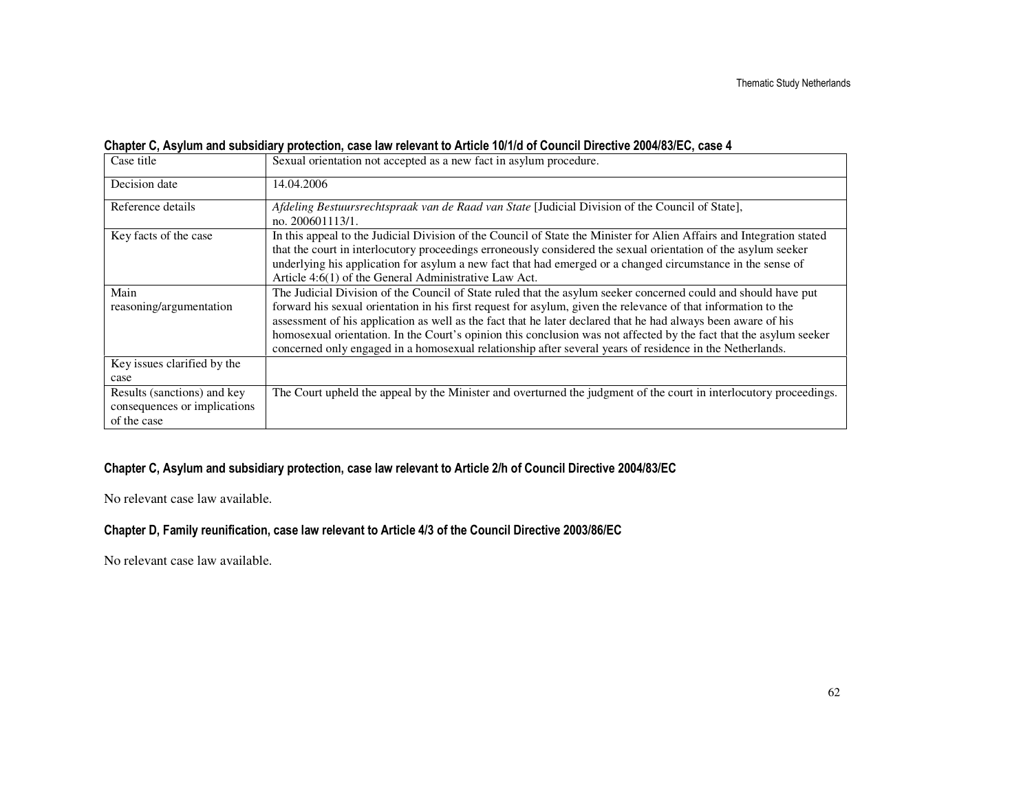### Chapter C, Asylum and subsidiary protection, case law relevant to Article 10/1/d of Council Directive 2004/83/EC, case 4

| Case title | Sexual orientation not accepted as a new fact in asylum procedure. |
|---|---|
| Decision date | 14.04.2006 |
| Reference details | *Afdeling Bestuursrechtspraak van de Raad van State* [Judicial Division of the Council of State], no. 200601113/1. |
| Key facts of the case | In this appeal to the Judicial Division of the Council of State the Minister for Alien Affairs and Integration stated that the court in interlocutory proceedings erroneously considered the sexual orientation of the asylum seeker underlying his application for asylum a new fact that had emerged or a changed circumstance in the sense of Article 4:6(1) of the General Administrative Law Act. |
| Main reasoning/argumentation | The Judicial Division of the Council of State ruled that the asylum seeker concerned could and should have put forward his sexual orientation in his first request for asylum, given the relevance of that information to the assessment of his application as well as the fact that he later declared that he had always been aware of his homosexual orientation. In the Court's opinion this conclusion was not affected by the fact that the asylum seeker concerned only engaged in a homosexual relationship after several years of residence in the Netherlands. |
| Key issues clarified by the case | |
| Results (sanctions) and key consequences or implications of the case | The Court upheld the appeal by the Minister and overturned the judgment of the court in interlocutory proceedings. |

### Chapter C, Asylum and subsidiary protection, case law relevant to Article 2/h of Council Directive 2004/83/EC

No relevant case law available.

### Chapter D, Family reunification, case law relevant to Article 4/3 of the Council Directive 2003/86/EC

No relevant case law available.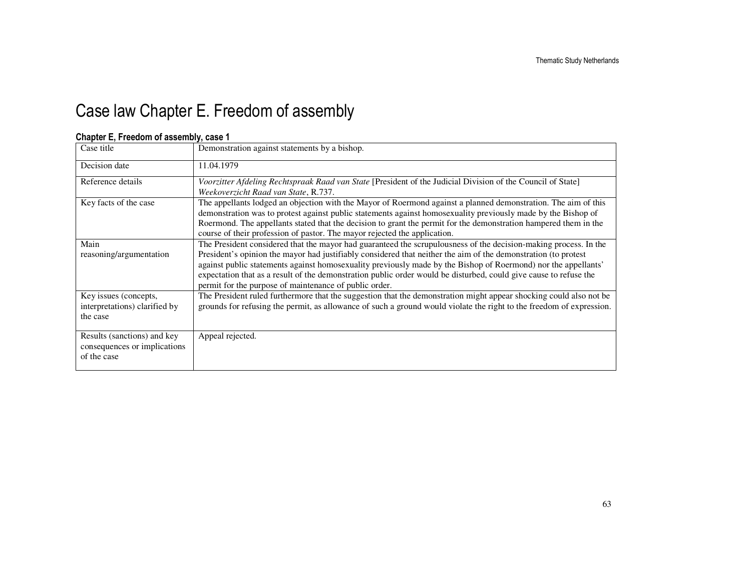# Case law Chapter E. Freedom of assembly

### Chapter E, Freedom of assembly, case 1

| Case title | Demonstration against statements by a bishop. |
|---|---|
| Decision date | 11.04.1979 |
| Reference details | *Voorzitter Afdeling Rechtspraak Raad van State* [President of the Judicial Division of the Council of State] *Weekoverzicht Raad van State*, R.737. |
| Key facts of the case | The appellants lodged an objection with the Mayor of Roermond against a planned demonstration. The aim of this demonstration was to protest against public statements against homosexuality previously made by the Bishop of Roermond. The appellants stated that the decision to grant the permit for the demonstration hampered them in the course of their profession of pastor. The mayor rejected the application. |
| Main reasoning/argumentation | The President considered that the mayor had guaranteed the scrupulousness of the decision-making process. In the President's opinion the mayor had justifiably considered that neither the aim of the demonstration (to protest against public statements against homosexuality previously made by the Bishop of Roermond) nor the appellants' expectation that as a result of the demonstration public order would be disturbed, could give cause to refuse the permit for the purpose of maintenance of public order. |
| Key issues (concepts, interpretations) clarified by the case | The President ruled furthermore that the suggestion that the demonstration might appear shocking could also not be grounds for refusing the permit, as allowance of such a ground would violate the right to the freedom of expression. |
| Results (sanctions) and key consequences or implications of the case | Appeal rejected. |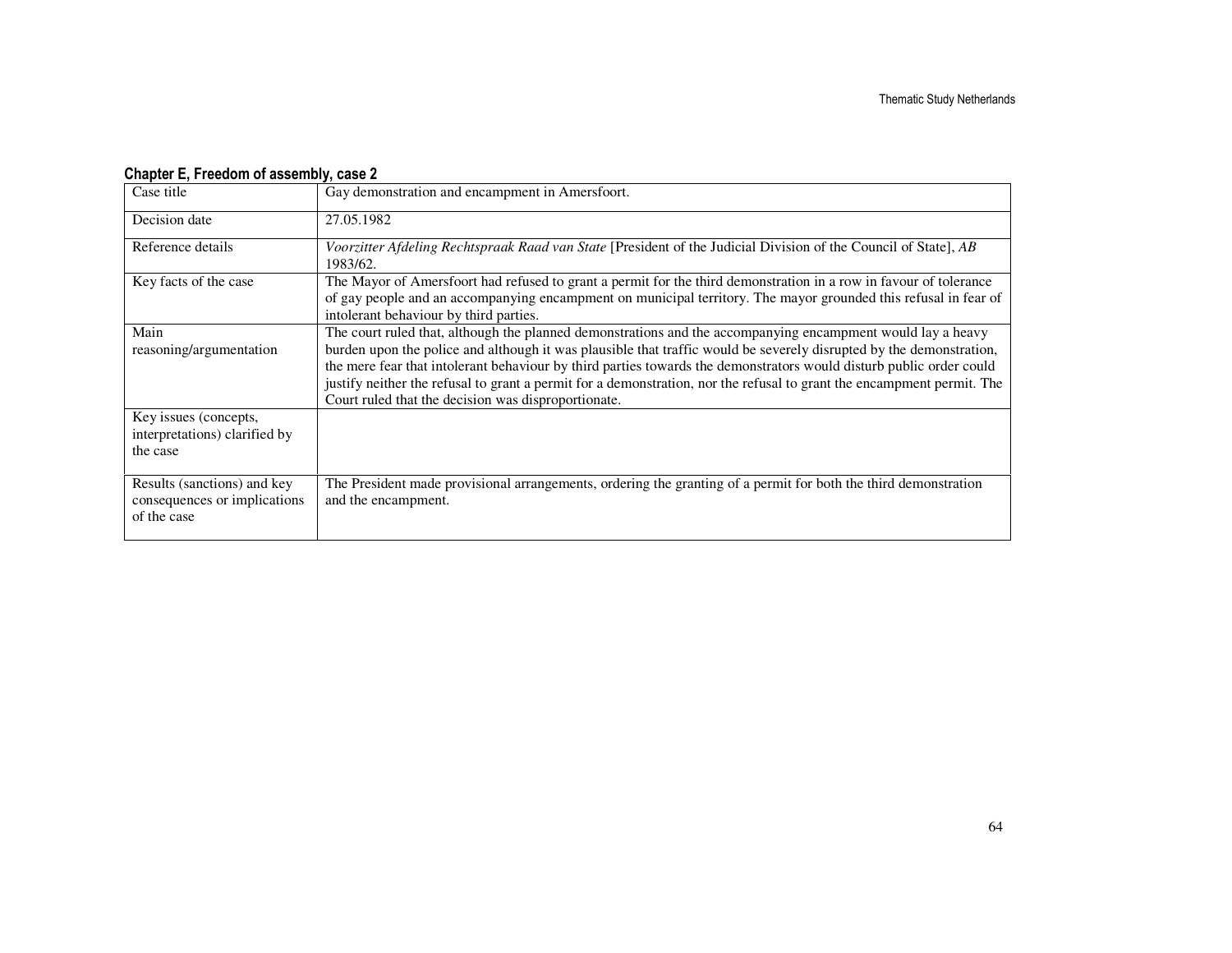**Chapter E, Freedom of assembly, case 2**

| Case title | Gay demonstration and encampment in Amersfoort. |
|---|---|
| Decision date | 27.05.1982 |
| Reference details | *Voorzitter Afdeling Rechtspraak Raad van State* [President of the Judicial Division of the Council of State], *AB* 1983/62. |
| Key facts of the case | The Mayor of Amersfoort had refused to grant a permit for the third demonstration in a row in favour of tolerance of gay people and an accompanying encampment on municipal territory. The mayor grounded this refusal in fear of intolerant behaviour by third parties. |
| Main reasoning/argumentation | The court ruled that, although the planned demonstrations and the accompanying encampment would lay a heavy burden upon the police and although it was plausible that traffic would be severely disrupted by the demonstration, the mere fear that intolerant behaviour by third parties towards the demonstrators would disturb public order could justify neither the refusal to grant a permit for a demonstration, nor the refusal to grant the encampment permit. The Court ruled that the decision was disproportionate. |
| Key issues (concepts, interpretations) clarified by the case | |
| Results (sanctions) and key consequences or implications of the case | The President made provisional arrangements, ordering the granting of a permit for both the third demonstration and the encampment. |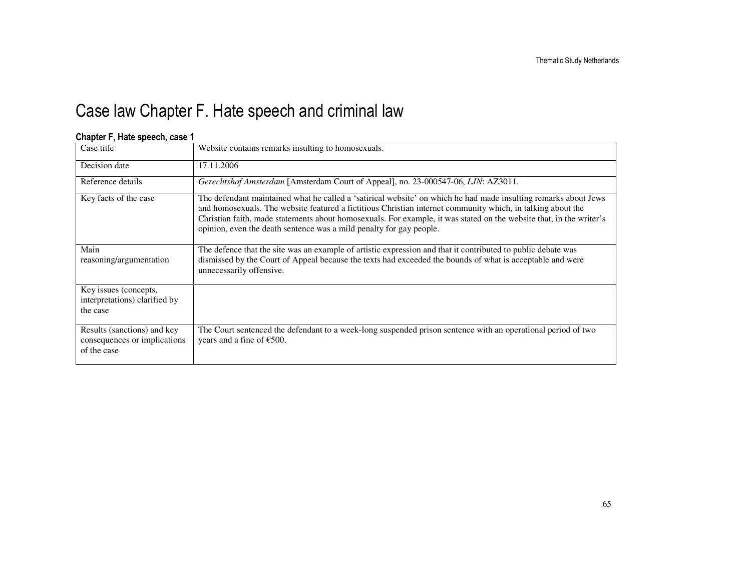# Case law Chapter F. Hate speech and criminal law

### Chapter F, Hate speech, case 1

| | |
|---|---|
| Case title | Website contains remarks insulting to homosexuals. |
| Decision date | 17.11.2006 |
| Reference details | *Gerechtshof Amsterdam* [Amsterdam Court of Appeal], no. 23-000547-06, *LJN*: AZ3011. |
| Key facts of the case | The defendant maintained what he called a 'satirical website' on which he had made insulting remarks about Jews and homosexuals. The website featured a fictitious Christian internet community which, in talking about the Christian faith, made statements about homosexuals. For example, it was stated on the website that, in the writer's opinion, even the death sentence was a mild penalty for gay people. |
| Main reasoning/argumentation | The defence that the site was an example of artistic expression and that it contributed to public debate was dismissed by the Court of Appeal because the texts had exceeded the bounds of what is acceptable and were unnecessarily offensive. |
| Key issues (concepts, interpretations) clarified by the case | |
| Results (sanctions) and key consequences or implications of the case | The Court sentenced the defendant to a week-long suspended prison sentence with an operational period of two years and a fine of €500. |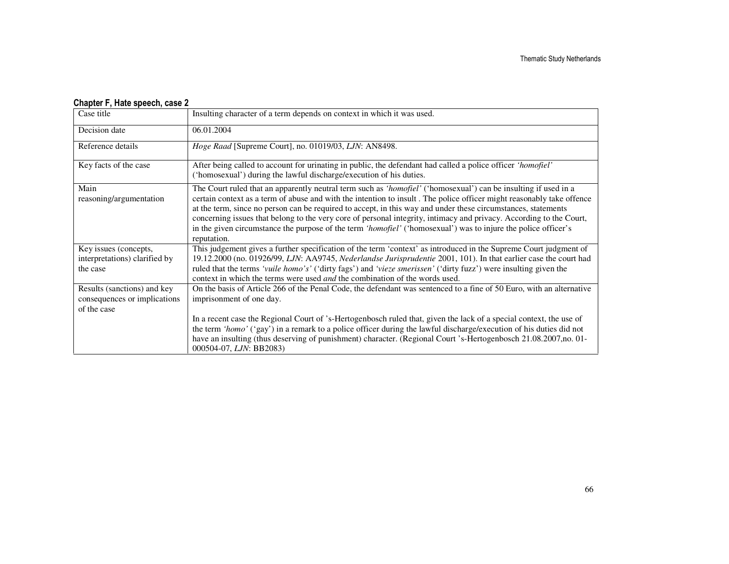**Chapter F, Hate speech, case 2**

| Case title | Insulting character of a term depends on context in which it was used. |
|---|---|
| Decision date | 06.01.2004 |
| Reference details | *Hoge Raad* [Supreme Court], no. 01019/03, *LJN*: AN8498. |
| Key facts of the case | After being called to account for urinating in public, the defendant had called a police officer *'homofiel'* ('homosexual') during the lawful discharge/execution of his duties. |
| Main reasoning/argumentation | The Court ruled that an apparently neutral term such as *'homofiel'* ('homosexual') can be insulting if used in a certain context as a term of abuse and with the intention to insult . The police officer might reasonably take offence at the term, since no person can be required to accept, in this way and under these circumstances, statements concerning issues that belong to the very core of personal integrity, intimacy and privacy. According to the Court, in the given circumstance the purpose of the term *'homofiel'* ('homosexual') was to injure the police officer's reputation. |
| Key issues (concepts, interpretations) clarified by the case | This judgement gives a further specification of the term 'context' as introduced in the Supreme Court judgment of 19.12.2000 (no. 01926/99, *LJN*: AA9745, *Nederlandse Jurisprudentie* 2001, 101). In that earlier case the court had ruled that the terms *'vuile homo's'* ('dirty fags') and *'vieze smerissen'* ('dirty fuzz') were insulting given the context in which the terms were used *and* the combination of the words used. |
| Results (sanctions) and key consequences or implications of the case | On the basis of Article 266 of the Penal Code, the defendant was sentenced to a fine of 50 Euro, with an alternative imprisonment of one day.<br><br>In a recent case the Regional Court of 's-Hertogenbosch ruled that, given the lack of a special context, the use of the term *'homo'* ('gay') in a remark to a police officer during the lawful discharge/execution of his duties did not have an insulting (thus deserving of punishment) character. (Regional Court 's-Hertogenbosch 21.08.2007,no. 01-000504-07, *LJN*: BB2083) |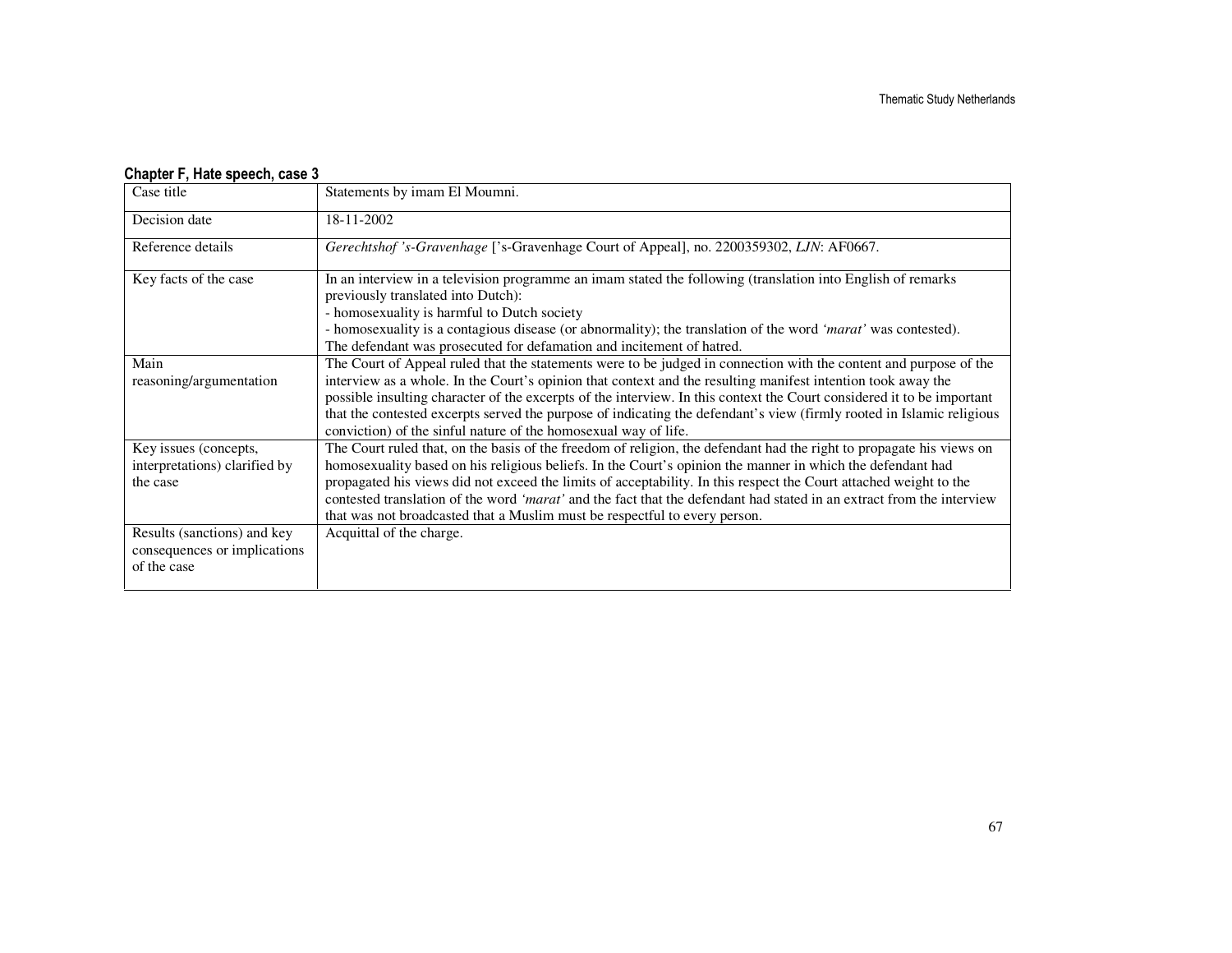**Chapter F, Hate speech, case 3**

| Case title | Statements by imam El Moumni. |
|---|---|
| Decision date | 18-11-2002 |
| Reference details | *Gerechtshof 's-Gravenhage* ['s-Gravenhage Court of Appeal], no. 2200359302, *LJN*: AF0667. |
| Key facts of the case | In an interview in a television programme an imam stated the following (translation into English of remarks previously translated into Dutch):<br>- homosexuality is harmful to Dutch society<br>- homosexuality is a contagious disease (or abnormality); the translation of the word *'marat'* was contested).<br>The defendant was prosecuted for defamation and incitement of hatred. |
| Main reasoning/argumentation | The Court of Appeal ruled that the statements were to be judged in connection with the content and purpose of the interview as a whole. In the Court's opinion that context and the resulting manifest intention took away the possible insulting character of the excerpts of the interview. In this context the Court considered it to be important that the contested excerpts served the purpose of indicating the defendant's view (firmly rooted in Islamic religious conviction) of the sinful nature of the homosexual way of life. |
| Key issues (concepts, interpretations) clarified by the case | The Court ruled that, on the basis of the freedom of religion, the defendant had the right to propagate his views on homosexuality based on his religious beliefs. In the Court's opinion the manner in which the defendant had propagated his views did not exceed the limits of acceptability. In this respect the Court attached weight to the contested translation of the word *'marat'* and the fact that the defendant had stated in an extract from the interview that was not broadcasted that a Muslim must be respectful to every person. |
| Results (sanctions) and key consequences or implications of the case | Acquittal of the charge. |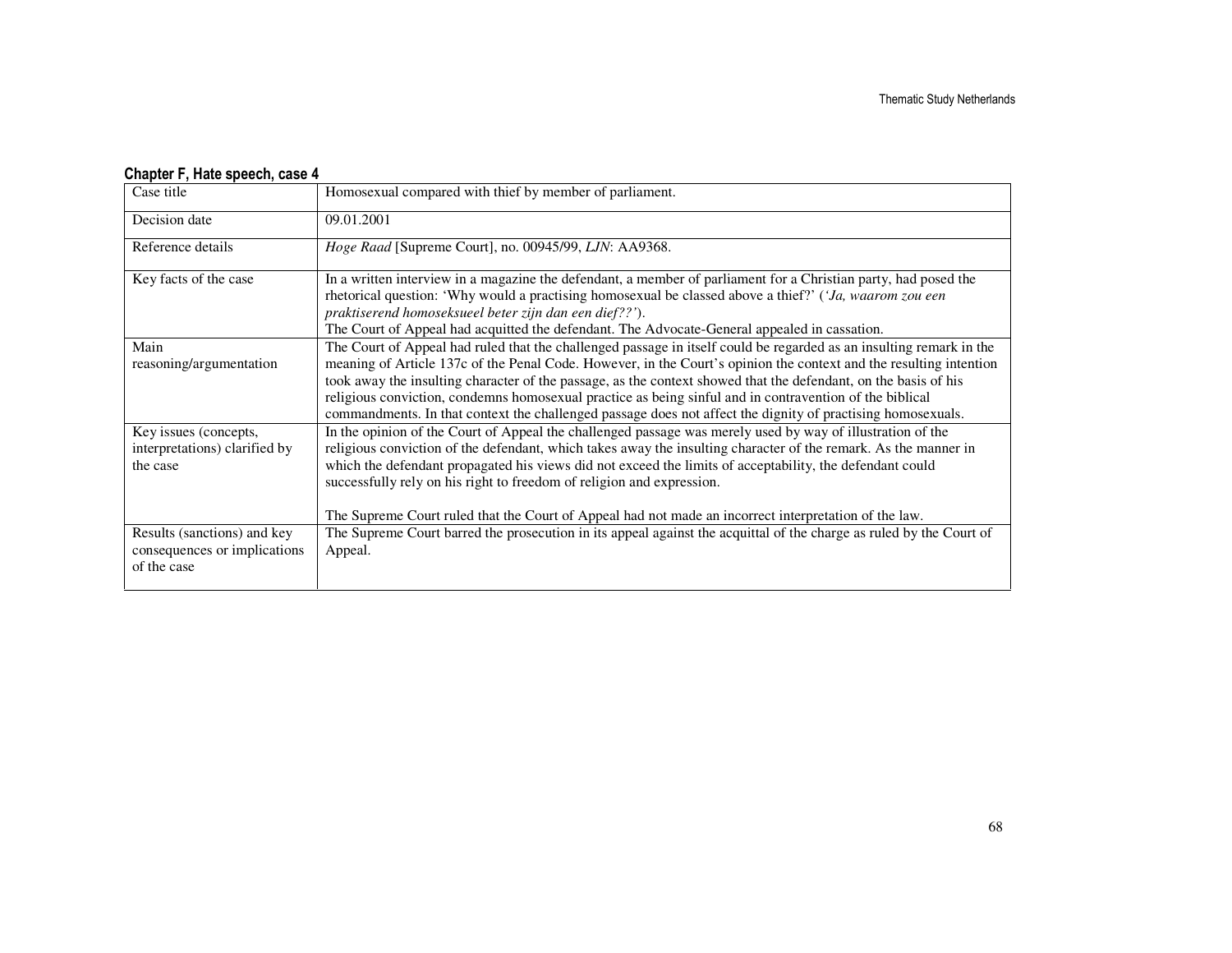**Chapter F, Hate speech, case 4**

| Case title | Homosexual compared with thief by member of parliament. |
|---|---|
| Decision date | 09.01.2001 |
| Reference details | *Hoge Raad* [Supreme Court], no. 00945/99, *LJN*: AA9368. |
| Key facts of the case | In a written interview in a magazine the defendant, a member of parliament for a Christian party, had posed the rhetorical question: 'Why would a practising homosexual be classed above a thief?' (*'Ja, waarom zou een praktiserend homoseksueel beter zijn dan een dief??'*).<br>The Court of Appeal had acquitted the defendant. The Advocate-General appealed in cassation. |
| Main reasoning/argumentation | The Court of Appeal had ruled that the challenged passage in itself could be regarded as an insulting remark in the meaning of Article 137c of the Penal Code. However, in the Court's opinion the context and the resulting intention took away the insulting character of the passage, as the context showed that the defendant, on the basis of his religious conviction, condemns homosexual practice as being sinful and in contravention of the biblical commandments. In that context the challenged passage does not affect the dignity of practising homosexuals. |
| Key issues (concepts, interpretations) clarified by the case | In the opinion of the Court of Appeal the challenged passage was merely used by way of illustration of the religious conviction of the defendant, which takes away the insulting character of the remark. As the manner in which the defendant propagated his views did not exceed the limits of acceptability, the defendant could successfully rely on his right to freedom of religion and expression.<br><br>The Supreme Court ruled that the Court of Appeal had not made an incorrect interpretation of the law. |
| Results (sanctions) and key consequences or implications of the case | The Supreme Court barred the prosecution in its appeal against the acquittal of the charge as ruled by the Court of Appeal. |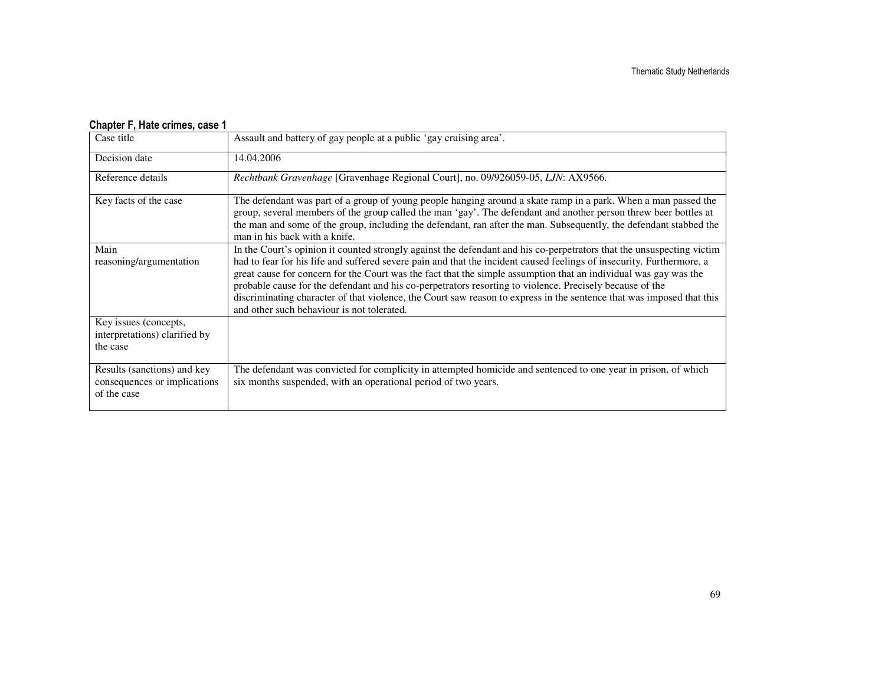**Chapter F, Hate crimes, case 1**

| Case title | Assault and battery of gay people at a public 'gay cruising area'. |
|---|---|
| Decision date | 14.04.2006 |
| Reference details | *Rechtbank Gravenhage* [Gravenhage Regional Court], no. 09/926059-05, *LJN*: AX9566. |
| Key facts of the case | The defendant was part of a group of young people hanging around a skate ramp in a park. When a man passed the group, several members of the group called the man 'gay'. The defendant and another person threw beer bottles at the man and some of the group, including the defendant, ran after the man. Subsequently, the defendant stabbed the man in his back with a knife. |
| Main reasoning/argumentation | In the Court's opinion it counted strongly against the defendant and his co-perpetrators that the unsuspecting victim had to fear for his life and suffered severe pain and that the incident caused feelings of insecurity. Furthermore, a great cause for concern for the Court was the fact that the simple assumption that an individual was gay was the probable cause for the defendant and his co-perpetrators resorting to violence. Precisely because of the discriminating character of that violence, the Court saw reason to express in the sentence that was imposed that this and other such behaviour is not tolerated. |
| Key issues (concepts, interpretations) clarified by the case | |
| Results (sanctions) and key consequences or implications of the case | The defendant was convicted for complicity in attempted homicide and sentenced to one year in prison, of which six months suspended, with an operational period of two years. |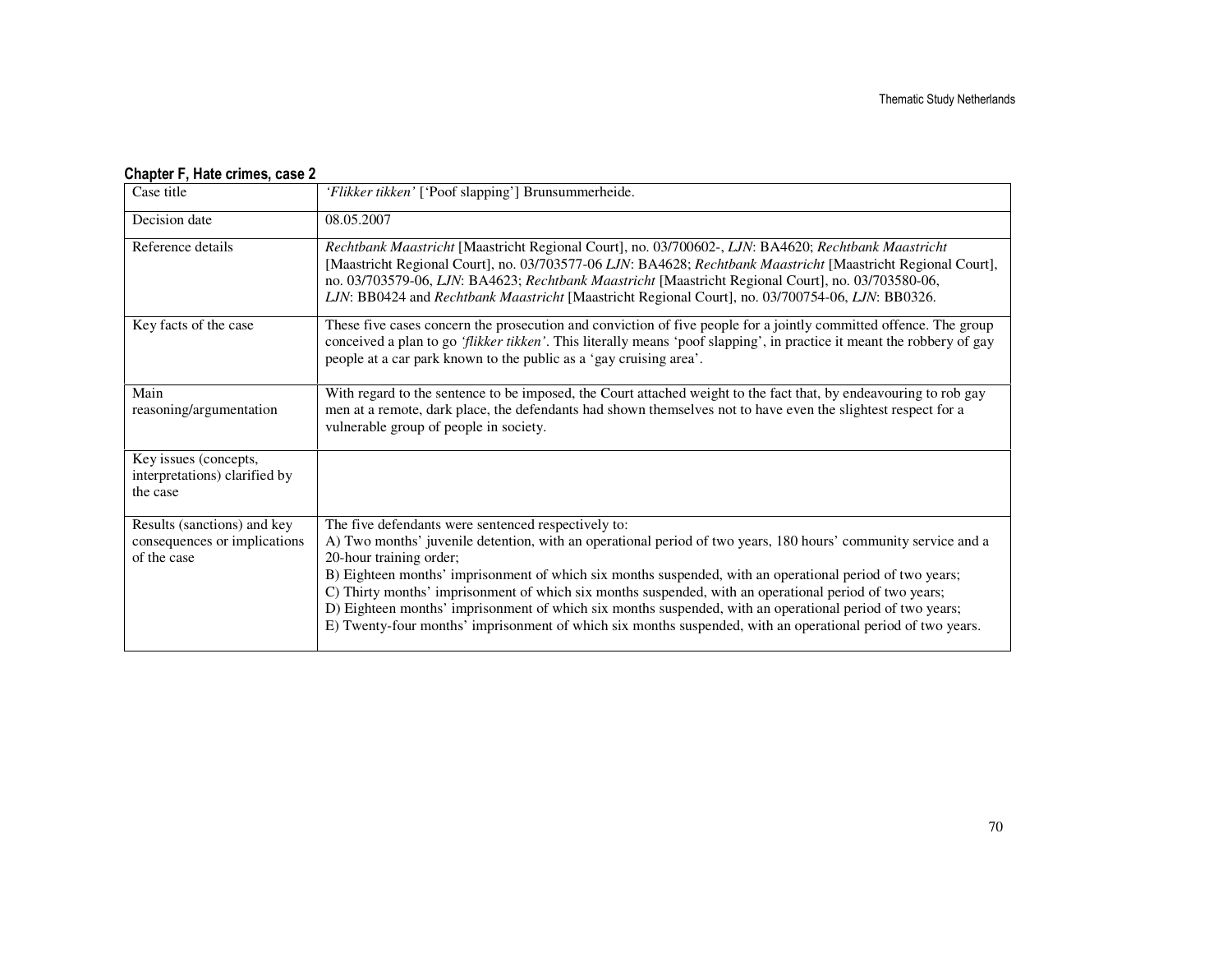**Chapter F, Hate crimes, case 2**

| Case title | *'Flikker tikken'* ['Poof slapping'] Brunsummerheide. |
|---|---|
| Decision date | 08.05.2007 |
| Reference details | *Rechtbank Maastricht* [Maastricht Regional Court], no. 03/700602-, *LJN*: BA4620; *Rechtbank Maastricht* [Maastricht Regional Court], no. 03/703577-06 *LJN*: BA4628; *Rechtbank Maastricht* [Maastricht Regional Court], no. 03/703579-06, *LJN*: BA4623; *Rechtbank Maastricht* [Maastricht Regional Court], no. 03/703580-06, *LJN*: BB0424 and *Rechtbank Maastricht* [Maastricht Regional Court], no. 03/700754-06, *LJN*: BB0326. |
| Key facts of the case | These five cases concern the prosecution and conviction of five people for a jointly committed offence. The group conceived a plan to go *'flikker tikken'*. This literally means 'poof slapping', in practice it meant the robbery of gay people at a car park known to the public as a 'gay cruising area'. |
| Main reasoning/argumentation | With regard to the sentence to be imposed, the Court attached weight to the fact that, by endeavouring to rob gay men at a remote, dark place, the defendants had shown themselves not to have even the slightest respect for a vulnerable group of people in society. |
| Key issues (concepts, interpretations) clarified by the case | |
| Results (sanctions) and key consequences or implications of the case | The five defendants were sentenced respectively to:<br>A) Two months' juvenile detention, with an operational period of two years, 180 hours' community service and a 20-hour training order;<br>B) Eighteen months' imprisonment of which six months suspended, with an operational period of two years;<br>C) Thirty months' imprisonment of which six months suspended, with an operational period of two years;<br>D) Eighteen months' imprisonment of which six months suspended, with an operational period of two years;<br>E) Twenty-four months' imprisonment of which six months suspended, with an operational period of two years. |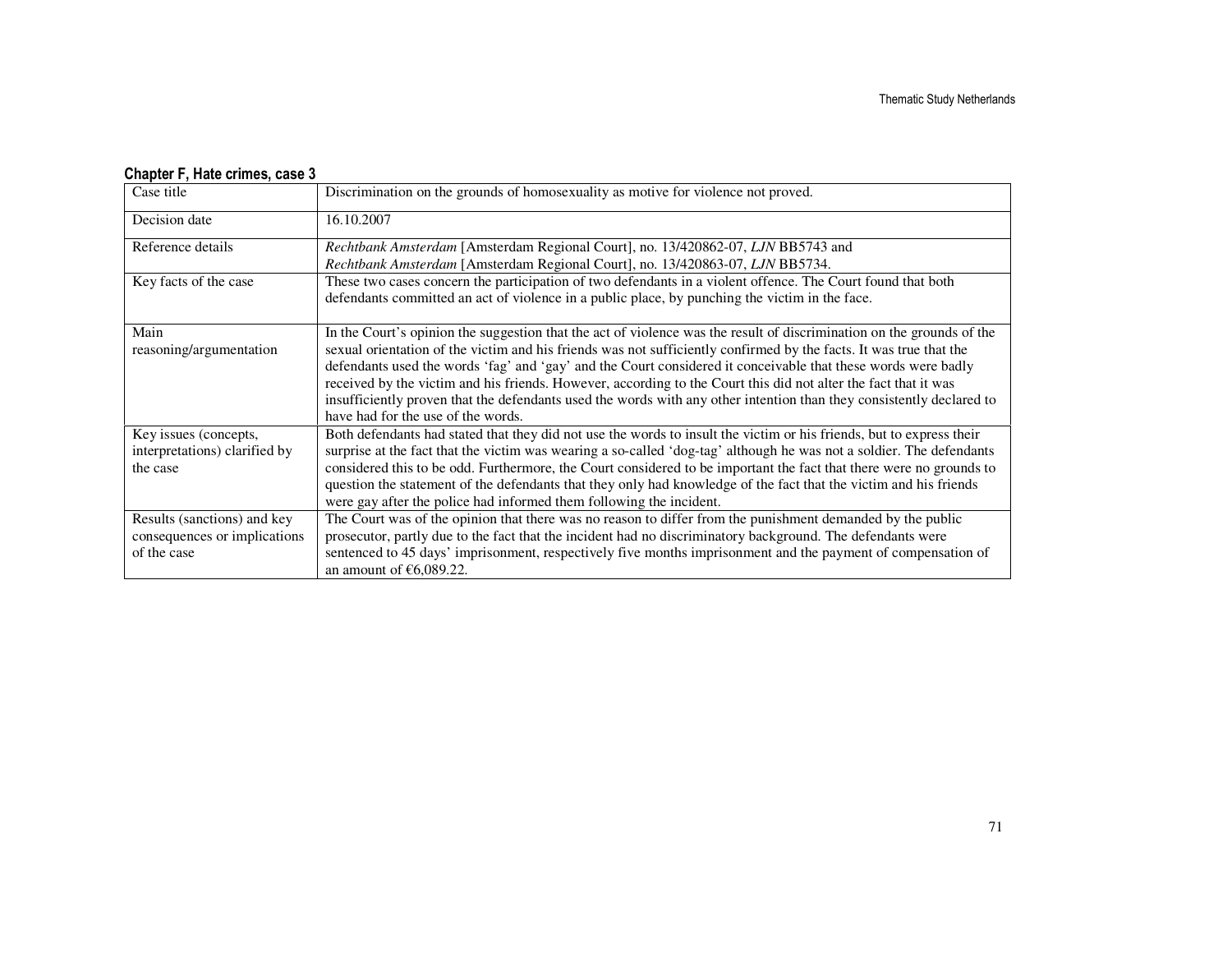**Chapter F, Hate crimes, case 3**

| Case title | Discrimination on the grounds of homosexuality as motive for violence not proved. |
|---|---|
| Decision date | 16.10.2007 |
| Reference details | *Rechtbank Amsterdam* [Amsterdam Regional Court], no. 13/420862-07, *LJN* BB5743 and *Rechtbank Amsterdam* [Amsterdam Regional Court], no. 13/420863-07, *LJN* BB5734. |
| Key facts of the case | These two cases concern the participation of two defendants in a violent offence. The Court found that both defendants committed an act of violence in a public place, by punching the victim in the face. |
| Main reasoning/argumentation | In the Court's opinion the suggestion that the act of violence was the result of discrimination on the grounds of the sexual orientation of the victim and his friends was not sufficiently confirmed by the facts. It was true that the defendants used the words 'fag' and 'gay' and the Court considered it conceivable that these words were badly received by the victim and his friends. However, according to the Court this did not alter the fact that it was insufficiently proven that the defendants used the words with any other intention than they consistently declared to have had for the use of the words. |
| Key issues (concepts, interpretations) clarified by the case | Both defendants had stated that they did not use the words to insult the victim or his friends, but to express their surprise at the fact that the victim was wearing a so-called 'dog-tag' although he was not a soldier. The defendants considered this to be odd. Furthermore, the Court considered to be important the fact that there were no grounds to question the statement of the defendants that they only had knowledge of the fact that the victim and his friends were gay after the police had informed them following the incident. |
| Results (sanctions) and key consequences or implications of the case | The Court was of the opinion that there was no reason to differ from the punishment demanded by the public prosecutor, partly due to the fact that the incident had no discriminatory background. The defendants were sentenced to 45 days' imprisonment, respectively five months imprisonment and the payment of compensation of an amount of €6,089.22. |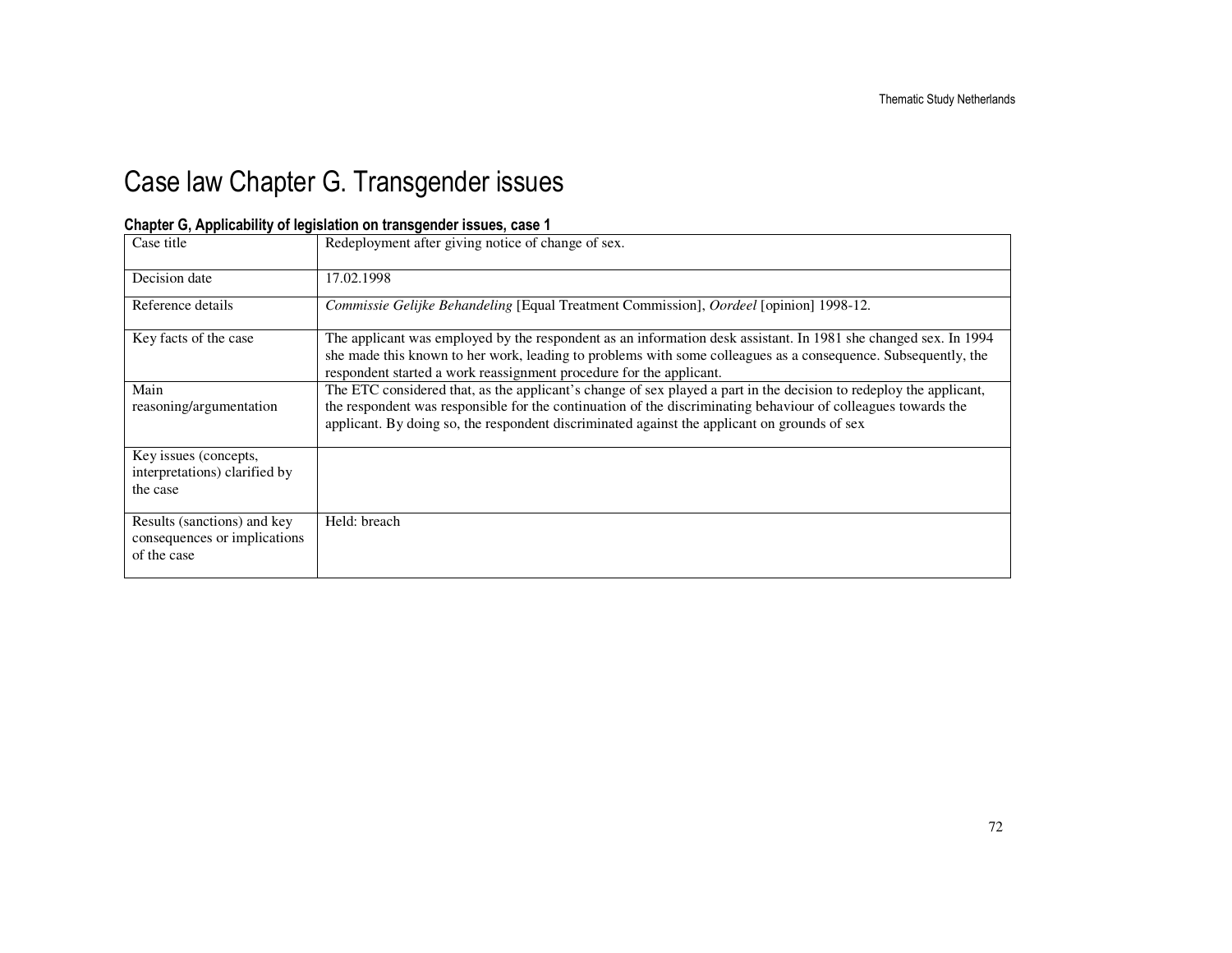# Case law Chapter G. Transgender issues

**Chapter G, Applicability of legislation on transgender issues, case 1**

| Case title | Redeployment after giving notice of change of sex. |
|---|---|
| Decision date | 17.02.1998 |
| Reference details | *Commissie Gelijke Behandeling* [Equal Treatment Commission], *Oordeel* [opinion] 1998-12. |
| Key facts of the case | The applicant was employed by the respondent as an information desk assistant. In 1981 she changed sex. In 1994 she made this known to her work, leading to problems with some colleagues as a consequence. Subsequently, the respondent started a work reassignment procedure for the applicant. |
| Main reasoning/argumentation | The ETC considered that, as the applicant's change of sex played a part in the decision to redeploy the applicant, the respondent was responsible for the continuation of the discriminating behaviour of colleagues towards the applicant. By doing so, the respondent discriminated against the applicant on grounds of sex |
| Key issues (concepts, interpretations) clarified by the case | |
| Results (sanctions) and key consequences or implications of the case | Held: breach |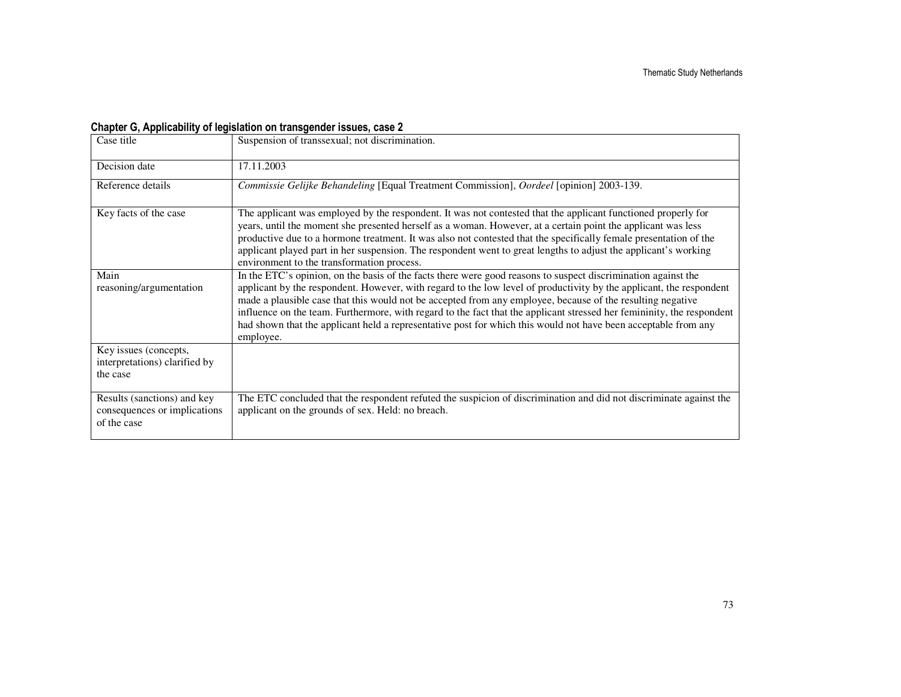**Chapter G, Applicability of legislation on transgender issues, case 2**

| Case title | Suspension of transsexual; not discrimination. |
|---|---|
| Decision date | 17.11.2003 |
| Reference details | *Commissie Gelijke Behandeling* [Equal Treatment Commission], *Oordeel* [opinion] 2003-139. |
| Key facts of the case | The applicant was employed by the respondent. It was not contested that the applicant functioned properly for years, until the moment she presented herself as a woman. However, at a certain point the applicant was less productive due to a hormone treatment. It was also not contested that the specifically female presentation of the applicant played part in her suspension. The respondent went to great lengths to adjust the applicant's working environment to the transformation process. |
| Main reasoning/argumentation | In the ETC's opinion, on the basis of the facts there were good reasons to suspect discrimination against the applicant by the respondent. However, with regard to the low level of productivity by the applicant, the respondent made a plausible case that this would not be accepted from any employee, because of the resulting negative influence on the team. Furthermore, with regard to the fact that the applicant stressed her femininity, the respondent had shown that the applicant held a representative post for which this would not have been acceptable from any employee. |
| Key issues (concepts, interpretations) clarified by the case | |
| Results (sanctions) and key consequences or implications of the case | The ETC concluded that the respondent refuted the suspicion of discrimination and did not discriminate against the applicant on the grounds of sex. Held: no breach. |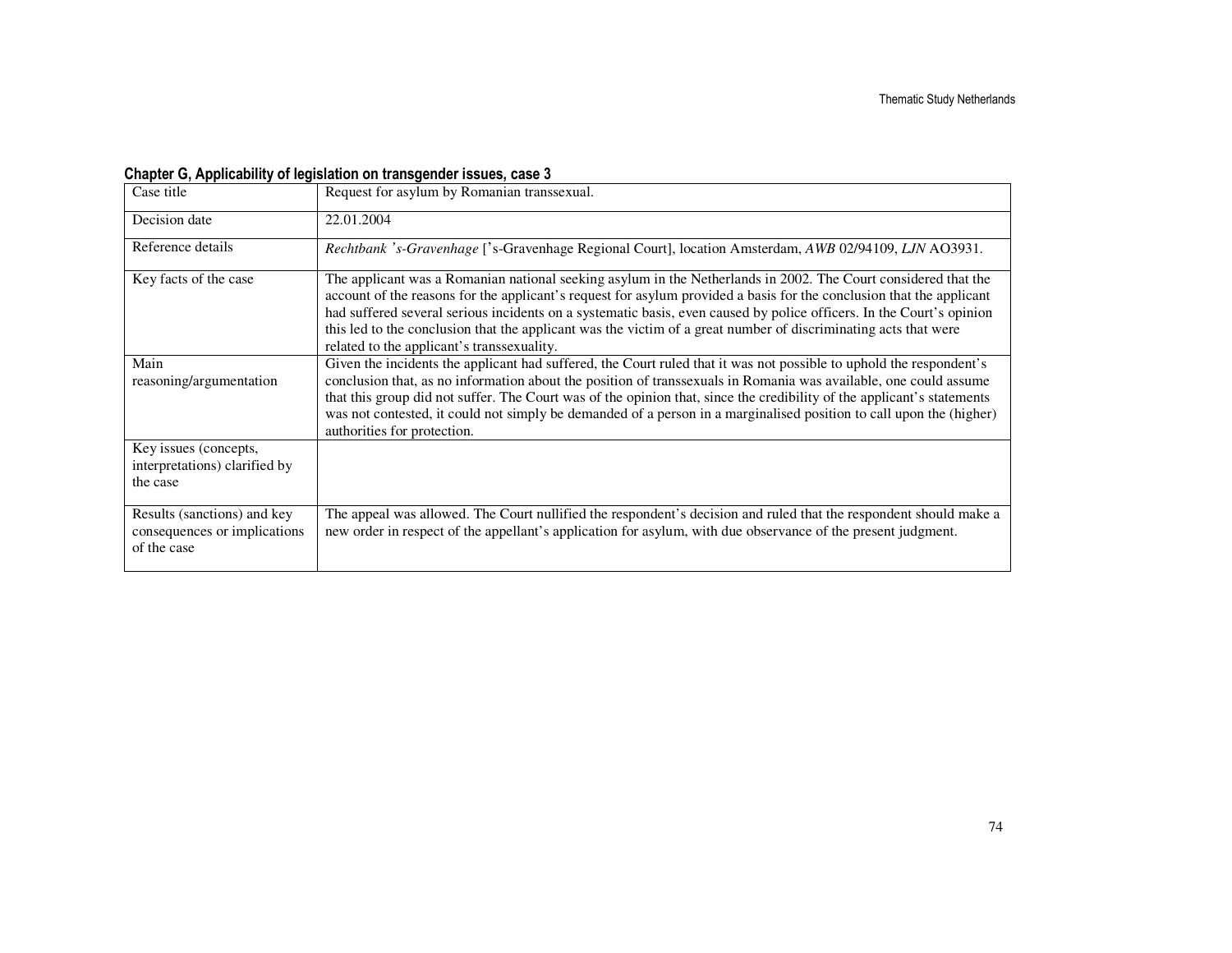**Chapter G, Applicability of legislation on transgender issues, case 3**

| Case title | Request for asylum by Romanian transsexual. |
|---|---|
| Decision date | 22.01.2004 |
| Reference details | *Rechtbank 's-Gravenhage* ['s-Gravenhage Regional Court], location Amsterdam, *AWB* 02/94109, *LJN* AO3931. |
| Key facts of the case | The applicant was a Romanian national seeking asylum in the Netherlands in 2002. The Court considered that the account of the reasons for the applicant's request for asylum provided a basis for the conclusion that the applicant had suffered several serious incidents on a systematic basis, even caused by police officers. In the Court's opinion this led to the conclusion that the applicant was the victim of a great number of discriminating acts that were related to the applicant's transsexuality. |
| Main reasoning/argumentation | Given the incidents the applicant had suffered, the Court ruled that it was not possible to uphold the respondent's conclusion that, as no information about the position of transsexuals in Romania was available, one could assume that this group did not suffer. The Court was of the opinion that, since the credibility of the applicant's statements was not contested, it could not simply be demanded of a person in a marginalised position to call upon the (higher) authorities for protection. |
| Key issues (concepts, interpretations) clarified by the case | |
| Results (sanctions) and key consequences or implications of the case | The appeal was allowed. The Court nullified the respondent's decision and ruled that the respondent should make a new order in respect of the appellant's application for asylum, with due observance of the present judgment. |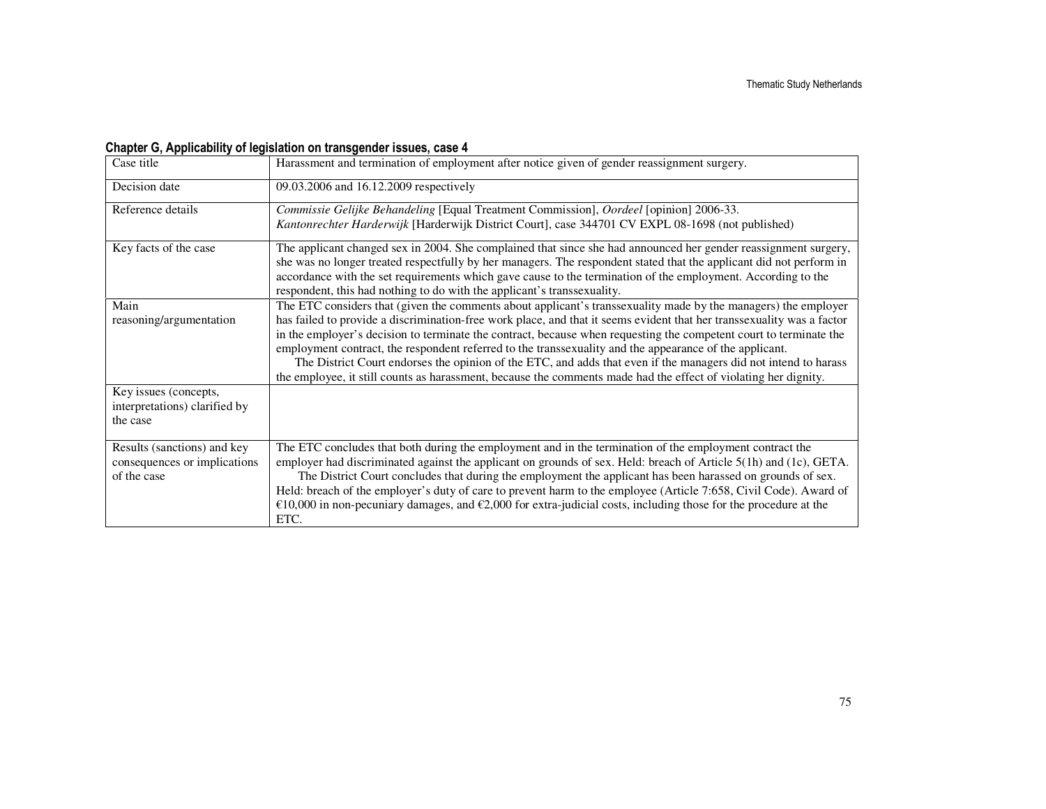**Chapter G, Applicability of legislation on transgender issues, case 4**

| Case title | Harassment and termination of employment after notice given of gender reassignment surgery. |
|---|---|
| Decision date | 09.03.2006 and 16.12.2009 respectively |
| Reference details | *Commissie Gelijke Behandeling* [Equal Treatment Commission], *Oordeel* [opinion] 2006-33.<br>*Kantonrechter Harderwijk* [Harderwijk District Court], case 344701 CV EXPL 08-1698 (not published) |
| Key facts of the case | The applicant changed sex in 2004. She complained that since she had announced her gender reassignment surgery, she was no longer treated respectfully by her managers. The respondent stated that the applicant did not perform in accordance with the set requirements which gave cause to the termination of the employment. According to the respondent, this had nothing to do with the applicant's transsexuality. |
| Main reasoning/argumentation | The ETC considers that (given the comments about applicant's transsexuality made by the managers) the employer has failed to provide a discrimination-free work place, and that it seems evident that her transsexuality was a factor in the employer's decision to terminate the contract, because when requesting the competent court to terminate the employment contract, the respondent referred to the transsexuality and the appearance of the applicant.<br>The District Court endorses the opinion of the ETC, and adds that even if the managers did not intend to harass the employee, it still counts as harassment, because the comments made had the effect of violating her dignity. |
| Key issues (concepts, interpretations) clarified by the case | |
| Results (sanctions) and key consequences or implications of the case | The ETC concludes that both during the employment and in the termination of the employment contract the employer had discriminated against the applicant on grounds of sex. Held: breach of Article 5(1h) and (1c), GETA.<br>The District Court concludes that during the employment the applicant has been harassed on grounds of sex. Held: breach of the employer's duty of care to prevent harm to the employee (Article 7:658, Civil Code). Award of €10,000 in non-pecuniary damages, and €2,000 for extra-judicial costs, including those for the procedure at the ETC. |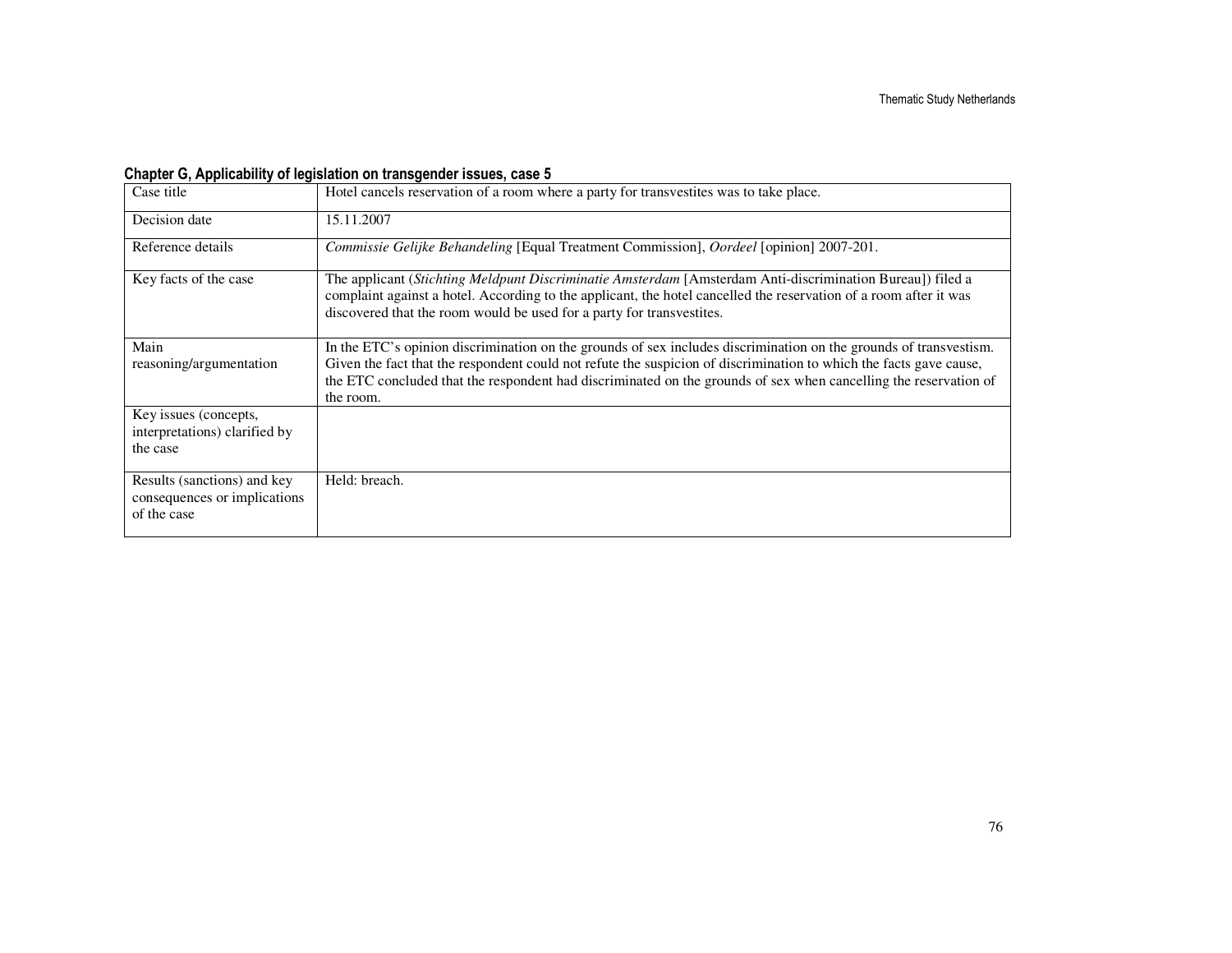**Chapter G, Applicability of legislation on transgender issues, case 5**

| Case title | Hotel cancels reservation of a room where a party for transvestites was to take place. |
|---|---|
| Decision date | 15.11.2007 |
| Reference details | *Commissie Gelijke Behandeling* [Equal Treatment Commission], *Oordeel* [opinion] 2007-201. |
| Key facts of the case | The applicant (*Stichting Meldpunt Discriminatie Amsterdam* [Amsterdam Anti-discrimination Bureau]) filed a complaint against a hotel. According to the applicant, the hotel cancelled the reservation of a room after it was discovered that the room would be used for a party for transvestites. |
| Main reasoning/argumentation | In the ETC's opinion discrimination on the grounds of sex includes discrimination on the grounds of transvestism. Given the fact that the respondent could not refute the suspicion of discrimination to which the facts gave cause, the ETC concluded that the respondent had discriminated on the grounds of sex when cancelling the reservation of the room. |
| Key issues (concepts, interpretations) clarified by the case | |
| Results (sanctions) and key consequences or implications of the case | Held: breach. |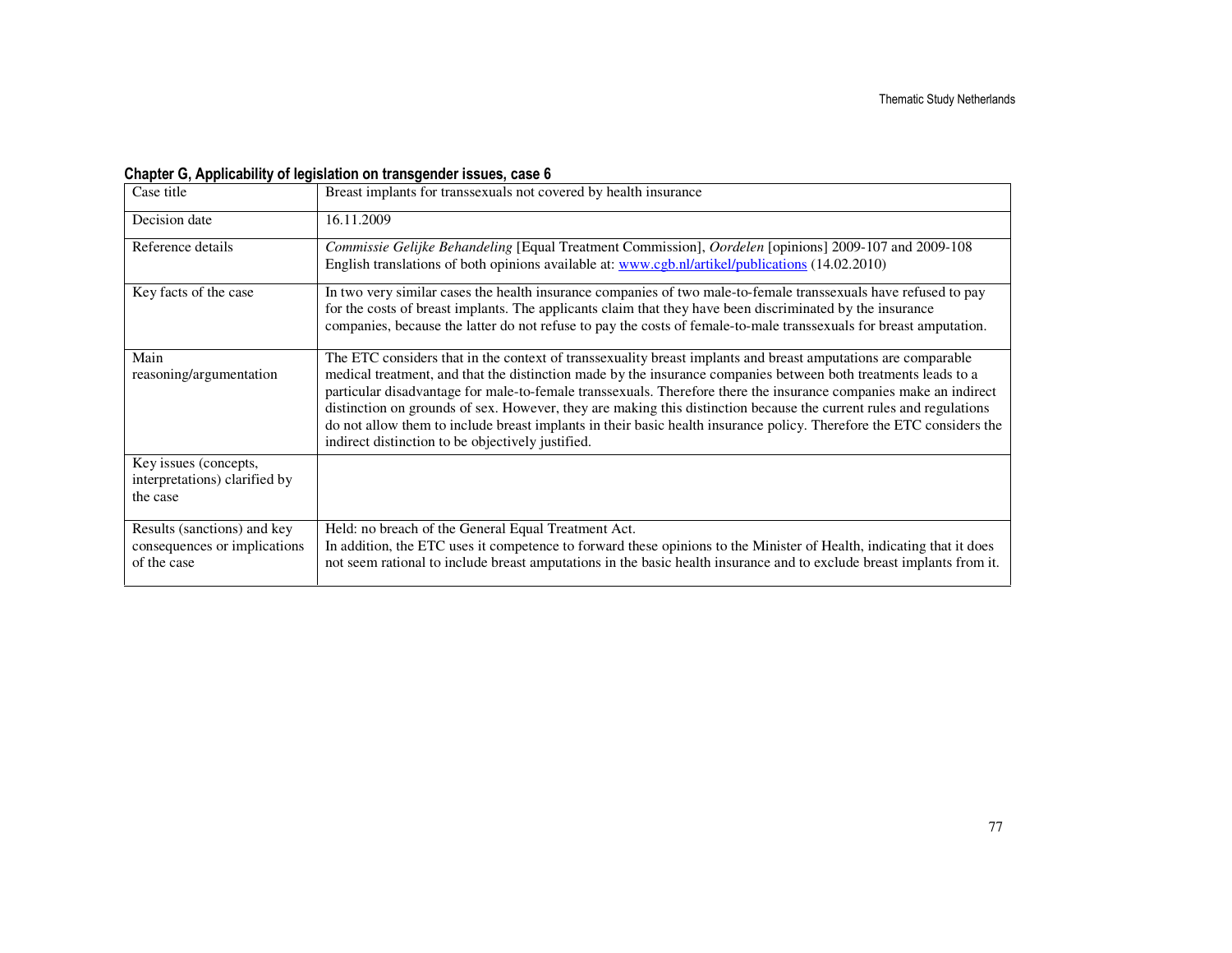**Chapter G, Applicability of legislation on transgender issues, case 6**

| Case title | Breast implants for transsexuals not covered by health insurance |
|---|---|
| Decision date | 16.11.2009 |
| Reference details | *Commissie Gelijke Behandeling* [Equal Treatment Commission], *Oordelen* [opinions] 2009-107 and 2009-108 English translations of both opinions available at: www.cgb.nl/artikel/publications (14.02.2010) |
| Key facts of the case | In two very similar cases the health insurance companies of two male-to-female transsexuals have refused to pay for the costs of breast implants. The applicants claim that they have been discriminated by the insurance companies, because the latter do not refuse to pay the costs of female-to-male transsexuals for breast amputation. |
| Main reasoning/argumentation | The ETC considers that in the context of transsexuality breast implants and breast amputations are comparable medical treatment, and that the distinction made by the insurance companies between both treatments leads to a particular disadvantage for male-to-female transsexuals. Therefore there the insurance companies make an indirect distinction on grounds of sex. However, they are making this distinction because the current rules and regulations do not allow them to include breast implants in their basic health insurance policy. Therefore the ETC considers the indirect distinction to be objectively justified. |
| Key issues (concepts, interpretations) clarified by the case | |
| Results (sanctions) and key consequences or implications of the case | Held: no breach of the General Equal Treatment Act. In addition, the ETC uses it competence to forward these opinions to the Minister of Health, indicating that it does not seem rational to include breast amputations in the basic health insurance and to exclude breast implants from it. |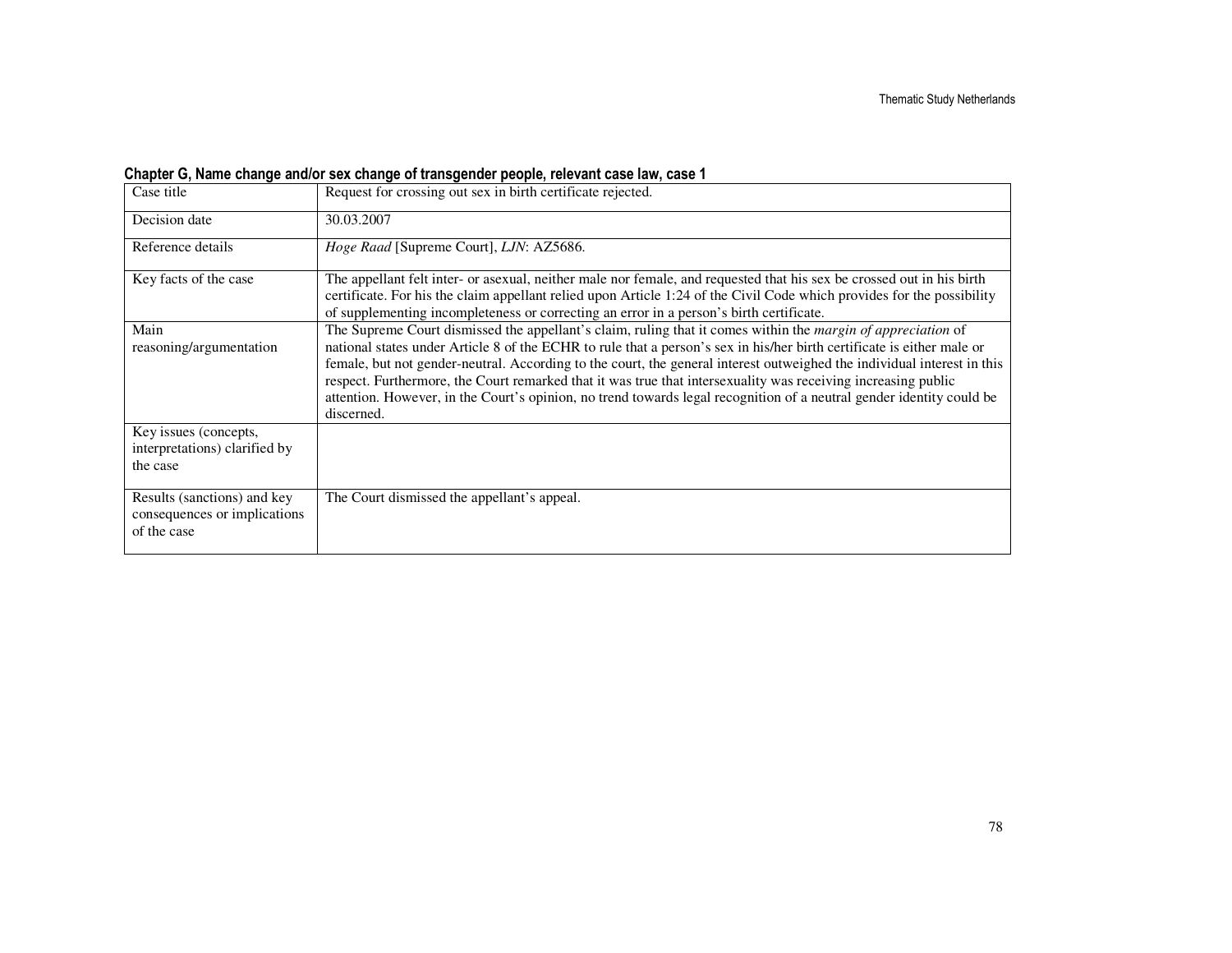**Chapter G, Name change and/or sex change of transgender people, relevant case law, case 1**

| Case title | Request for crossing out sex in birth certificate rejected. |
|---|---|
| Decision date | 30.03.2007 |
| Reference details | *Hoge Raad* [Supreme Court], *LJN*: AZ5686. |
| Key facts of the case | The appellant felt inter- or asexual, neither male nor female, and requested that his sex be crossed out in his birth certificate. For his the claim appellant relied upon Article 1:24 of the Civil Code which provides for the possibility of supplementing incompleteness or correcting an error in a person's birth certificate. |
| Main reasoning/argumentation | The Supreme Court dismissed the appellant's claim, ruling that it comes within the *margin of appreciation* of national states under Article 8 of the ECHR to rule that a person's sex in his/her birth certificate is either male or female, but not gender-neutral. According to the court, the general interest outweighed the individual interest in this respect. Furthermore, the Court remarked that it was true that intersexuality was receiving increasing public attention. However, in the Court's opinion, no trend towards legal recognition of a neutral gender identity could be discerned. |
| Key issues (concepts, interpretations) clarified by the case | |
| Results (sanctions) and key consequences or implications of the case | The Court dismissed the appellant's appeal. |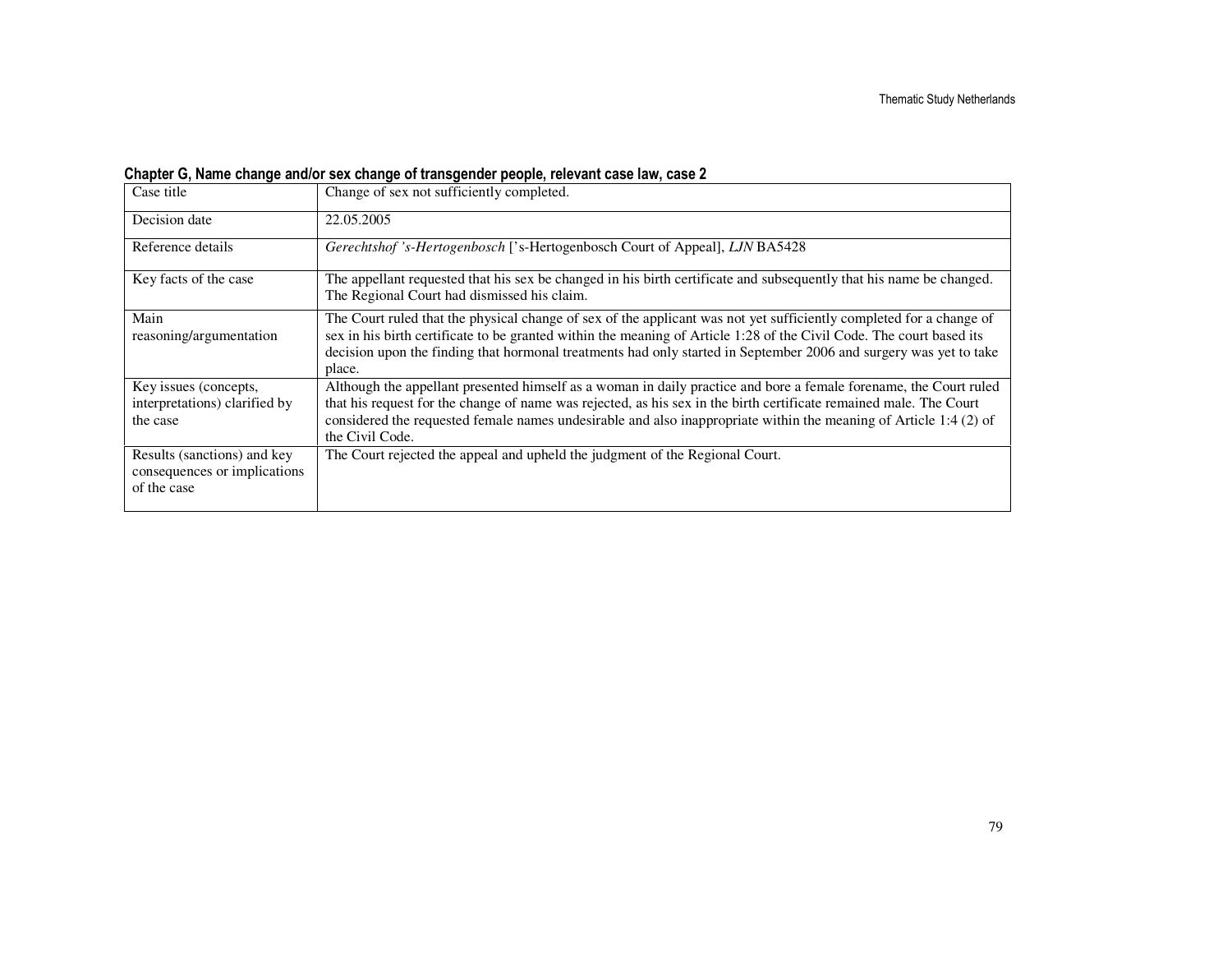**Chapter G, Name change and/or sex change of transgender people, relevant case law, case 2**

| Case title | Change of sex not sufficiently completed. |
|---|---|
| Decision date | 22.05.2005 |
| Reference details | *Gerechtshof 's-Hertogenbosch* ['s-Hertogenbosch Court of Appeal], *LJN* BA5428 |
| Key facts of the case | The appellant requested that his sex be changed in his birth certificate and subsequently that his name be changed. The Regional Court had dismissed his claim. |
| Main reasoning/argumentation | The Court ruled that the physical change of sex of the applicant was not yet sufficiently completed for a change of sex in his birth certificate to be granted within the meaning of Article 1:28 of the Civil Code. The court based its decision upon the finding that hormonal treatments had only started in September 2006 and surgery was yet to take place. |
| Key issues (concepts, interpretations) clarified by the case | Although the appellant presented himself as a woman in daily practice and bore a female forename, the Court ruled that his request for the change of name was rejected, as his sex in the birth certificate remained male. The Court considered the requested female names undesirable and also inappropriate within the meaning of Article 1:4 (2) of the Civil Code. |
| Results (sanctions) and key consequences or implications of the case | The Court rejected the appeal and upheld the judgment of the Regional Court. |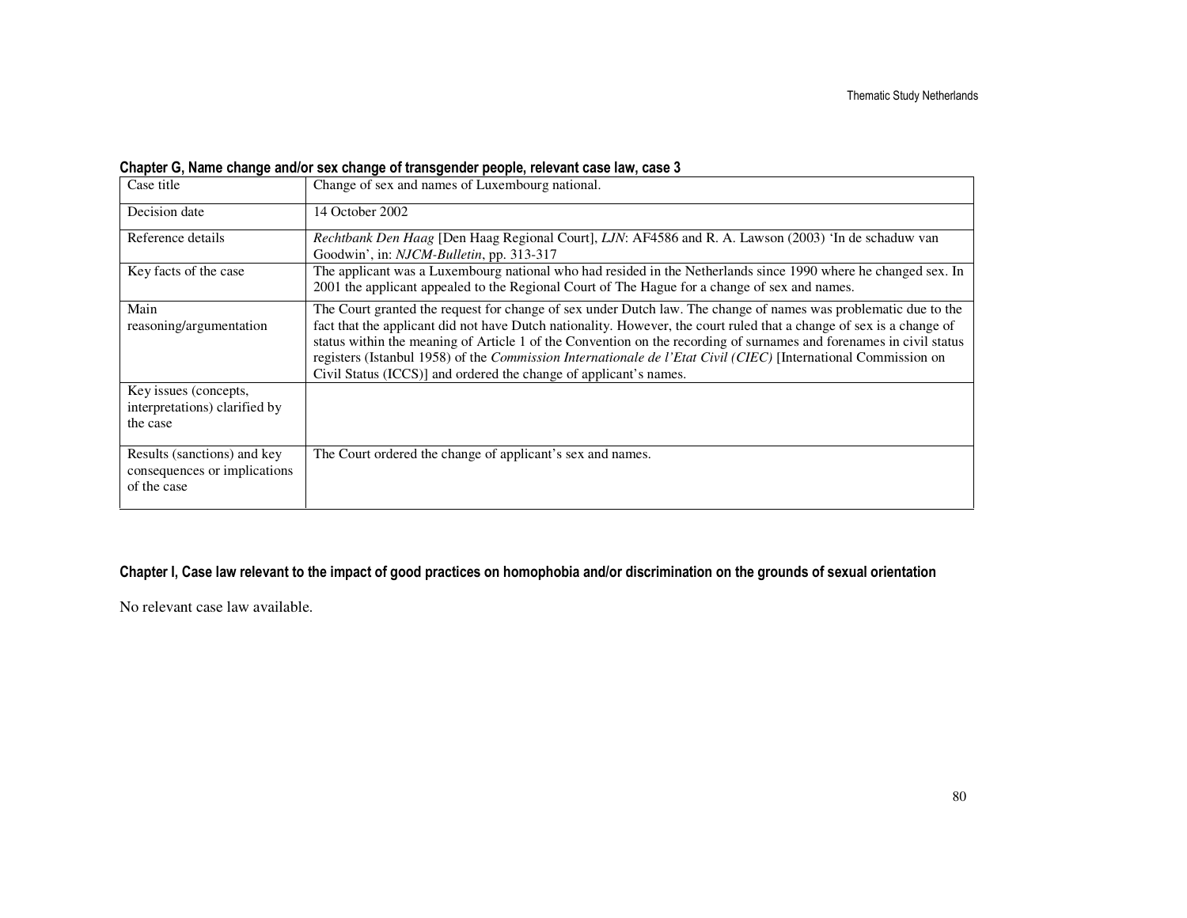### Chapter G, Name change and/or sex change of transgender people, relevant case law, case 3

| Case title | Change of sex and names of Luxembourg national. |
|---|---|
| Decision date | 14 October 2002 |
| Reference details | *Rechtbank Den Haag* [Den Haag Regional Court], *LJN*: AF4586 and R. A. Lawson (2003) 'In de schaduw van Goodwin', in: *NJCM-Bulletin*, pp. 313-317 |
| Key facts of the case | The applicant was a Luxembourg national who had resided in the Netherlands since 1990 where he changed sex. In 2001 the applicant appealed to the Regional Court of The Hague for a change of sex and names. |
| Main reasoning/argumentation | The Court granted the request for change of sex under Dutch law. The change of names was problematic due to the fact that the applicant did not have Dutch nationality. However, the court ruled that a change of sex is a change of status within the meaning of Article 1 of the Convention on the recording of surnames and forenames in civil status registers (Istanbul 1958) of the *Commission Internationale de l'Etat Civil (CIEC)* [International Commission on Civil Status (ICCS)] and ordered the change of applicant's names. |
| Key issues (concepts, interpretations) clarified by the case | |
| Results (sanctions) and key consequences or implications of the case | The Court ordered the change of applicant's sex and names. |

### Chapter I, Case law relevant to the impact of good practices on homophobia and/or discrimination on the grounds of sexual orientation

No relevant case law available.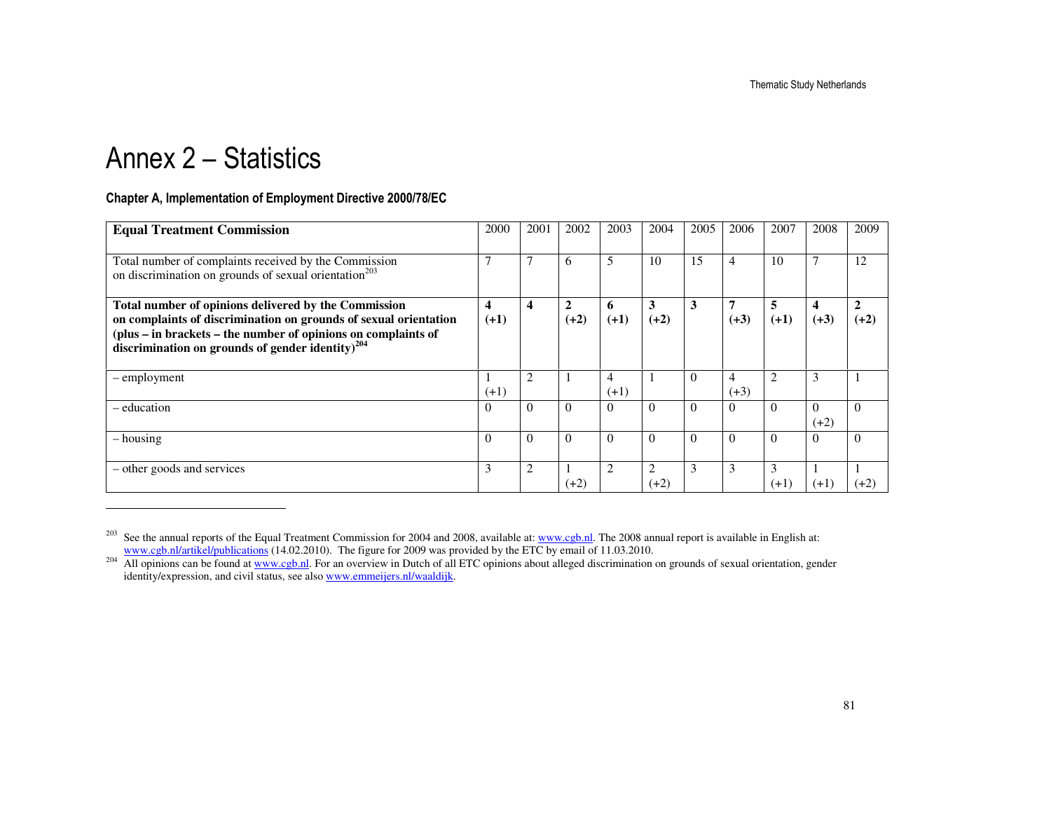# Annex 2 – Statistics

### Chapter A, Implementation of Employment Directive 2000/78/EC

| **Equal Treatment Commission** | 2000 | 2001 | 2002 | 2003 | 2004 | 2005 | 2006 | 2007 | 2008 | 2009 |
|---|---|---|---|---|---|---|---|---|---|---|
| Total number of complaints received by the Commission on discrimination on grounds of sexual orientation[203] | 7 | 7 | 6 | 5 | 10 | 15 | 4 | 10 | 7 | 12 |
| **Total number of opinions delivered by the Commission on complaints of discrimination on grounds of sexual orientation (plus – in brackets – the number of opinions on complaints of discrimination on grounds of gender identity)[204]** | **4 (+1)** | **4** | **2 (+2)** | **6 (+1)** | **3 (+2)** | **3** | **7 (+3)** | **5 (+1)** | **4 (+3)** | **2 (+2)** |
| – employment | 1 (+1) | 2 | 1 | 4 (+1) | 1 | 0 | 4 (+3) | 2 | 3 | 1 |
| – education | 0 | 0 | 0 | 0 | 0 | 0 | 0 | 0 | 0 (+2) | 0 |
| – housing | 0 | 0 | 0 | 0 | 0 | 0 | 0 | 0 | 0 | 0 |
| – other goods and services | 3 | 2 | 1 (+2) | 2 | 2 (+2) | 3 | 3 | 3 (+1) | 1 (+1) | 1 (+2) |

[203] See the annual reports of the Equal Treatment Commission for 2004 and 2008, available at: www.cgb.nl. The 2008 annual report is available in English at: www.cgb.nl/artikel/publications (14.02.2010). The figure for 2009 was provided by the ETC by email of 11.03.2010.

[204] All opinions can be found at www.cgb.nl. For an overview in Dutch of all ETC opinions about alleged discrimination on grounds of sexual orientation, gender identity/expression, and civil status, see also www.emmeijers.nl/waaldijk.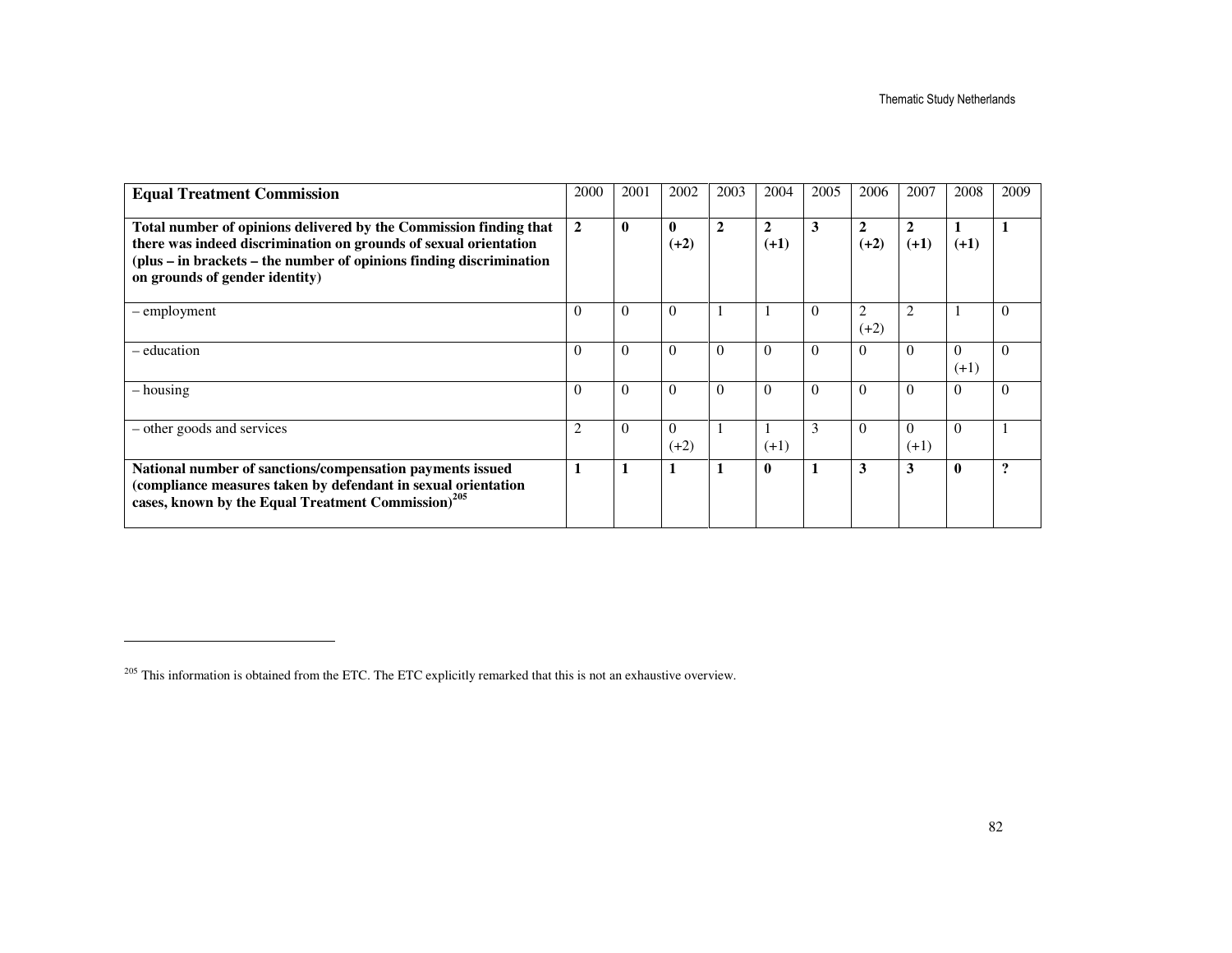| **Equal Treatment Commission** | 2000 | 2001 | 2002 | 2003 | 2004 | 2005 | 2006 | 2007 | 2008 | 2009 |
|---|---|---|---|---|---|---|---|---|---|---|
| **Total number of opinions delivered by the Commission finding that there was indeed discrimination on grounds of sexual orientation (plus – in brackets – the number of opinions finding discrimination on grounds of gender identity)** | **2** | **0** | **0 (+2)** | **2** | **2 (+1)** | **3** | **2 (+2)** | **2 (+1)** | **1 (+1)** | **1** |
| – employment | 0 | 0 | 0 | 1 | 1 | 0 | 2 (+2) | 2 | 1 | 0 |
| – education | 0 | 0 | 0 | 0 | 0 | 0 | 0 | 0 | 0 (+1) | 0 |
| – housing | 0 | 0 | 0 | 0 | 0 | 0 | 0 | 0 | 0 | 0 |
| – other goods and services | 2 | 0 | 0 (+2) | 1 | 1 (+1) | 3 | 0 | 0 (+1) | 0 | 1 |
| **National number of sanctions/compensation payments issued (compliance measures taken by defendant in sexual orientation cases, known by the Equal Treatment Commission)[205]** | **1** | **1** | **1** | **1** | **0** | **1** | **3** | **3** | **0** | **?** |

[205] This information is obtained from the ETC. The ETC explicitly remarked that this is not an exhaustive overview.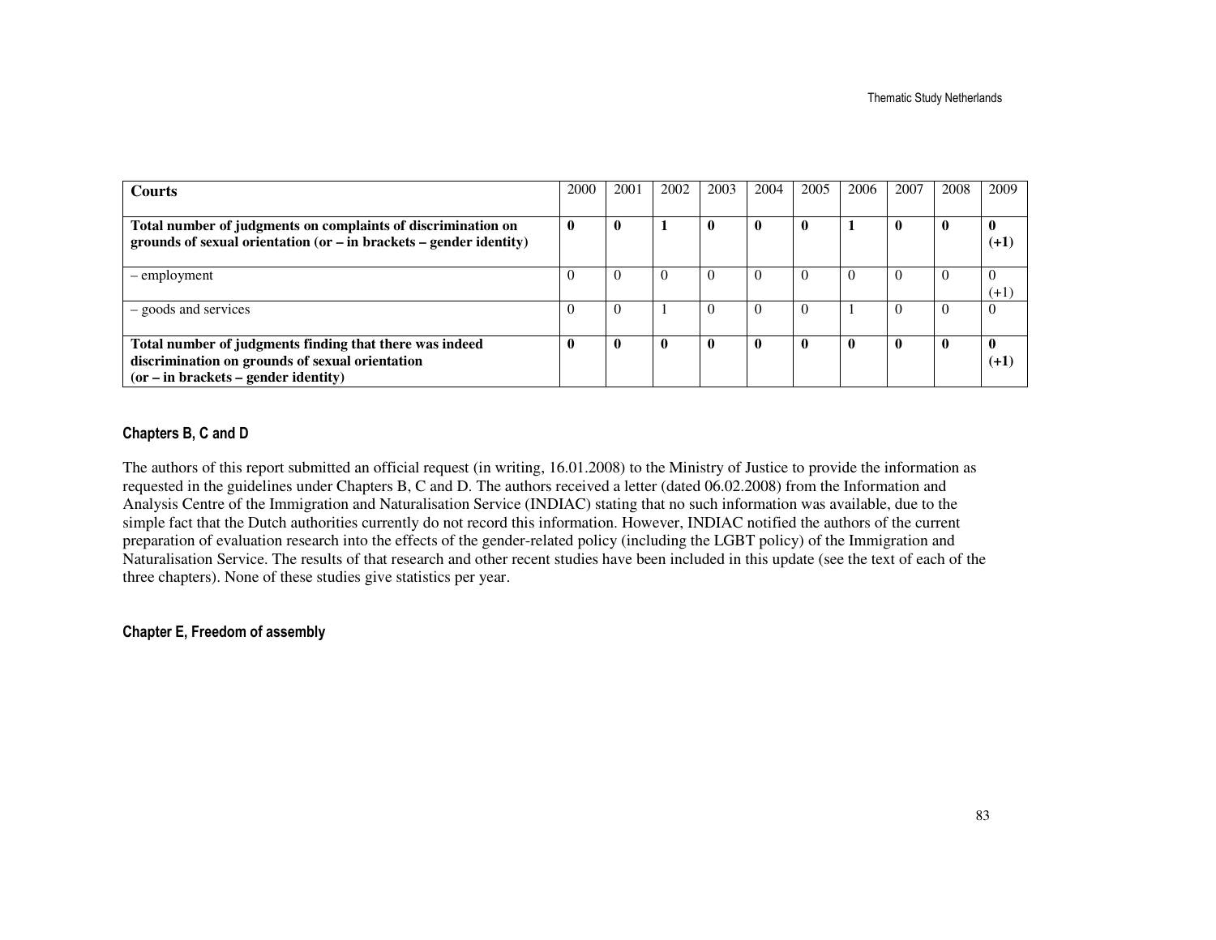| **Courts** | 2000 | 2001 | 2002 | 2003 | 2004 | 2005 | 2006 | 2007 | 2008 | 2009 |
|---|---|---|---|---|---|---|---|---|---|---|
| **Total number of judgments on complaints of discrimination on grounds of sexual orientation (or – in brackets – gender identity)** | **0** | **0** | **1** | **0** | **0** | **0** | **1** | **0** | **0** | **0 (+1)** |
| – employment | 0 | 0 | 0 | 0 | 0 | 0 | 0 | 0 | 0 | 0 (+1) |
| – goods and services | 0 | 0 | 1 | 0 | 0 | 0 | 1 | 0 | 0 | 0 |
| **Total number of judgments finding that there was indeed discrimination on grounds of sexual orientation (or – in brackets – gender identity)** | **0** | **0** | **0** | **0** | **0** | **0** | **0** | **0** | **0** | **0 (+1)** |

### Chapters B, C and D

The authors of this report submitted an official request (in writing, 16.01.2008) to the Ministry of Justice to provide the information as requested in the guidelines under Chapters B, C and D. The authors received a letter (dated 06.02.2008) from the Information and Analysis Centre of the Immigration and Naturalisation Service (INDIAC) stating that no such information was available, due to the simple fact that the Dutch authorities currently do not record this information. However, INDIAC notified the authors of the current preparation of evaluation research into the effects of the gender-related policy (including the LGBT policy) of the Immigration and Naturalisation Service. The results of that research and other recent studies have been included in this update (see the text of each of the three chapters). None of these studies give statistics per year.

### Chapter E, Freedom of assembly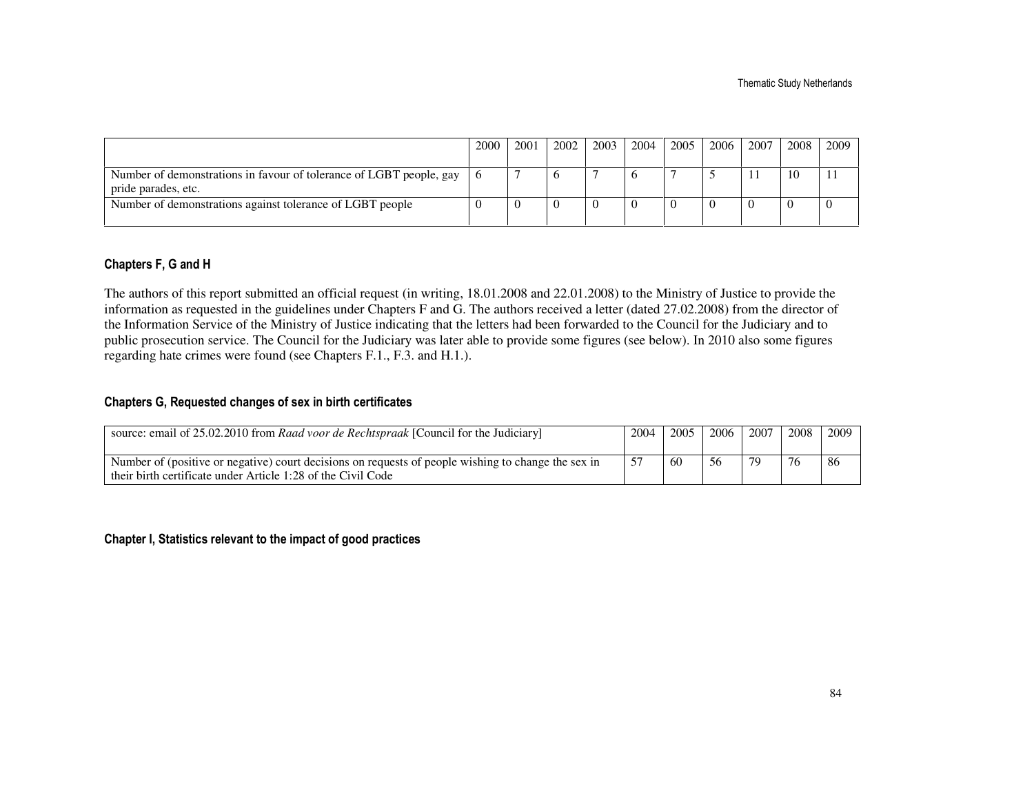| | 2000 | 2001 | 2002 | 2003 | 2004 | 2005 | 2006 | 2007 | 2008 | 2009 |
|---|---|---|---|---|---|---|---|---|---|---|
| Number of demonstrations in favour of tolerance of LGBT people, gay pride parades, etc. | 6 | 7 | 6 | 7 | 6 | 7 | 5 | 11 | 10 | 11 |
| Number of demonstrations against tolerance of LGBT people | 0 | 0 | 0 | 0 | 0 | 0 | 0 | 0 | 0 | 0 |

### Chapters F, G and H

The authors of this report submitted an official request (in writing, 18.01.2008 and 22.01.2008) to the Ministry of Justice to provide the information as requested in the guidelines under Chapters F and G. The authors received a letter (dated 27.02.2008) from the director of the Information Service of the Ministry of Justice indicating that the letters had been forwarded to the Council for the Judiciary and to public prosecution service. The Council for the Judiciary was later able to provide some figures (see below). In 2010 also some figures regarding hate crimes were found (see Chapters F.1., F.3. and H.1.).

### Chapters G, Requested changes of sex in birth certificates

| source: email of 25.02.2010 from *Raad voor de Rechtspraak* [Council for the Judiciary] | 2004 | 2005 | 2006 | 2007 | 2008 | 2009 |
|---|---|---|---|---|---|---|
| Number of (positive or negative) court decisions on requests of people wishing to change the sex in their birth certificate under Article 1:28 of the Civil Code | 57 | 60 | 56 | 79 | 76 | 86 |

### Chapter I, Statistics relevant to the impact of good practices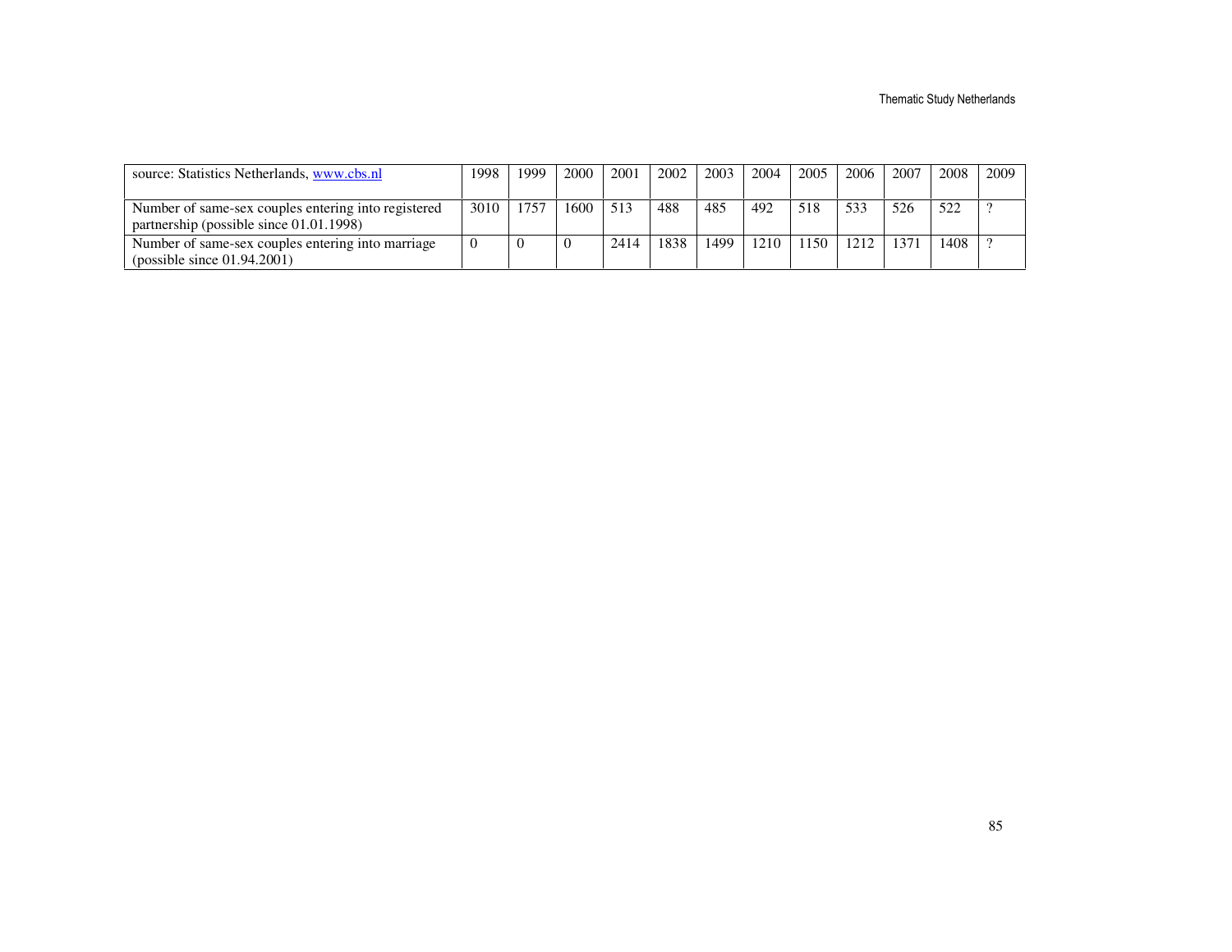| source: Statistics Netherlands, [www.cbs.nl](http://www.cbs.nl) | 1998 | 1999 | 2000 | 2001 | 2002 | 2003 | 2004 | 2005 | 2006 | 2007 | 2008 | 2009 |
|---|---|---|---|---|---|---|---|---|---|---|---|---|
| Number of same-sex couples entering into registered partnership (possible since 01.01.1998) | 3010 | 1757 | 1600 | 513 | 488 | 485 | 492 | 518 | 533 | 526 | 522 | ? |
| Number of same-sex couples entering into marriage (possible since 01.94.2001) | 0 | 0 | 0 | 2414 | 1838 | 1499 | 1210 | 1150 | 1212 | 1371 | 1408 | ? |